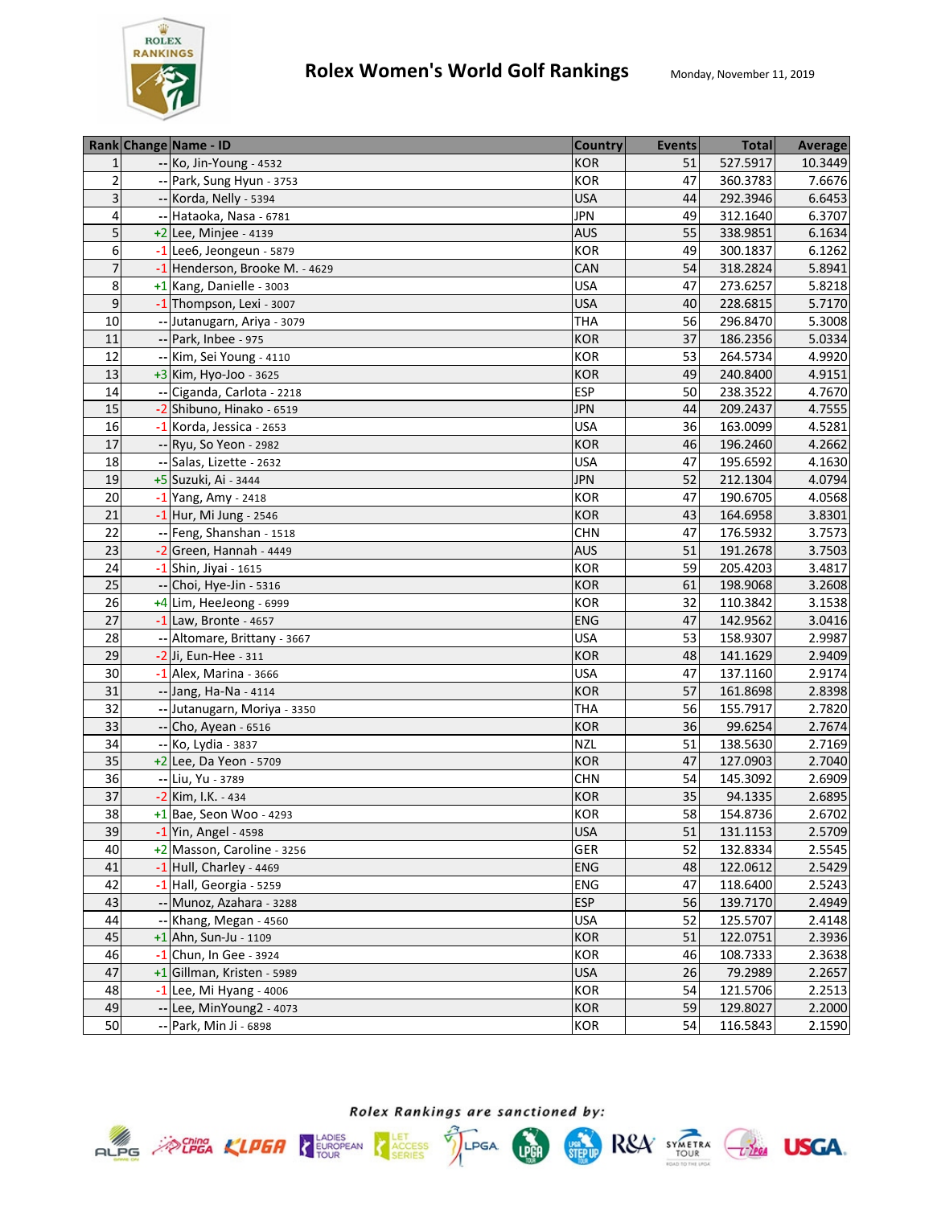# Rolex Women's World Golf Rankings

Monday, November 11, 2019

| Rank | Change | Name - ID | Country | Events | Total | Average |
|---|---|---|---|---|---|---|
| 1 | -- | Ko, Jin-Young - 4532 | KOR | 51 | 527.5917 | 10.3449 |
| 2 | -- | Park, Sung Hyun - 3753 | KOR | 47 | 360.3783 | 7.6676 |
| 3 | -- | Korda, Nelly - 5394 | USA | 44 | 292.3946 | 6.6453 |
| 4 | -- | Hataoka, Nasa - 6781 | JPN | 49 | 312.1640 | 6.3707 |
| 5 | +2 | Lee, Minjee - 4139 | AUS | 55 | 338.9851 | 6.1634 |
| 6 | -1 | Lee6, Jeongeun - 5879 | KOR | 49 | 300.1837 | 6.1262 |
| 7 | -1 | Henderson, Brooke M. - 4629 | CAN | 54 | 318.2824 | 5.8941 |
| 8 | +1 | Kang, Danielle - 3003 | USA | 47 | 273.6257 | 5.8218 |
| 9 | -1 | Thompson, Lexi - 3007 | USA | 40 | 228.6815 | 5.7170 |
| 10 | -- | Jutanugarn, Ariya - 3079 | THA | 56 | 296.8470 | 5.3008 |
| 11 | -- | Park, Inbee - 975 | KOR | 37 | 186.2356 | 5.0334 |
| 12 | -- | Kim, Sei Young - 4110 | KOR | 53 | 264.5734 | 4.9920 |
| 13 | +3 | Kim, Hyo-Joo - 3625 | KOR | 49 | 240.8400 | 4.9151 |
| 14 | -- | Ciganda, Carlota - 2218 | ESP | 50 | 238.3522 | 4.7670 |
| 15 | -2 | Shibuno, Hinako - 6519 | JPN | 44 | 209.2437 | 4.7555 |
| 16 | -1 | Korda, Jessica - 2653 | USA | 36 | 163.0099 | 4.5281 |
| 17 | -- | Ryu, So Yeon - 2982 | KOR | 46 | 196.2460 | 4.2662 |
| 18 | -- | Salas, Lizette - 2632 | USA | 47 | 195.6592 | 4.1630 |
| 19 | +5 | Suzuki, Ai - 3444 | JPN | 52 | 212.1304 | 4.0794 |
| 20 | -1 | Yang, Amy - 2418 | KOR | 47 | 190.6705 | 4.0568 |
| 21 | -1 | Hur, Mi Jung - 2546 | KOR | 43 | 164.6958 | 3.8301 |
| 22 | -- | Feng, Shanshan - 1518 | CHN | 47 | 176.5932 | 3.7573 |
| 23 | -2 | Green, Hannah - 4449 | AUS | 51 | 191.2678 | 3.7503 |
| 24 | -1 | Shin, Jiyai - 1615 | KOR | 59 | 205.4203 | 3.4817 |
| 25 | -- | Choi, Hye-Jin - 5316 | KOR | 61 | 198.9068 | 3.2608 |
| 26 | +4 | Lim, HeeJeong - 6999 | KOR | 32 | 110.3842 | 3.1538 |
| 27 | -1 | Law, Bronte - 4657 | ENG | 47 | 142.9562 | 3.0416 |
| 28 | -- | Altomare, Brittany - 3667 | USA | 53 | 158.9307 | 2.9987 |
| 29 | -2 | Ji, Eun-Hee - 311 | KOR | 48 | 141.1629 | 2.9409 |
| 30 | -1 | Alex, Marina - 3666 | USA | 47 | 137.1160 | 2.9174 |
| 31 | -- | Jang, Ha-Na - 4114 | KOR | 57 | 161.8698 | 2.8398 |
| 32 | -- | Jutanugarn, Moriya - 3350 | THA | 56 | 155.7917 | 2.7820 |
| 33 | -- | Cho, Ayean - 6516 | KOR | 36 | 99.6254 | 2.7674 |
| 34 | -- | Ko, Lydia - 3837 | NZL | 51 | 138.5630 | 2.7169 |
| 35 | +2 | Lee, Da Yeon - 5709 | KOR | 47 | 127.0903 | 2.7040 |
| 36 | -- | Liu, Yu - 3789 | CHN | 54 | 145.3092 | 2.6909 |
| 37 | -2 | Kim, I.K. - 434 | KOR | 35 | 94.1335 | 2.6895 |
| 38 | +1 | Bae, Seon Woo - 4293 | KOR | 58 | 154.8736 | 2.6702 |
| 39 | -1 | Yin, Angel - 4598 | USA | 51 | 131.1153 | 2.5709 |
| 40 | +2 | Masson, Caroline - 3256 | GER | 52 | 132.8334 | 2.5545 |
| 41 | -1 | Hull, Charley - 4469 | ENG | 48 | 122.0612 | 2.5429 |
| 42 | -1 | Hall, Georgia - 5259 | ENG | 47 | 118.6400 | 2.5243 |
| 43 | -- | Munoz, Azahara - 3288 | ESP | 56 | 139.7170 | 2.4949 |
| 44 | -- | Khang, Megan - 4560 | USA | 52 | 125.5707 | 2.4148 |
| 45 | +1 | Ahn, Sun-Ju - 1109 | KOR | 51 | 122.0751 | 2.3936 |
| 46 | -1 | Chun, In Gee - 3924 | KOR | 46 | 108.7333 | 2.3638 |
| 47 | +1 | Gillman, Kristen - 5989 | USA | 26 | 79.2989 | 2.2657 |
| 48 | -1 | Lee, Mi Hyang - 4006 | KOR | 54 | 121.5706 | 2.2513 |
| 49 | -- | Lee, MinYoung2 - 4073 | KOR | 59 | 129.8027 | 2.2000 |
| 50 | -- | Park, Min Ji - 6898 | KOR | 54 | 116.5843 | 2.1590 |

*Rolex Rankings are sanctioned by:*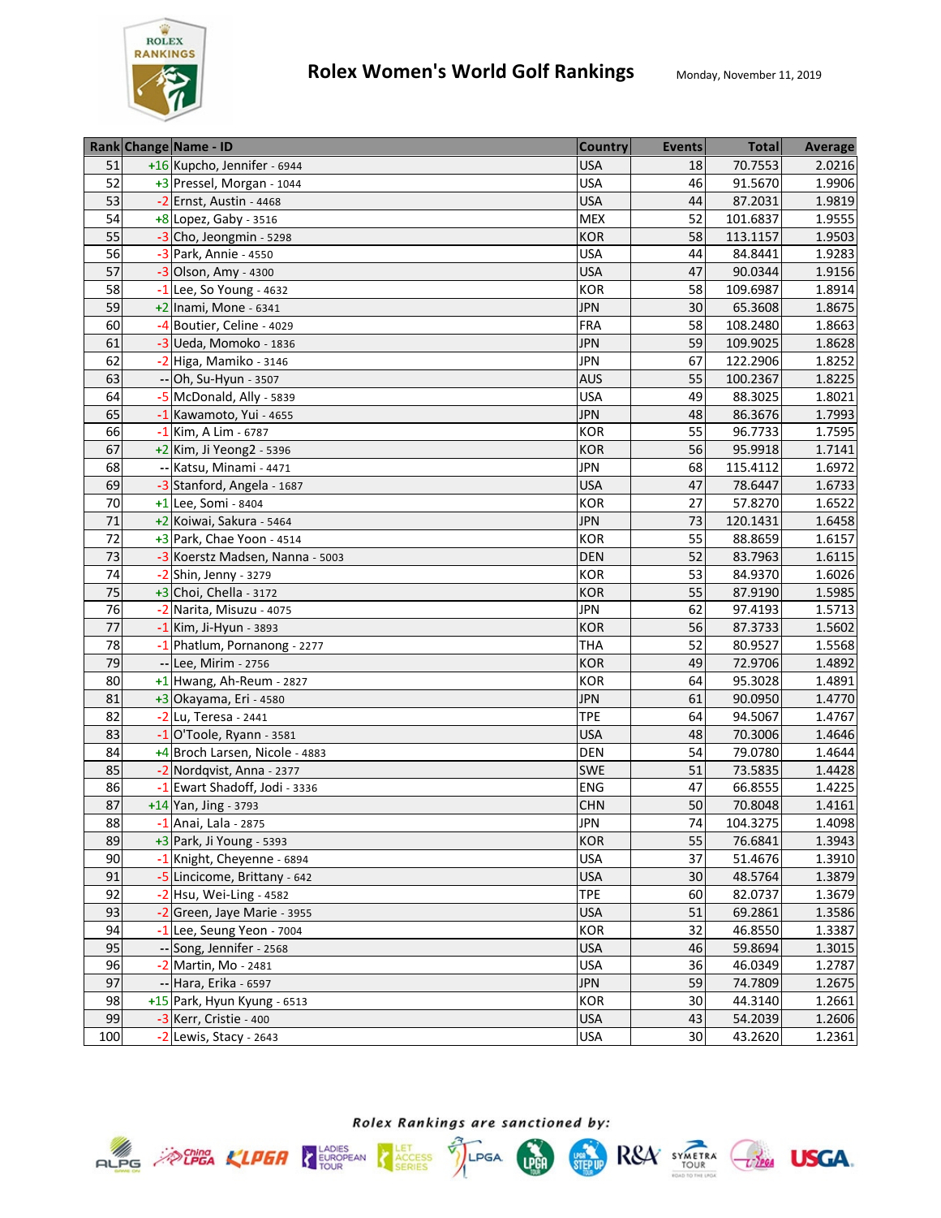# Rolex Women's World Golf Rankings

Monday, November 11, 2019

| Rank | Change | Name - ID | Country | Events | Total | Average |
|---|---|---|---|---|---|---|
| 51 | +16 | Kupcho, Jennifer - 6944 | USA | 18 | 70.7553 | 2.0216 |
| 52 | +3 | Pressel, Morgan - 1044 | USA | 46 | 91.5670 | 1.9906 |
| 53 | -2 | Ernst, Austin - 4468 | USA | 44 | 87.2031 | 1.9819 |
| 54 | +8 | Lopez, Gaby - 3516 | MEX | 52 | 101.6837 | 1.9555 |
| 55 | -3 | Cho, Jeongmin - 5298 | KOR | 58 | 113.1157 | 1.9503 |
| 56 | -3 | Park, Annie - 4550 | USA | 44 | 84.8441 | 1.9283 |
| 57 | -3 | Olson, Amy - 4300 | USA | 47 | 90.0344 | 1.9156 |
| 58 | -1 | Lee, So Young - 4632 | KOR | 58 | 109.6987 | 1.8914 |
| 59 | +2 | Inami, Mone - 6341 | JPN | 30 | 65.3608 | 1.8675 |
| 60 | -4 | Boutier, Celine - 4029 | FRA | 58 | 108.2480 | 1.8663 |
| 61 | -3 | Ueda, Momoko - 1836 | JPN | 59 | 109.9025 | 1.8628 |
| 62 | -2 | Higa, Mamiko - 3146 | JPN | 67 | 122.2906 | 1.8252 |
| 63 | -- | Oh, Su-Hyun - 3507 | AUS | 55 | 100.2367 | 1.8225 |
| 64 | -5 | McDonald, Ally - 5839 | USA | 49 | 88.3025 | 1.8021 |
| 65 | -1 | Kawamoto, Yui - 4655 | JPN | 48 | 86.3676 | 1.7993 |
| 66 | -1 | Kim, A Lim - 6787 | KOR | 55 | 96.7733 | 1.7595 |
| 67 | +2 | Kim, Ji Yeong2 - 5396 | KOR | 56 | 95.9918 | 1.7141 |
| 68 | -- | Katsu, Minami - 4471 | JPN | 68 | 115.4112 | 1.6972 |
| 69 | -3 | Stanford, Angela - 1687 | USA | 47 | 78.6447 | 1.6733 |
| 70 | +1 | Lee, Somi - 8404 | KOR | 27 | 57.8270 | 1.6522 |
| 71 | +2 | Koiwai, Sakura - 5464 | JPN | 73 | 120.1431 | 1.6458 |
| 72 | +3 | Park, Chae Yoon - 4514 | KOR | 55 | 88.8659 | 1.6157 |
| 73 | -3 | Koerstz Madsen, Nanna - 5003 | DEN | 52 | 83.7963 | 1.6115 |
| 74 | -2 | Shin, Jenny - 3279 | KOR | 53 | 84.9370 | 1.6026 |
| 75 | +3 | Choi, Chella - 3172 | KOR | 55 | 87.9190 | 1.5985 |
| 76 | -2 | Narita, Misuzu - 4075 | JPN | 62 | 97.4193 | 1.5713 |
| 77 | -1 | Kim, Ji-Hyun - 3893 | KOR | 56 | 87.3733 | 1.5602 |
| 78 | -1 | Phatlum, Pornanong - 2277 | THA | 52 | 80.9527 | 1.5568 |
| 79 | -- | Lee, Mirim - 2756 | KOR | 49 | 72.9706 | 1.4892 |
| 80 | +1 | Hwang, Ah-Reum - 2827 | KOR | 64 | 95.3028 | 1.4891 |
| 81 | +3 | Okayama, Eri - 4580 | JPN | 61 | 90.0950 | 1.4770 |
| 82 | -2 | Lu, Teresa - 2441 | TPE | 64 | 94.5067 | 1.4767 |
| 83 | -1 | O'Toole, Ryann - 3581 | USA | 48 | 70.3006 | 1.4646 |
| 84 | +4 | Broch Larsen, Nicole - 4883 | DEN | 54 | 79.0780 | 1.4644 |
| 85 | -2 | Nordqvist, Anna - 2377 | SWE | 51 | 73.5835 | 1.4428 |
| 86 | -1 | Ewart Shadoff, Jodi - 3336 | ENG | 47 | 66.8555 | 1.4225 |
| 87 | +14 | Yan, Jing - 3793 | CHN | 50 | 70.8048 | 1.4161 |
| 88 | -1 | Anai, Lala - 2875 | JPN | 74 | 104.3275 | 1.4098 |
| 89 | +3 | Park, Ji Young - 5393 | KOR | 55 | 76.6841 | 1.3943 |
| 90 | -1 | Knight, Cheyenne - 6894 | USA | 37 | 51.4676 | 1.3910 |
| 91 | -5 | Lincicome, Brittany - 642 | USA | 30 | 48.5764 | 1.3879 |
| 92 | -2 | Hsu, Wei-Ling - 4582 | TPE | 60 | 82.0737 | 1.3679 |
| 93 | -2 | Green, Jaye Marie - 3955 | USA | 51 | 69.2861 | 1.3586 |
| 94 | -1 | Lee, Seung Yeon - 7004 | KOR | 32 | 46.8550 | 1.3387 |
| 95 | -- | Song, Jennifer - 2568 | USA | 46 | 59.8694 | 1.3015 |
| 96 | -2 | Martin, Mo - 2481 | USA | 36 | 46.0349 | 1.2787 |
| 97 | -- | Hara, Erika - 6597 | JPN | 59 | 74.7809 | 1.2675 |
| 98 | +15 | Park, Hyun Kyung - 6513 | KOR | 30 | 44.3140 | 1.2661 |
| 99 | -3 | Kerr, Cristie - 400 | USA | 43 | 54.2039 | 1.2606 |
| 100 | -2 | Lewis, Stacy - 2643 | USA | 30 | 43.2620 | 1.2361 |

*Rolex Rankings are sanctioned by:*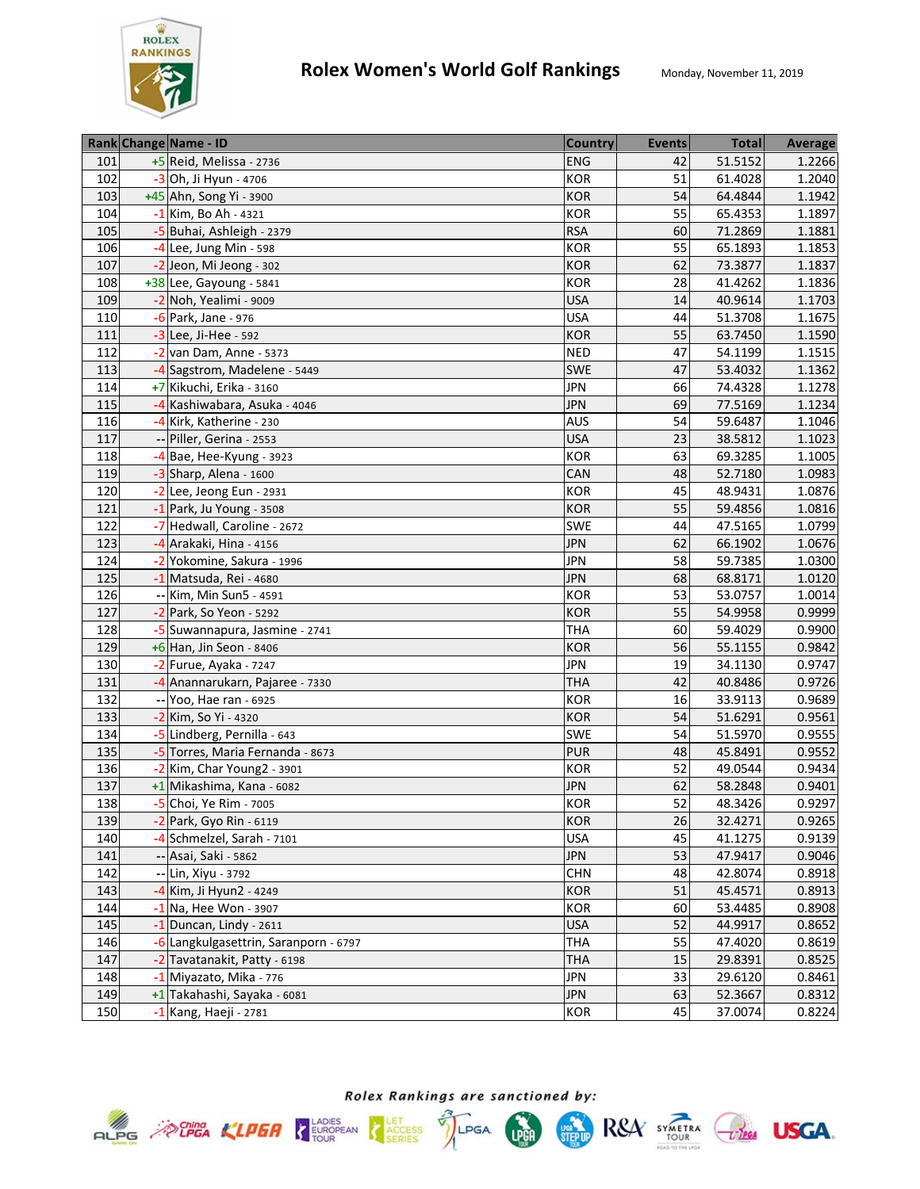# Rolex Women's World Golf Rankings

Monday, November 11, 2019

| Rank | Change | Name - ID | Country | Events | Total | Average |
|---|---|---|---|---|---|---|
| 101 | +5 | Reid, Melissa - 2736 | ENG | 42 | 51.5152 | 1.2266 |
| 102 | -3 | Oh, Ji Hyun - 4706 | KOR | 51 | 61.4028 | 1.2040 |
| 103 | +45 | Ahn, Song Yi - 3900 | KOR | 54 | 64.4844 | 1.1942 |
| 104 | -1 | Kim, Bo Ah - 4321 | KOR | 55 | 65.4353 | 1.1897 |
| 105 | -5 | Buhai, Ashleigh - 2379 | RSA | 60 | 71.2869 | 1.1881 |
| 106 | -4 | Lee, Jung Min - 598 | KOR | 55 | 65.1893 | 1.1853 |
| 107 | -2 | Jeon, Mi Jeong - 302 | KOR | 62 | 73.3877 | 1.1837 |
| 108 | +38 | Lee, Gayoung - 5841 | KOR | 28 | 41.4262 | 1.1836 |
| 109 | -2 | Noh, Yealimi - 9009 | USA | 14 | 40.9614 | 1.1703 |
| 110 | -6 | Park, Jane - 976 | USA | 44 | 51.3708 | 1.1675 |
| 111 | -3 | Lee, Ji-Hee - 592 | KOR | 55 | 63.7450 | 1.1590 |
| 112 | -2 | van Dam, Anne - 5373 | NED | 47 | 54.1199 | 1.1515 |
| 113 | -4 | Sagstrom, Madelene - 5449 | SWE | 47 | 53.4032 | 1.1362 |
| 114 | +7 | Kikuchi, Erika - 3160 | JPN | 66 | 74.4328 | 1.1278 |
| 115 | -4 | Kashiwabara, Asuka - 4046 | JPN | 69 | 77.5169 | 1.1234 |
| 116 | -4 | Kirk, Katherine - 230 | AUS | 54 | 59.6487 | 1.1046 |
| 117 | -- | Piller, Gerina - 2553 | USA | 23 | 38.5812 | 1.1023 |
| 118 | -4 | Bae, Hee-Kyung - 3923 | KOR | 63 | 69.3285 | 1.1005 |
| 119 | -3 | Sharp, Alena - 1600 | CAN | 48 | 52.7180 | 1.0983 |
| 120 | -2 | Lee, Jeong Eun - 2931 | KOR | 45 | 48.9431 | 1.0876 |
| 121 | -1 | Park, Ju Young - 3508 | KOR | 55 | 59.4856 | 1.0816 |
| 122 | -7 | Hedwall, Caroline - 2672 | SWE | 44 | 47.5165 | 1.0799 |
| 123 | -4 | Arakaki, Hina - 4156 | JPN | 62 | 66.1902 | 1.0676 |
| 124 | -2 | Yokomine, Sakura - 1996 | JPN | 58 | 59.7385 | 1.0300 |
| 125 | -1 | Matsuda, Rei - 4680 | JPN | 68 | 68.8171 | 1.0120 |
| 126 | -- | Kim, Min Sun5 - 4591 | KOR | 53 | 53.0757 | 1.0014 |
| 127 | -2 | Park, So Yeon - 5292 | KOR | 55 | 54.9958 | 0.9999 |
| 128 | -5 | Suwannapura, Jasmine - 2741 | THA | 60 | 59.4029 | 0.9900 |
| 129 | +6 | Han, Jin Seon - 8406 | KOR | 56 | 55.1155 | 0.9842 |
| 130 | -2 | Furue, Ayaka - 7247 | JPN | 19 | 34.1130 | 0.9747 |
| 131 | -4 | Anannarukarn, Pajaree - 7330 | THA | 42 | 40.8486 | 0.9726 |
| 132 | -- | Yoo, Hae ran - 6925 | KOR | 16 | 33.9113 | 0.9689 |
| 133 | -2 | Kim, So Yi - 4320 | KOR | 54 | 51.6291 | 0.9561 |
| 134 | -5 | Lindberg, Pernilla - 643 | SWE | 54 | 51.5970 | 0.9555 |
| 135 | -5 | Torres, Maria Fernanda - 8673 | PUR | 48 | 45.8491 | 0.9552 |
| 136 | -2 | Kim, Char Young2 - 3901 | KOR | 52 | 49.0544 | 0.9434 |
| 137 | +1 | Mikashima, Kana - 6082 | JPN | 62 | 58.2848 | 0.9401 |
| 138 | -5 | Choi, Ye Rim - 7005 | KOR | 52 | 48.3426 | 0.9297 |
| 139 | -2 | Park, Gyo Rin - 6119 | KOR | 26 | 32.4271 | 0.9265 |
| 140 | -4 | Schmelzel, Sarah - 7101 | USA | 45 | 41.1275 | 0.9139 |
| 141 | -- | Asai, Saki - 5862 | JPN | 53 | 47.9417 | 0.9046 |
| 142 | -- | Lin, Xiyu - 3792 | CHN | 48 | 42.8074 | 0.8918 |
| 143 | -4 | Kim, Ji Hyun2 - 4249 | KOR | 51 | 45.4571 | 0.8913 |
| 144 | -1 | Na, Hee Won - 3907 | KOR | 60 | 53.4485 | 0.8908 |
| 145 | -1 | Duncan, Lindy - 2611 | USA | 52 | 44.9917 | 0.8652 |
| 146 | -6 | Langkulgasettrin, Saranporn - 6797 | THA | 55 | 47.4020 | 0.8619 |
| 147 | -2 | Tavatanakit, Patty - 6198 | THA | 15 | 29.8391 | 0.8525 |
| 148 | -1 | Miyazato, Mika - 776 | JPN | 33 | 29.6120 | 0.8461 |
| 149 | +1 | Takahashi, Sayaka - 6081 | JPN | 63 | 52.3667 | 0.8312 |
| 150 | -1 | Kang, Haeji - 2781 | KOR | 45 | 37.0074 | 0.8224 |

*Rolex Rankings are sanctioned by:*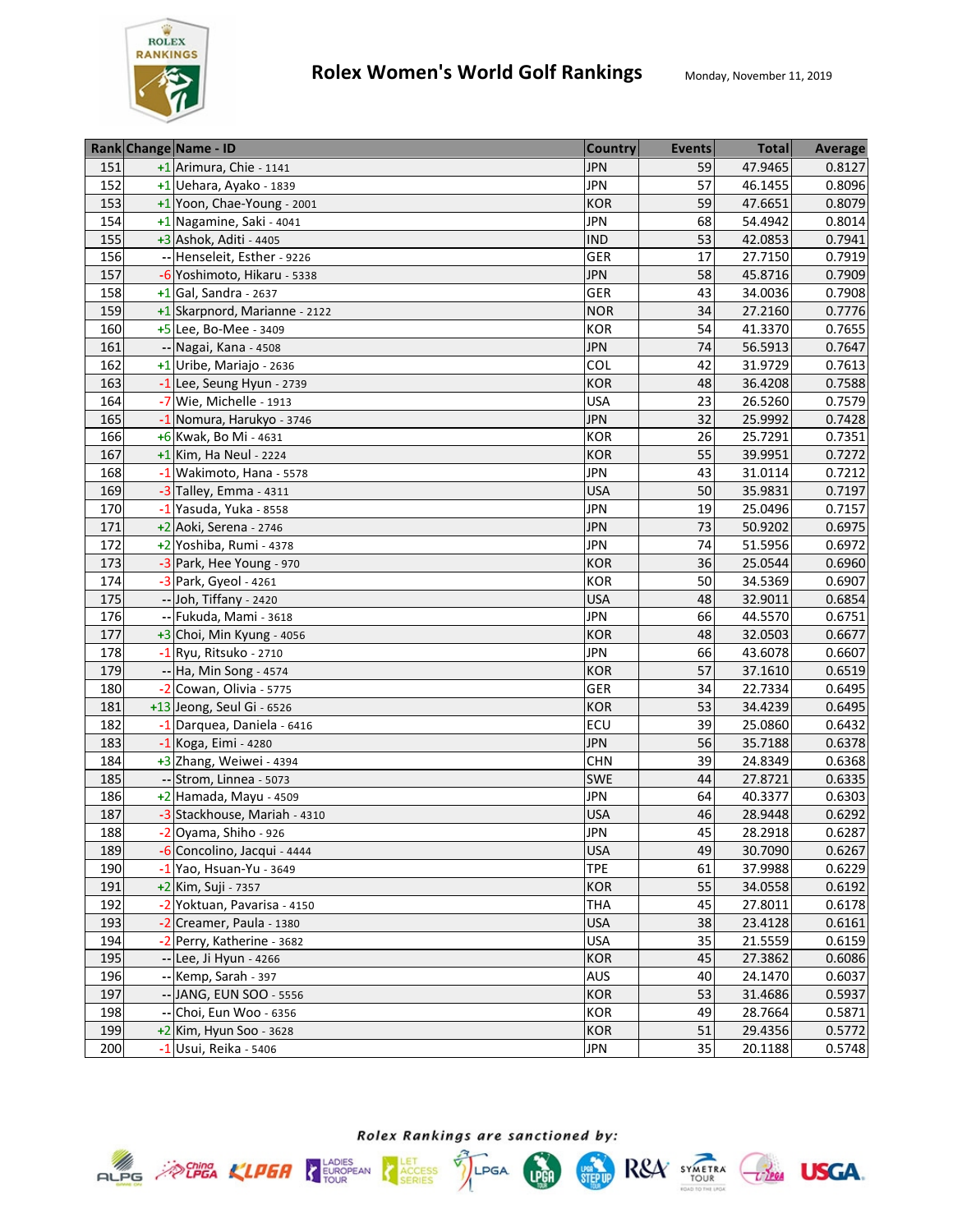# Rolex Women's World Golf Rankings

Monday, November 11, 2019

| Rank | Change | Name - ID | Country | Events | Total | Average |
|---|---|---|---|---|---|---|
| 151 | +1 | Arimura, Chie - 1141 | JPN | 59 | 47.9465 | 0.8127 |
| 152 | +1 | Uehara, Ayako - 1839 | JPN | 57 | 46.1455 | 0.8096 |
| 153 | +1 | Yoon, Chae-Young - 2001 | KOR | 59 | 47.6651 | 0.8079 |
| 154 | +1 | Nagamine, Saki - 4041 | JPN | 68 | 54.4942 | 0.8014 |
| 155 | +3 | Ashok, Aditi - 4405 | IND | 53 | 42.0853 | 0.7941 |
| 156 | -- | Henseleit, Esther - 9226 | GER | 17 | 27.7150 | 0.7919 |
| 157 | -6 | Yoshimoto, Hikaru - 5338 | JPN | 58 | 45.8716 | 0.7909 |
| 158 | +1 | Gal, Sandra - 2637 | GER | 43 | 34.0036 | 0.7908 |
| 159 | +1 | Skarpnord, Marianne - 2122 | NOR | 34 | 27.2160 | 0.7776 |
| 160 | +5 | Lee, Bo-Mee - 3409 | KOR | 54 | 41.3370 | 0.7655 |
| 161 | -- | Nagai, Kana - 4508 | JPN | 74 | 56.5913 | 0.7647 |
| 162 | +1 | Uribe, Mariajo - 2636 | COL | 42 | 31.9729 | 0.7613 |
| 163 | -1 | Lee, Seung Hyun - 2739 | KOR | 48 | 36.4208 | 0.7588 |
| 164 | -7 | Wie, Michelle - 1913 | USA | 23 | 26.5260 | 0.7579 |
| 165 | -1 | Nomura, Harukyo - 3746 | JPN | 32 | 25.9992 | 0.7428 |
| 166 | +6 | Kwak, Bo Mi - 4631 | KOR | 26 | 25.7291 | 0.7351 |
| 167 | +1 | Kim, Ha Neul - 2224 | KOR | 55 | 39.9951 | 0.7272 |
| 168 | -1 | Wakimoto, Hana - 5578 | JPN | 43 | 31.0114 | 0.7212 |
| 169 | -3 | Talley, Emma - 4311 | USA | 50 | 35.9831 | 0.7197 |
| 170 | -1 | Yasuda, Yuka - 8558 | JPN | 19 | 25.0496 | 0.7157 |
| 171 | +2 | Aoki, Serena - 2746 | JPN | 73 | 50.9202 | 0.6975 |
| 172 | +2 | Yoshiba, Rumi - 4378 | JPN | 74 | 51.5956 | 0.6972 |
| 173 | -3 | Park, Hee Young - 970 | KOR | 36 | 25.0544 | 0.6960 |
| 174 | -3 | Park, Gyeol - 4261 | KOR | 50 | 34.5369 | 0.6907 |
| 175 | -- | Joh, Tiffany - 2420 | USA | 48 | 32.9011 | 0.6854 |
| 176 | -- | Fukuda, Mami - 3618 | JPN | 66 | 44.5570 | 0.6751 |
| 177 | +3 | Choi, Min Kyung - 4056 | KOR | 48 | 32.0503 | 0.6677 |
| 178 | -1 | Ryu, Ritsuko - 2710 | JPN | 66 | 43.6078 | 0.6607 |
| 179 | -- | Ha, Min Song - 4574 | KOR | 57 | 37.1610 | 0.6519 |
| 180 | -2 | Cowan, Olivia - 5775 | GER | 34 | 22.7334 | 0.6495 |
| 181 | +13 | Jeong, Seul Gi - 6526 | KOR | 53 | 34.4239 | 0.6495 |
| 182 | -1 | Darquea, Daniela - 6416 | ECU | 39 | 25.0860 | 0.6432 |
| 183 | -1 | Koga, Eimi - 4280 | JPN | 56 | 35.7188 | 0.6378 |
| 184 | +3 | Zhang, Weiwei - 4394 | CHN | 39 | 24.8349 | 0.6368 |
| 185 | -- | Strom, Linnea - 5073 | SWE | 44 | 27.8721 | 0.6335 |
| 186 | +2 | Hamada, Mayu - 4509 | JPN | 64 | 40.3377 | 0.6303 |
| 187 | -3 | Stackhouse, Mariah - 4310 | USA | 46 | 28.9448 | 0.6292 |
| 188 | -2 | Oyama, Shiho - 926 | JPN | 45 | 28.2918 | 0.6287 |
| 189 | -6 | Concolino, Jacqui - 4444 | USA | 49 | 30.7090 | 0.6267 |
| 190 | -1 | Yao, Hsuan-Yu - 3649 | TPE | 61 | 37.9988 | 0.6229 |
| 191 | +2 | Kim, Suji - 7357 | KOR | 55 | 34.0558 | 0.6192 |
| 192 | -2 | Yoktuan, Pavarisa - 4150 | THA | 45 | 27.8011 | 0.6178 |
| 193 | -2 | Creamer, Paula - 1380 | USA | 38 | 23.4128 | 0.6161 |
| 194 | -2 | Perry, Katherine - 3682 | USA | 35 | 21.5559 | 0.6159 |
| 195 | -- | Lee, Ji Hyun - 4266 | KOR | 45 | 27.3862 | 0.6086 |
| 196 | -- | Kemp, Sarah - 397 | AUS | 40 | 24.1470 | 0.6037 |
| 197 | -- | JANG, EUN SOO - 5556 | KOR | 53 | 31.4686 | 0.5937 |
| 198 | -- | Choi, Eun Woo - 6356 | KOR | 49 | 28.7664 | 0.5871 |
| 199 | +2 | Kim, Hyun Soo - 3628 | KOR | 51 | 29.4356 | 0.5772 |
| 200 | -1 | Usui, Reika - 5406 | JPN | 35 | 20.1188 | 0.5748 |

*Rolex Rankings are sanctioned by:*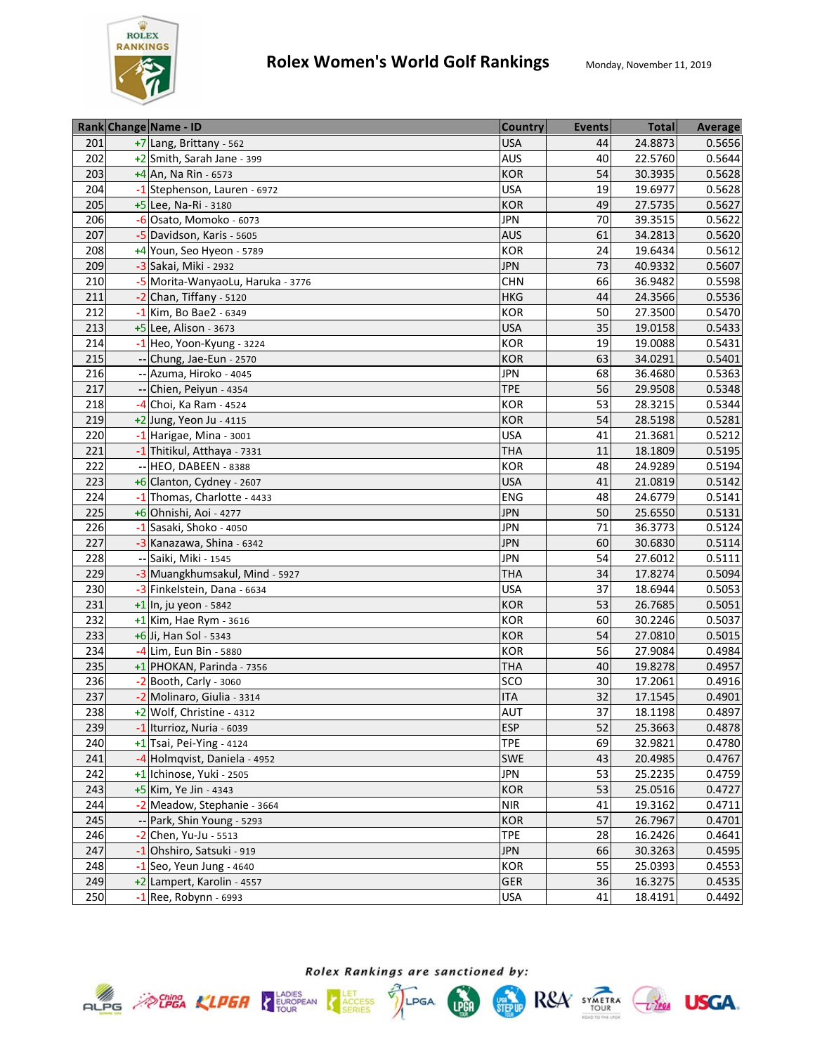# Rolex Women's World Golf Rankings

Monday, November 11, 2019

| Rank | Change | Name - ID | Country | Events | Total | Average |
|---|---|---|---|---|---|---|
| 201 | +7 | Lang, Brittany - 562 | USA | 44 | 24.8873 | 0.5656 |
| 202 | +2 | Smith, Sarah Jane - 399 | AUS | 40 | 22.5760 | 0.5644 |
| 203 | +4 | An, Na Rin - 6573 | KOR | 54 | 30.3935 | 0.5628 |
| 204 | -1 | Stephenson, Lauren - 6972 | USA | 19 | 19.6977 | 0.5628 |
| 205 | +5 | Lee, Na-Ri - 3180 | KOR | 49 | 27.5735 | 0.5627 |
| 206 | -6 | Osato, Momoko - 6073 | JPN | 70 | 39.3515 | 0.5622 |
| 207 | -5 | Davidson, Karis - 5605 | AUS | 61 | 34.2813 | 0.5620 |
| 208 | +4 | Youn, Seo Hyeon - 5789 | KOR | 24 | 19.6434 | 0.5612 |
| 209 | -3 | Sakai, Miki - 2932 | JPN | 73 | 40.9332 | 0.5607 |
| 210 | -5 | Morita-WanyaoLu, Haruka - 3776 | CHN | 66 | 36.9482 | 0.5598 |
| 211 | -2 | Chan, Tiffany - 5120 | HKG | 44 | 24.3566 | 0.5536 |
| 212 | -1 | Kim, Bo Bae2 - 6349 | KOR | 50 | 27.3500 | 0.5470 |
| 213 | +5 | Lee, Alison - 3673 | USA | 35 | 19.0158 | 0.5433 |
| 214 | -1 | Heo, Yoon-Kyung - 3224 | KOR | 19 | 19.0088 | 0.5431 |
| 215 | -- | Chung, Jae-Eun - 2570 | KOR | 63 | 34.0291 | 0.5401 |
| 216 | -- | Azuma, Hiroko - 4045 | JPN | 68 | 36.4680 | 0.5363 |
| 217 | -- | Chien, Peiyun - 4354 | TPE | 56 | 29.9508 | 0.5348 |
| 218 | -4 | Choi, Ka Ram - 4524 | KOR | 53 | 28.3215 | 0.5344 |
| 219 | +2 | Jung, Yeon Ju - 4115 | KOR | 54 | 28.5198 | 0.5281 |
| 220 | -1 | Harigae, Mina - 3001 | USA | 41 | 21.3681 | 0.5212 |
| 221 | -1 | Thitikul, Atthaya - 7331 | THA | 11 | 18.1809 | 0.5195 |
| 222 | -- | HEO, DABEEN - 8388 | KOR | 48 | 24.9289 | 0.5194 |
| 223 | +6 | Clanton, Cydney - 2607 | USA | 41 | 21.0819 | 0.5142 |
| 224 | -1 | Thomas, Charlotte - 4433 | ENG | 48 | 24.6779 | 0.5141 |
| 225 | +6 | Ohnishi, Aoi - 4277 | JPN | 50 | 25.6550 | 0.5131 |
| 226 | -1 | Sasaki, Shoko - 4050 | JPN | 71 | 36.3773 | 0.5124 |
| 227 | -3 | Kanazawa, Shina - 6342 | JPN | 60 | 30.6830 | 0.5114 |
| 228 | -- | Saiki, Miki - 1545 | JPN | 54 | 27.6012 | 0.5111 |
| 229 | -3 | Muangkhumsakul, Mind - 5927 | THA | 34 | 17.8274 | 0.5094 |
| 230 | -3 | Finkelstein, Dana - 6634 | USA | 37 | 18.6944 | 0.5053 |
| 231 | +1 | In, ju yeon - 5842 | KOR | 53 | 26.7685 | 0.5051 |
| 232 | +1 | Kim, Hae Rym - 3616 | KOR | 60 | 30.2246 | 0.5037 |
| 233 | +6 | Ji, Han Sol - 5343 | KOR | 54 | 27.0810 | 0.5015 |
| 234 | -4 | Lim, Eun Bin - 5880 | KOR | 56 | 27.9084 | 0.4984 |
| 235 | +1 | PHOKAN, Parinda - 7356 | THA | 40 | 19.8278 | 0.4957 |
| 236 | -2 | Booth, Carly - 3060 | SCO | 30 | 17.2061 | 0.4916 |
| 237 | -2 | Molinaro, Giulia - 3314 | ITA | 32 | 17.1545 | 0.4901 |
| 238 | +2 | Wolf, Christine - 4312 | AUT | 37 | 18.1198 | 0.4897 |
| 239 | -1 | Iturrioz, Nuria - 6039 | ESP | 52 | 25.3663 | 0.4878 |
| 240 | +1 | Tsai, Pei-Ying - 4124 | TPE | 69 | 32.9821 | 0.4780 |
| 241 | -4 | Holmqvist, Daniela - 4952 | SWE | 43 | 20.4985 | 0.4767 |
| 242 | +1 | Ichinose, Yuki - 2505 | JPN | 53 | 25.2235 | 0.4759 |
| 243 | +5 | Kim, Ye Jin - 4343 | KOR | 53 | 25.0516 | 0.4727 |
| 244 | -2 | Meadow, Stephanie - 3664 | NIR | 41 | 19.3162 | 0.4711 |
| 245 | -- | Park, Shin Young - 5293 | KOR | 57 | 26.7967 | 0.4701 |
| 246 | -2 | Chen, Yu-Ju - 5513 | TPE | 28 | 16.2426 | 0.4641 |
| 247 | -1 | Ohshiro, Satsuki - 919 | JPN | 66 | 30.3263 | 0.4595 |
| 248 | -1 | Seo, Yeun Jung - 4640 | KOR | 55 | 25.0393 | 0.4553 |
| 249 | +2 | Lampert, Karolin - 4557 | GER | 36 | 16.3275 | 0.4535 |
| 250 | -1 | Ree, Robynn - 6993 | USA | 41 | 18.4191 | 0.4492 |

*Rolex Rankings are sanctioned by:*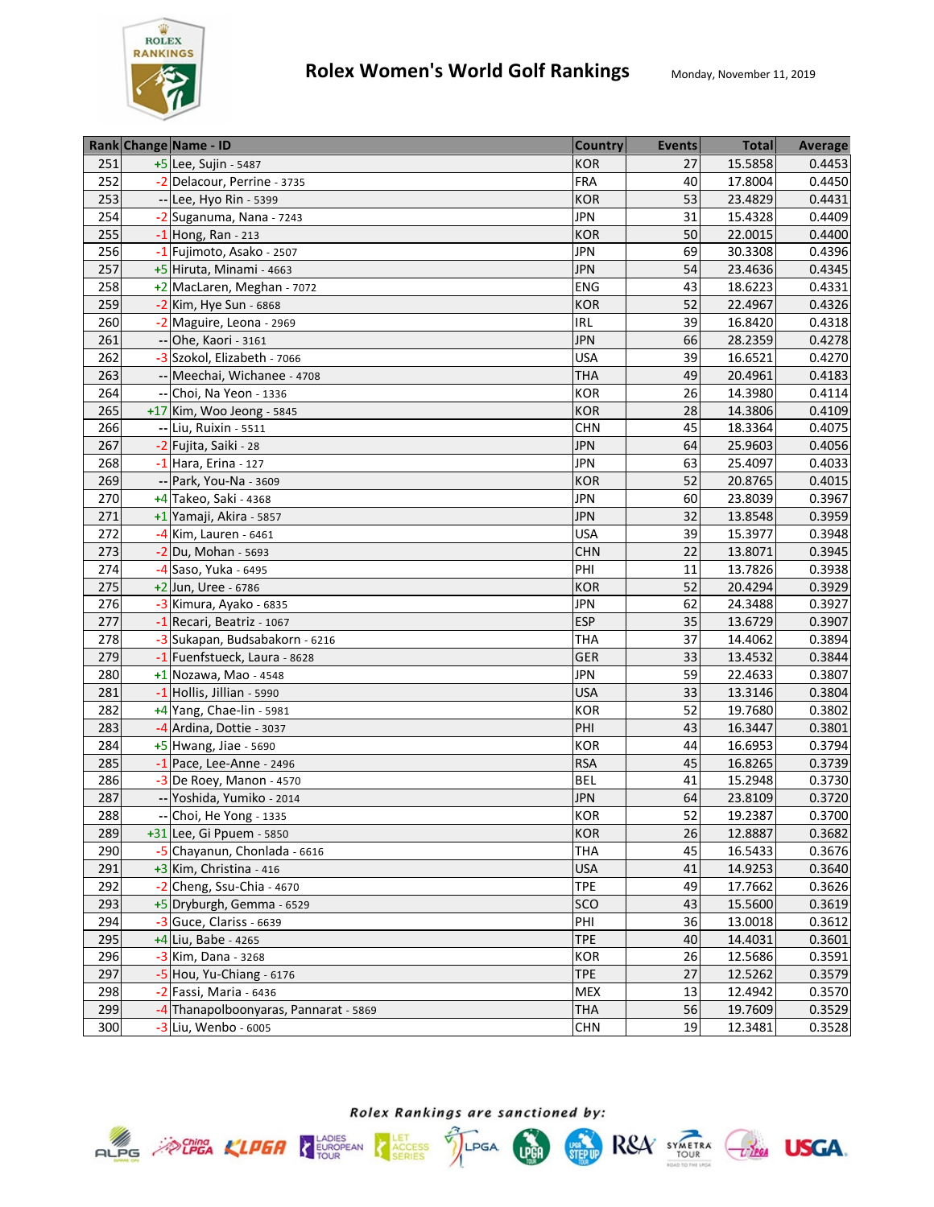# Rolex Women's World Golf Rankings

Monday, November 11, 2019

| Rank | Change | Name - ID | Country | Events | Total | Average |
|---|---|---|---|---|---|---|
| 251 | +5 | Lee, Sujin - 5487 | KOR | 27 | 15.5858 | 0.4453 |
| 252 | -2 | Delacour, Perrine - 3735 | FRA | 40 | 17.8004 | 0.4450 |
| 253 | -- | Lee, Hyo Rin - 5399 | KOR | 53 | 23.4829 | 0.4431 |
| 254 | -2 | Suganuma, Nana - 7243 | JPN | 31 | 15.4328 | 0.4409 |
| 255 | -1 | Hong, Ran - 213 | KOR | 50 | 22.0015 | 0.4400 |
| 256 | -1 | Fujimoto, Asako - 2507 | JPN | 69 | 30.3308 | 0.4396 |
| 257 | +5 | Hiruta, Minami - 4663 | JPN | 54 | 23.4636 | 0.4345 |
| 258 | +2 | MacLaren, Meghan - 7072 | ENG | 43 | 18.6223 | 0.4331 |
| 259 | -2 | Kim, Hye Sun - 6868 | KOR | 52 | 22.4967 | 0.4326 |
| 260 | -2 | Maguire, Leona - 2969 | IRL | 39 | 16.8420 | 0.4318 |
| 261 | -- | Ohe, Kaori - 3161 | JPN | 66 | 28.2359 | 0.4278 |
| 262 | -3 | Szokol, Elizabeth - 7066 | USA | 39 | 16.6521 | 0.4270 |
| 263 | -- | Meechai, Wichanee - 4708 | THA | 49 | 20.4961 | 0.4183 |
| 264 | -- | Choi, Na Yeon - 1336 | KOR | 26 | 14.3980 | 0.4114 |
| 265 | +17 | Kim, Woo Jeong - 5845 | KOR | 28 | 14.3806 | 0.4109 |
| 266 | -- | Liu, Ruixin - 5511 | CHN | 45 | 18.3364 | 0.4075 |
| 267 | -2 | Fujita, Saiki - 28 | JPN | 64 | 25.9603 | 0.4056 |
| 268 | -1 | Hara, Erina - 127 | JPN | 63 | 25.4097 | 0.4033 |
| 269 | -- | Park, You-Na - 3609 | KOR | 52 | 20.8765 | 0.4015 |
| 270 | +4 | Takeo, Saki - 4368 | JPN | 60 | 23.8039 | 0.3967 |
| 271 | +1 | Yamaji, Akira - 5857 | JPN | 32 | 13.8548 | 0.3959 |
| 272 | -4 | Kim, Lauren - 6461 | USA | 39 | 15.3977 | 0.3948 |
| 273 | -2 | Du, Mohan - 5693 | CHN | 22 | 13.8071 | 0.3945 |
| 274 | -4 | Saso, Yuka - 6495 | PHI | 11 | 13.7826 | 0.3938 |
| 275 | +2 | Jun, Uree - 6786 | KOR | 52 | 20.4294 | 0.3929 |
| 276 | -3 | Kimura, Ayako - 6835 | JPN | 62 | 24.3488 | 0.3927 |
| 277 | -1 | Recari, Beatriz - 1067 | ESP | 35 | 13.6729 | 0.3907 |
| 278 | -3 | Sukapan, Budsabakorn - 6216 | THA | 37 | 14.4062 | 0.3894 |
| 279 | -1 | Fuenfstueck, Laura - 8628 | GER | 33 | 13.4532 | 0.3844 |
| 280 | +1 | Nozawa, Mao - 4548 | JPN | 59 | 22.4633 | 0.3807 |
| 281 | -1 | Hollis, Jillian - 5990 | USA | 33 | 13.3146 | 0.3804 |
| 282 | +4 | Yang, Chae-lin - 5981 | KOR | 52 | 19.7680 | 0.3802 |
| 283 | -4 | Ardina, Dottie - 3037 | PHI | 43 | 16.3447 | 0.3801 |
| 284 | +5 | Hwang, Jiae - 5690 | KOR | 44 | 16.6953 | 0.3794 |
| 285 | -1 | Pace, Lee-Anne - 2496 | RSA | 45 | 16.8265 | 0.3739 |
| 286 | -3 | De Roey, Manon - 4570 | BEL | 41 | 15.2948 | 0.3730 |
| 287 | -- | Yoshida, Yumiko - 2014 | JPN | 64 | 23.8109 | 0.3720 |
| 288 | -- | Choi, He Yong - 1335 | KOR | 52 | 19.2387 | 0.3700 |
| 289 | +31 | Lee, Gi Ppuem - 5850 | KOR | 26 | 12.8887 | 0.3682 |
| 290 | -5 | Chayanun, Chonlada - 6616 | THA | 45 | 16.5433 | 0.3676 |
| 291 | +3 | Kim, Christina - 416 | USA | 41 | 14.9253 | 0.3640 |
| 292 | -2 | Cheng, Ssu-Chia - 4670 | TPE | 49 | 17.7662 | 0.3626 |
| 293 | +5 | Dryburgh, Gemma - 6529 | SCO | 43 | 15.5600 | 0.3619 |
| 294 | -3 | Guce, Clariss - 6639 | PHI | 36 | 13.0018 | 0.3612 |
| 295 | +4 | Liu, Babe - 4265 | TPE | 40 | 14.4031 | 0.3601 |
| 296 | -3 | Kim, Dana - 3268 | KOR | 26 | 12.5686 | 0.3591 |
| 297 | -5 | Hou, Yu-Chiang - 6176 | TPE | 27 | 12.5262 | 0.3579 |
| 298 | -2 | Fassi, Maria - 6436 | MEX | 13 | 12.4942 | 0.3570 |
| 299 | -4 | Thanapolboonyaras, Pannarat - 5869 | THA | 56 | 19.7609 | 0.3529 |
| 300 | -3 | Liu, Wenbo - 6005 | CHN | 19 | 12.3481 | 0.3528 |

*Rolex Rankings are sanctioned by:*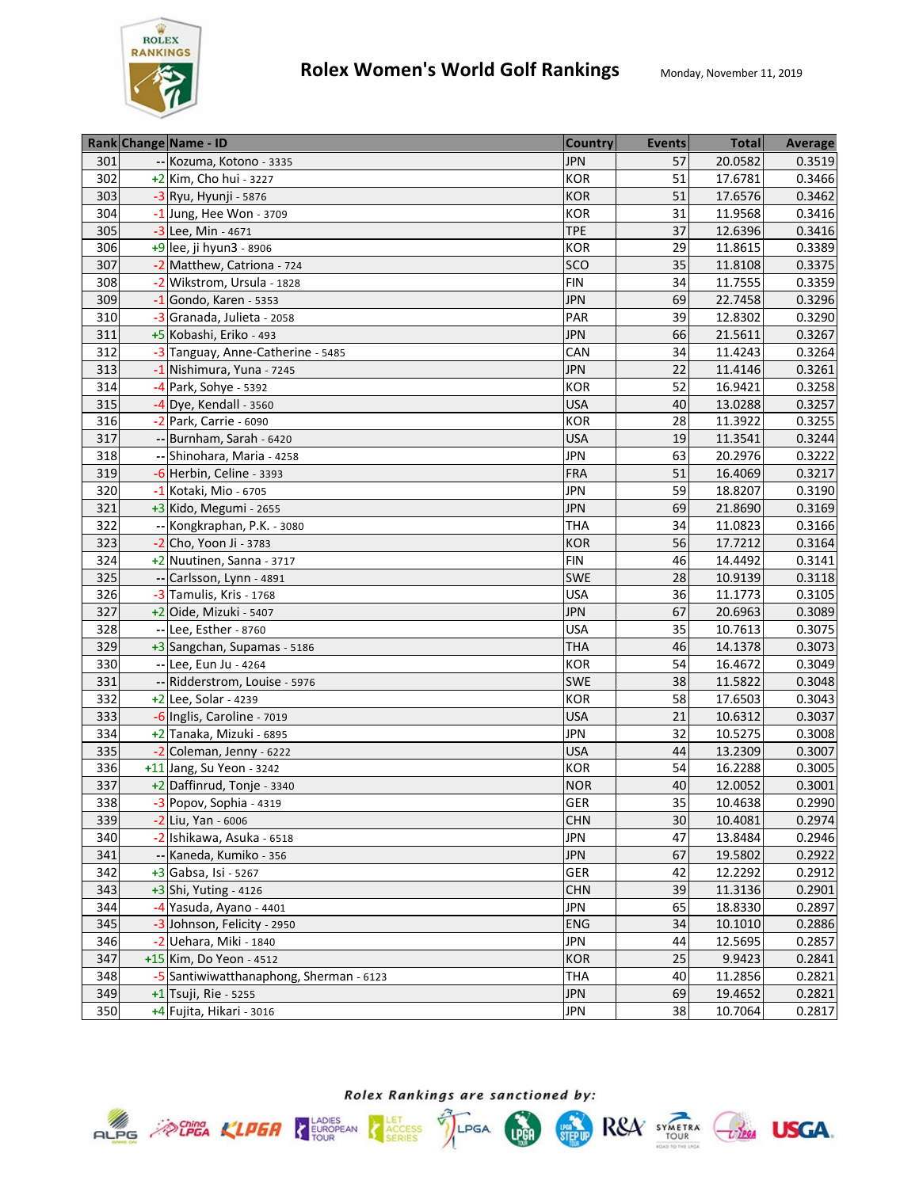# Rolex Women's World Golf Rankings

Monday, November 11, 2019

| Rank | Change | Name - ID | Country | Events | Total | Average |
|---|---|---|---|---|---|---|
| 301 | -- | Kozuma, Kotono - 3335 | JPN | 57 | 20.0582 | 0.3519 |
| 302 | +2 | Kim, Cho hui - 3227 | KOR | 51 | 17.6781 | 0.3466 |
| 303 | -3 | Ryu, Hyunji - 5876 | KOR | 51 | 17.6576 | 0.3462 |
| 304 | -1 | Jung, Hee Won - 3709 | KOR | 31 | 11.9568 | 0.3416 |
| 305 | -3 | Lee, Min - 4671 | TPE | 37 | 12.6396 | 0.3416 |
| 306 | +9 | lee, ji hyun3 - 8906 | KOR | 29 | 11.8615 | 0.3389 |
| 307 | -2 | Matthew, Catriona - 724 | SCO | 35 | 11.8108 | 0.3375 |
| 308 | -2 | Wikstrom, Ursula - 1828 | FIN | 34 | 11.7555 | 0.3359 |
| 309 | -1 | Gondo, Karen - 5353 | JPN | 69 | 22.7458 | 0.3296 |
| 310 | -3 | Granada, Julieta - 2058 | PAR | 39 | 12.8302 | 0.3290 |
| 311 | +5 | Kobashi, Eriko - 493 | JPN | 66 | 21.5611 | 0.3267 |
| 312 | -3 | Tanguay, Anne-Catherine - 5485 | CAN | 34 | 11.4243 | 0.3264 |
| 313 | -1 | Nishimura, Yuna - 7245 | JPN | 22 | 11.4146 | 0.3261 |
| 314 | -4 | Park, Sohye - 5392 | KOR | 52 | 16.9421 | 0.3258 |
| 315 | -4 | Dye, Kendall - 3560 | USA | 40 | 13.0288 | 0.3257 |
| 316 | -2 | Park, Carrie - 6090 | KOR | 28 | 11.3922 | 0.3255 |
| 317 | -- | Burnham, Sarah - 6420 | USA | 19 | 11.3541 | 0.3244 |
| 318 | -- | Shinohara, Maria - 4258 | JPN | 63 | 20.2976 | 0.3222 |
| 319 | -6 | Herbin, Celine - 3393 | FRA | 51 | 16.4069 | 0.3217 |
| 320 | -1 | Kotaki, Mio - 6705 | JPN | 59 | 18.8207 | 0.3190 |
| 321 | +3 | Kido, Megumi - 2655 | JPN | 69 | 21.8690 | 0.3169 |
| 322 | -- | Kongkraphan, P.K. - 3080 | THA | 34 | 11.0823 | 0.3166 |
| 323 | -2 | Cho, Yoon Ji - 3783 | KOR | 56 | 17.7212 | 0.3164 |
| 324 | +2 | Nuutinen, Sanna - 3717 | FIN | 46 | 14.4492 | 0.3141 |
| 325 | -- | Carlsson, Lynn - 4891 | SWE | 28 | 10.9139 | 0.3118 |
| 326 | -3 | Tamulis, Kris - 1768 | USA | 36 | 11.1773 | 0.3105 |
| 327 | +2 | Oide, Mizuki - 5407 | JPN | 67 | 20.6963 | 0.3089 |
| 328 | -- | Lee, Esther - 8760 | USA | 35 | 10.7613 | 0.3075 |
| 329 | +3 | Sangchan, Supamas - 5186 | THA | 46 | 14.1378 | 0.3073 |
| 330 | -- | Lee, Eun Ju - 4264 | KOR | 54 | 16.4672 | 0.3049 |
| 331 | -- | Ridderstrom, Louise - 5976 | SWE | 38 | 11.5822 | 0.3048 |
| 332 | +2 | Lee, Solar - 4239 | KOR | 58 | 17.6503 | 0.3043 |
| 333 | -6 | Inglis, Caroline - 7019 | USA | 21 | 10.6312 | 0.3037 |
| 334 | +2 | Tanaka, Mizuki - 6895 | JPN | 32 | 10.5275 | 0.3008 |
| 335 | -2 | Coleman, Jenny - 6222 | USA | 44 | 13.2309 | 0.3007 |
| 336 | +11 | Jang, Su Yeon - 3242 | KOR | 54 | 16.2288 | 0.3005 |
| 337 | +2 | Daffinrud, Tonje - 3340 | NOR | 40 | 12.0052 | 0.3001 |
| 338 | -3 | Popov, Sophia - 4319 | GER | 35 | 10.4638 | 0.2990 |
| 339 | -2 | Liu, Yan - 6006 | CHN | 30 | 10.4081 | 0.2974 |
| 340 | -2 | Ishikawa, Asuka - 6518 | JPN | 47 | 13.8484 | 0.2946 |
| 341 | -- | Kaneda, Kumiko - 356 | JPN | 67 | 19.5802 | 0.2922 |
| 342 | +3 | Gabsa, Isi - 5267 | GER | 42 | 12.2292 | 0.2912 |
| 343 | +3 | Shi, Yuting - 4126 | CHN | 39 | 11.3136 | 0.2901 |
| 344 | -4 | Yasuda, Ayano - 4401 | JPN | 65 | 18.8330 | 0.2897 |
| 345 | -3 | Johnson, Felicity - 2950 | ENG | 34 | 10.1010 | 0.2886 |
| 346 | -2 | Uehara, Miki - 1840 | JPN | 44 | 12.5695 | 0.2857 |
| 347 | +15 | Kim, Do Yeon - 4512 | KOR | 25 | 9.9423 | 0.2841 |
| 348 | -5 | Santiwiwatthanaphong, Sherman - 6123 | THA | 40 | 11.2856 | 0.2821 |
| 349 | +1 | Tsuji, Rie - 5255 | JPN | 69 | 19.4652 | 0.2821 |
| 350 | +4 | Fujita, Hikari - 3016 | JPN | 38 | 10.7064 | 0.2817 |

*Rolex Rankings are sanctioned by:*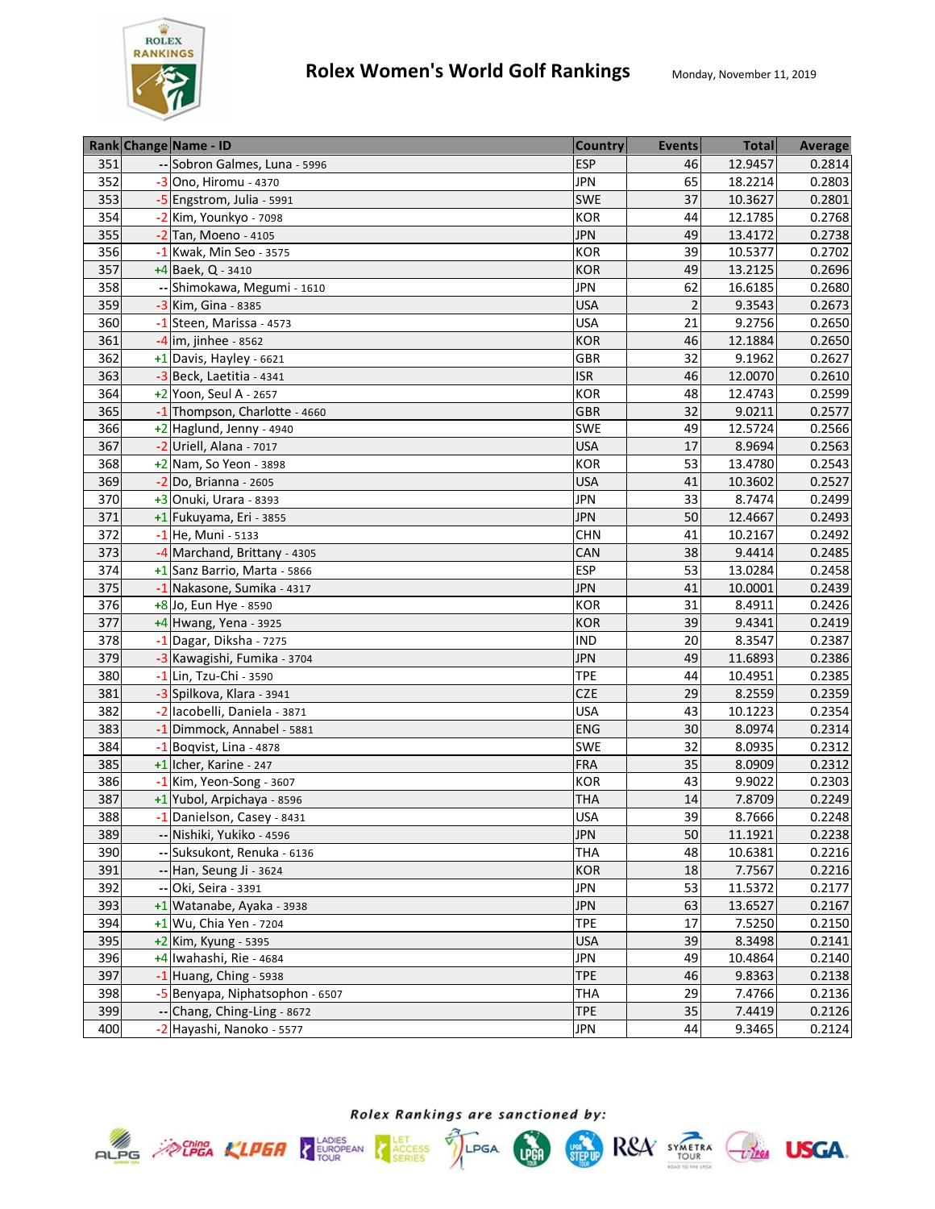# Rolex Women's World Golf Rankings

Monday, November 11, 2019

| Rank | Change | Name - ID | Country | Events | Total | Average |
|---|---|---|---|---|---|---|
| 351 | -- | Sobron Galmes, Luna - 5996 | ESP | 46 | 12.9457 | 0.2814 |
| 352 | -3 | Ono, Hiromu - 4370 | JPN | 65 | 18.2214 | 0.2803 |
| 353 | -5 | Engstrom, Julia - 5991 | SWE | 37 | 10.3627 | 0.2801 |
| 354 | -2 | Kim, Younkyo - 7098 | KOR | 44 | 12.1785 | 0.2768 |
| 355 | -2 | Tan, Moeno - 4105 | JPN | 49 | 13.4172 | 0.2738 |
| 356 | -1 | Kwak, Min Seo - 3575 | KOR | 39 | 10.5377 | 0.2702 |
| 357 | +4 | Baek, Q - 3410 | KOR | 49 | 13.2125 | 0.2696 |
| 358 | -- | Shimokawa, Megumi - 1610 | JPN | 62 | 16.6185 | 0.2680 |
| 359 | -3 | Kim, Gina - 8385 | USA | 2 | 9.3543 | 0.2673 |
| 360 | -1 | Steen, Marissa - 4573 | USA | 21 | 9.2756 | 0.2650 |
| 361 | -4 | im, jinhee - 8562 | KOR | 46 | 12.1884 | 0.2650 |
| 362 | +1 | Davis, Hayley - 6621 | GBR | 32 | 9.1962 | 0.2627 |
| 363 | -3 | Beck, Laetitia - 4341 | ISR | 46 | 12.0070 | 0.2610 |
| 364 | +2 | Yoon, Seul A - 2657 | KOR | 48 | 12.4743 | 0.2599 |
| 365 | -1 | Thompson, Charlotte - 4660 | GBR | 32 | 9.0211 | 0.2577 |
| 366 | +2 | Haglund, Jenny - 4940 | SWE | 49 | 12.5724 | 0.2566 |
| 367 | -2 | Uriell, Alana - 7017 | USA | 17 | 8.9694 | 0.2563 |
| 368 | +2 | Nam, So Yeon - 3898 | KOR | 53 | 13.4780 | 0.2543 |
| 369 | -2 | Do, Brianna - 2605 | USA | 41 | 10.3602 | 0.2527 |
| 370 | +3 | Onuki, Urara - 8393 | JPN | 33 | 8.7474 | 0.2499 |
| 371 | +1 | Fukuyama, Eri - 3855 | JPN | 50 | 12.4667 | 0.2493 |
| 372 | -1 | He, Muni - 5133 | CHN | 41 | 10.2167 | 0.2492 |
| 373 | -4 | Marchand, Brittany - 4305 | CAN | 38 | 9.4414 | 0.2485 |
| 374 | +1 | Sanz Barrio, Marta - 5866 | ESP | 53 | 13.0284 | 0.2458 |
| 375 | -1 | Nakasone, Sumika - 4317 | JPN | 41 | 10.0001 | 0.2439 |
| 376 | +8 | Jo, Eun Hye - 8590 | KOR | 31 | 8.4911 | 0.2426 |
| 377 | +4 | Hwang, Yena - 3925 | KOR | 39 | 9.4341 | 0.2419 |
| 378 | -1 | Dagar, Diksha - 7275 | IND | 20 | 8.3547 | 0.2387 |
| 379 | -3 | Kawagishi, Fumika - 3704 | JPN | 49 | 11.6893 | 0.2386 |
| 380 | -1 | Lin, Tzu-Chi - 3590 | TPE | 44 | 10.4951 | 0.2385 |
| 381 | -3 | Spilkova, Klara - 3941 | CZE | 29 | 8.2559 | 0.2359 |
| 382 | -2 | Iacobelli, Daniela - 3871 | USA | 43 | 10.1223 | 0.2354 |
| 383 | -1 | Dimmock, Annabel - 5881 | ENG | 30 | 8.0974 | 0.2314 |
| 384 | -1 | Boqvist, Lina - 4878 | SWE | 32 | 8.0935 | 0.2312 |
| 385 | +1 | Icher, Karine - 247 | FRA | 35 | 8.0909 | 0.2312 |
| 386 | -1 | Kim, Yeon-Song - 3607 | KOR | 43 | 9.9022 | 0.2303 |
| 387 | +1 | Yubol, Arpichaya - 8596 | THA | 14 | 7.8709 | 0.2249 |
| 388 | -1 | Danielson, Casey - 8431 | USA | 39 | 8.7666 | 0.2248 |
| 389 | -- | Nishiki, Yukiko - 4596 | JPN | 50 | 11.1921 | 0.2238 |
| 390 | -- | Suksukont, Renuka - 6136 | THA | 48 | 10.6381 | 0.2216 |
| 391 | -- | Han, Seung Ji - 3624 | KOR | 18 | 7.7567 | 0.2216 |
| 392 | -- | Oki, Seira - 3391 | JPN | 53 | 11.5372 | 0.2177 |
| 393 | +1 | Watanabe, Ayaka - 3938 | JPN | 63 | 13.6527 | 0.2167 |
| 394 | +1 | Wu, Chia Yen - 7204 | TPE | 17 | 7.5250 | 0.2150 |
| 395 | +2 | Kim, Kyung - 5395 | USA | 39 | 8.3498 | 0.2141 |
| 396 | +4 | Iwahashi, Rie - 4684 | JPN | 49 | 10.4864 | 0.2140 |
| 397 | -1 | Huang, Ching - 5938 | TPE | 46 | 9.8363 | 0.2138 |
| 398 | -5 | Benyapa, Niphatsophon - 6507 | THA | 29 | 7.4766 | 0.2136 |
| 399 | -- | Chang, Ching-Ling - 8672 | TPE | 35 | 7.4419 | 0.2126 |
| 400 | -2 | Hayashi, Nanoko - 5577 | JPN | 44 | 9.3465 | 0.2124 |

*Rolex Rankings are sanctioned by:*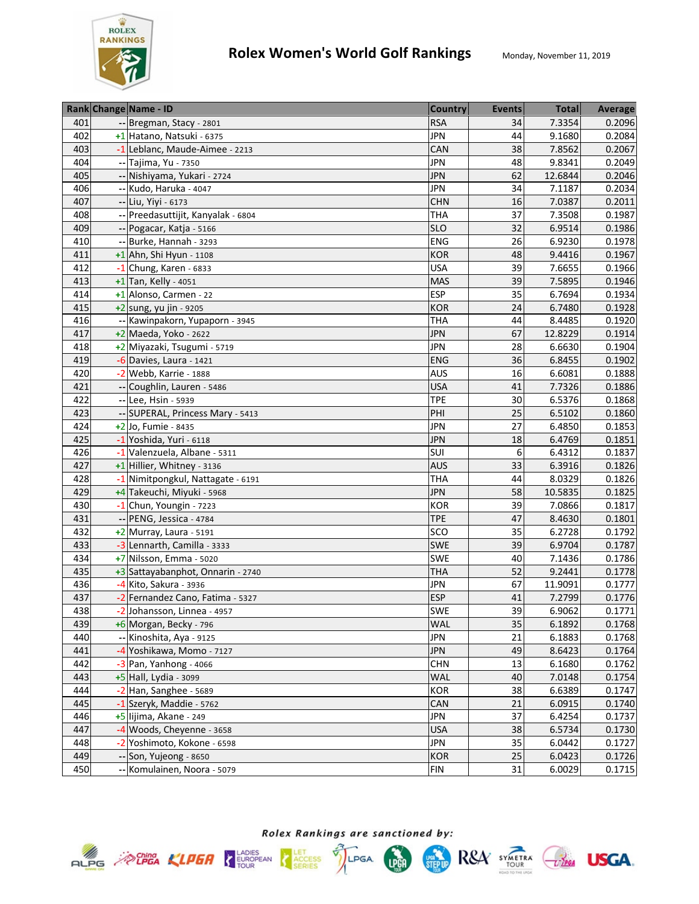# Rolex Women's World Golf Rankings

Monday, November 11, 2019

| Rank | Change | Name - ID | Country | Events | Total | Average |
|---|---|---|---|---|---|---|
| 401 | -- | Bregman, Stacy - 2801 | RSA | 34 | 7.3354 | 0.2096 |
| 402 | +1 | Hatano, Natsuki - 6375 | JPN | 44 | 9.1680 | 0.2084 |
| 403 | -1 | Leblanc, Maude-Aimee - 2213 | CAN | 38 | 7.8562 | 0.2067 |
| 404 | -- | Tajima, Yu - 7350 | JPN | 48 | 9.8341 | 0.2049 |
| 405 | -- | Nishiyama, Yukari - 2724 | JPN | 62 | 12.6844 | 0.2046 |
| 406 | -- | Kudo, Haruka - 4047 | JPN | 34 | 7.1187 | 0.2034 |
| 407 | -- | Liu, Yiyi - 6173 | CHN | 16 | 7.0387 | 0.2011 |
| 408 | -- | Preedasuttijit, Kanyalak - 6804 | THA | 37 | 7.3508 | 0.1987 |
| 409 | -- | Pogacar, Katja - 5166 | SLO | 32 | 6.9514 | 0.1986 |
| 410 | -- | Burke, Hannah - 3293 | ENG | 26 | 6.9230 | 0.1978 |
| 411 | +1 | Ahn, Shi Hyun - 1108 | KOR | 48 | 9.4416 | 0.1967 |
| 412 | -1 | Chung, Karen - 6833 | USA | 39 | 7.6655 | 0.1966 |
| 413 | +1 | Tan, Kelly - 4051 | MAS | 39 | 7.5895 | 0.1946 |
| 414 | +1 | Alonso, Carmen - 22 | ESP | 35 | 6.7694 | 0.1934 |
| 415 | +2 | sung, yu jin - 9205 | KOR | 24 | 6.7480 | 0.1928 |
| 416 | -- | Kawinpakorn, Yupaporn - 3945 | THA | 44 | 8.4485 | 0.1920 |
| 417 | +2 | Maeda, Yoko - 2622 | JPN | 67 | 12.8229 | 0.1914 |
| 418 | +2 | Miyazaki, Tsugumi - 5719 | JPN | 28 | 6.6630 | 0.1904 |
| 419 | -6 | Davies, Laura - 1421 | ENG | 36 | 6.8455 | 0.1902 |
| 420 | -2 | Webb, Karrie - 1888 | AUS | 16 | 6.6081 | 0.1888 |
| 421 | -- | Coughlin, Lauren - 5486 | USA | 41 | 7.7326 | 0.1886 |
| 422 | -- | Lee, Hsin - 5939 | TPE | 30 | 6.5376 | 0.1868 |
| 423 | -- | SUPERAL, Princess Mary - 5413 | PHI | 25 | 6.5102 | 0.1860 |
| 424 | +2 | Jo, Fumie - 8435 | JPN | 27 | 6.4850 | 0.1853 |
| 425 | -1 | Yoshida, Yuri - 6118 | JPN | 18 | 6.4769 | 0.1851 |
| 426 | -1 | Valenzuela, Albane - 5311 | SUI | 6 | 6.4312 | 0.1837 |
| 427 | +1 | Hillier, Whitney - 3136 | AUS | 33 | 6.3916 | 0.1826 |
| 428 | -1 | Nimitpongkul, Nattagate - 6191 | THA | 44 | 8.0329 | 0.1826 |
| 429 | +4 | Takeuchi, Miyuki - 5968 | JPN | 58 | 10.5835 | 0.1825 |
| 430 | -1 | Chun, Youngin - 7223 | KOR | 39 | 7.0866 | 0.1817 |
| 431 | -- | PENG, Jessica - 4784 | TPE | 47 | 8.4630 | 0.1801 |
| 432 | +2 | Murray, Laura - 5191 | SCO | 35 | 6.2728 | 0.1792 |
| 433 | -3 | Lennarth, Camilla - 3333 | SWE | 39 | 6.9704 | 0.1787 |
| 434 | +7 | Nilsson, Emma - 5020 | SWE | 40 | 7.1436 | 0.1786 |
| 435 | +3 | Sattayabanphot, Onnarin - 2740 | THA | 52 | 9.2441 | 0.1778 |
| 436 | -4 | Kito, Sakura - 3936 | JPN | 67 | 11.9091 | 0.1777 |
| 437 | -2 | Fernandez Cano, Fatima - 5327 | ESP | 41 | 7.2799 | 0.1776 |
| 438 | -2 | Johansson, Linnea - 4957 | SWE | 39 | 6.9062 | 0.1771 |
| 439 | +6 | Morgan, Becky - 796 | WAL | 35 | 6.1892 | 0.1768 |
| 440 | -- | Kinoshita, Aya - 9125 | JPN | 21 | 6.1883 | 0.1768 |
| 441 | -4 | Yoshikawa, Momo - 7127 | JPN | 49 | 8.6423 | 0.1764 |
| 442 | -3 | Pan, Yanhong - 4066 | CHN | 13 | 6.1680 | 0.1762 |
| 443 | +5 | Hall, Lydia - 3099 | WAL | 40 | 7.0148 | 0.1754 |
| 444 | -2 | Han, Sanghee - 5689 | KOR | 38 | 6.6389 | 0.1747 |
| 445 | -1 | Szeryk, Maddie - 5762 | CAN | 21 | 6.0915 | 0.1740 |
| 446 | +5 | Iijima, Akane - 249 | JPN | 37 | 6.4254 | 0.1737 |
| 447 | -4 | Woods, Cheyenne - 3658 | USA | 38 | 6.5734 | 0.1730 |
| 448 | -2 | Yoshimoto, Kokone - 6598 | JPN | 35 | 6.0442 | 0.1727 |
| 449 | -- | Son, Yujeong - 8650 | KOR | 25 | 6.0423 | 0.1726 |
| 450 | -- | Komulainen, Noora - 5079 | FIN | 31 | 6.0029 | 0.1715 |

*Rolex Rankings are sanctioned by:*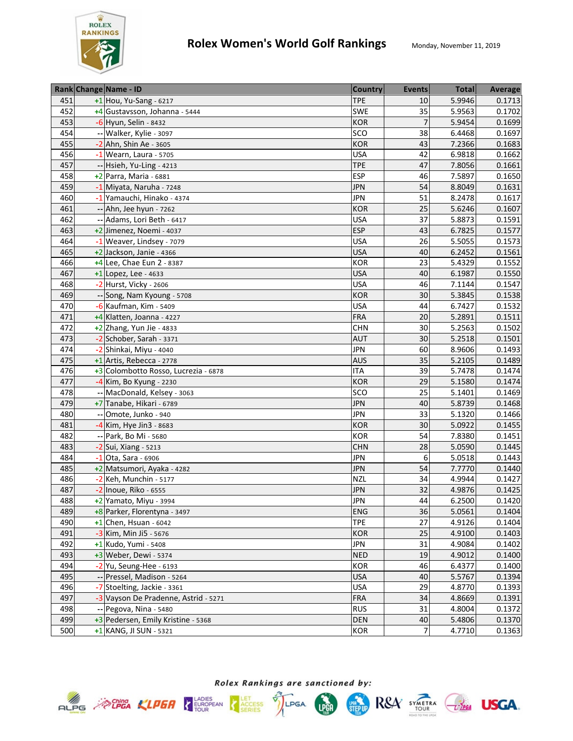# Rolex Women's World Golf Rankings

Monday, November 11, 2019

| Rank | Change | Name - ID | Country | Events | Total | Average |
|---|---|---|---|---|---|---|
| 451 | +1 | Hou, Yu-Sang - 6217 | TPE | 10 | 5.9946 | 0.1713 |
| 452 | +4 | Gustavsson, Johanna - 5444 | SWE | 35 | 5.9563 | 0.1702 |
| 453 | -6 | Hyun, Selin - 8432 | KOR | 7 | 5.9454 | 0.1699 |
| 454 | -- | Walker, Kylie - 3097 | SCO | 38 | 6.4468 | 0.1697 |
| 455 | -2 | Ahn, Shin Ae - 3605 | KOR | 43 | 7.2366 | 0.1683 |
| 456 | -1 | Wearn, Laura - 5705 | USA | 42 | 6.9818 | 0.1662 |
| 457 | -- | Hsieh, Yu-Ling - 4213 | TPE | 47 | 7.8056 | 0.1661 |
| 458 | +2 | Parra, Maria - 6881 | ESP | 46 | 7.5897 | 0.1650 |
| 459 | -1 | Miyata, Naruha - 7248 | JPN | 54 | 8.8049 | 0.1631 |
| 460 | -1 | Yamauchi, Hinako - 4374 | JPN | 51 | 8.2478 | 0.1617 |
| 461 | -- | Ahn, Jee hyun - 7262 | KOR | 25 | 5.6246 | 0.1607 |
| 462 | -- | Adams, Lori Beth - 6417 | USA | 37 | 5.8873 | 0.1591 |
| 463 | +2 | Jimenez, Noemi - 4037 | ESP | 43 | 6.7825 | 0.1577 |
| 464 | -1 | Weaver, Lindsey - 7079 | USA | 26 | 5.5055 | 0.1573 |
| 465 | +2 | Jackson, Janie - 4366 | USA | 40 | 6.2452 | 0.1561 |
| 466 | +4 | Lee, Chae Eun 2 - 8387 | KOR | 23 | 5.4329 | 0.1552 |
| 467 | +1 | Lopez, Lee - 4633 | USA | 40 | 6.1987 | 0.1550 |
| 468 | -2 | Hurst, Vicky - 2606 | USA | 46 | 7.1144 | 0.1547 |
| 469 | -- | Song, Nam Kyoung - 5708 | KOR | 30 | 5.3845 | 0.1538 |
| 470 | -6 | Kaufman, Kim - 5409 | USA | 44 | 6.7427 | 0.1532 |
| 471 | +4 | Klatten, Joanna - 4227 | FRA | 20 | 5.2891 | 0.1511 |
| 472 | +2 | Zhang, Yun Jie - 4833 | CHN | 30 | 5.2563 | 0.1502 |
| 473 | -2 | Schober, Sarah - 3371 | AUT | 30 | 5.2518 | 0.1501 |
| 474 | -2 | Shinkai, Miyu - 4040 | JPN | 60 | 8.9606 | 0.1493 |
| 475 | +1 | Artis, Rebecca - 2778 | AUS | 35 | 5.2105 | 0.1489 |
| 476 | +3 | Colombotto Rosso, Lucrezia - 6878 | ITA | 39 | 5.7478 | 0.1474 |
| 477 | -4 | Kim, Bo Kyung - 2230 | KOR | 29 | 5.1580 | 0.1474 |
| 478 | -- | MacDonald, Kelsey - 3063 | SCO | 25 | 5.1401 | 0.1469 |
| 479 | +7 | Tanabe, Hikari - 6789 | JPN | 40 | 5.8739 | 0.1468 |
| 480 | -- | Omote, Junko - 940 | JPN | 33 | 5.1320 | 0.1466 |
| 481 | -4 | Kim, Hye Jin3 - 8683 | KOR | 30 | 5.0922 | 0.1455 |
| 482 | -- | Park, Bo Mi - 5680 | KOR | 54 | 7.8380 | 0.1451 |
| 483 | -2 | Sui, Xiang - 5213 | CHN | 28 | 5.0590 | 0.1445 |
| 484 | -1 | Ota, Sara - 6906 | JPN | 6 | 5.0518 | 0.1443 |
| 485 | +2 | Matsumori, Ayaka - 4282 | JPN | 54 | 7.7770 | 0.1440 |
| 486 | -2 | Keh, Munchin - 5177 | NZL | 34 | 4.9944 | 0.1427 |
| 487 | -2 | Inoue, Riko - 6555 | JPN | 32 | 4.9876 | 0.1425 |
| 488 | +2 | Yamato, Miyu - 3994 | JPN | 44 | 6.2500 | 0.1420 |
| 489 | +8 | Parker, Florentyna - 3497 | ENG | 36 | 5.0561 | 0.1404 |
| 490 | +1 | Chen, Hsuan - 6042 | TPE | 27 | 4.9126 | 0.1404 |
| 491 | -3 | Kim, Min Ji5 - 5676 | KOR | 25 | 4.9100 | 0.1403 |
| 492 | +1 | Kudo, Yumi - 5408 | JPN | 31 | 4.9084 | 0.1402 |
| 493 | +3 | Weber, Dewi - 5374 | NED | 19 | 4.9012 | 0.1400 |
| 494 | -2 | Yu, Seung-Hee - 6193 | KOR | 46 | 6.4377 | 0.1400 |
| 495 | -- | Pressel, Madison - 5264 | USA | 40 | 5.5767 | 0.1394 |
| 496 | -7 | Stoelting, Jackie - 3361 | USA | 29 | 4.8770 | 0.1393 |
| 497 | -3 | Vayson De Pradenne, Astrid - 5271 | FRA | 34 | 4.8669 | 0.1391 |
| 498 | -- | Pegova, Nina - 5480 | RUS | 31 | 4.8004 | 0.1372 |
| 499 | +3 | Pedersen, Emily Kristine - 5368 | DEN | 40 | 5.4806 | 0.1370 |
| 500 | +1 | KANG, JI SUN - 5321 | KOR | 7 | 4.7710 | 0.1363 |

*Rolex Rankings are sanctioned by:*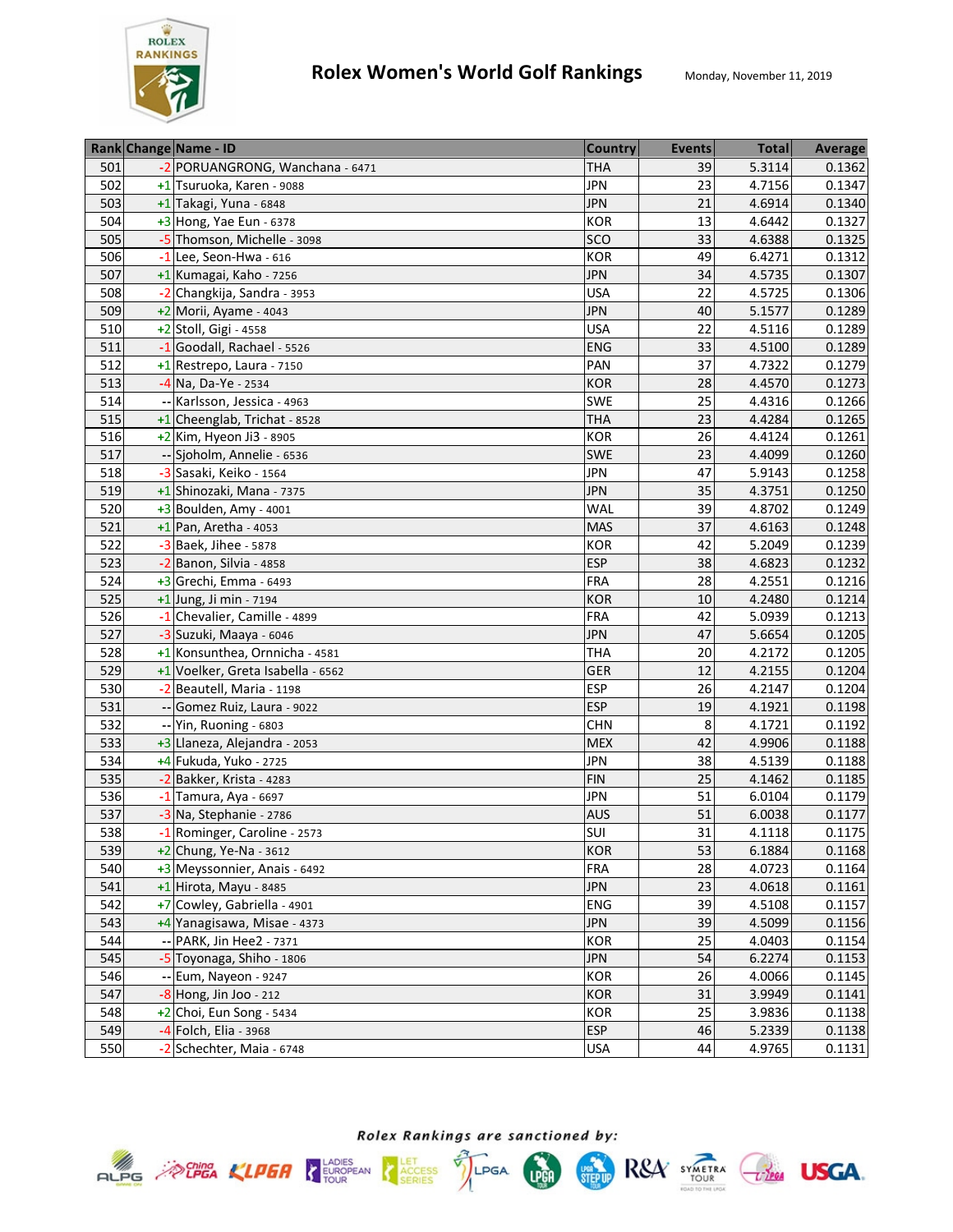# Rolex Women's World Golf Rankings

Monday, November 11, 2019

| Rank | Change | Name - ID | Country | Events | Total | Average |
|---|---|---|---|---|---|---|
| 501 | -2 | PORUANGRONG, Wanchana - 6471 | THA | 39 | 5.3114 | 0.1362 |
| 502 | +1 | Tsuruoka, Karen - 9088 | JPN | 23 | 4.7156 | 0.1347 |
| 503 | +1 | Takagi, Yuna - 6848 | JPN | 21 | 4.6914 | 0.1340 |
| 504 | +3 | Hong, Yae Eun - 6378 | KOR | 13 | 4.6442 | 0.1327 |
| 505 | -5 | Thomson, Michelle - 3098 | SCO | 33 | 4.6388 | 0.1325 |
| 506 | -1 | Lee, Seon-Hwa - 616 | KOR | 49 | 6.4271 | 0.1312 |
| 507 | +1 | Kumagai, Kaho - 7256 | JPN | 34 | 4.5735 | 0.1307 |
| 508 | -2 | Changkija, Sandra - 3953 | USA | 22 | 4.5725 | 0.1306 |
| 509 | +2 | Morii, Ayame - 4043 | JPN | 40 | 5.1577 | 0.1289 |
| 510 | +2 | Stoll, Gigi - 4558 | USA | 22 | 4.5116 | 0.1289 |
| 511 | -1 | Goodall, Rachael - 5526 | ENG | 33 | 4.5100 | 0.1289 |
| 512 | +1 | Restrepo, Laura - 7150 | PAN | 37 | 4.7322 | 0.1279 |
| 513 | -4 | Na, Da-Ye - 2534 | KOR | 28 | 4.4570 | 0.1273 |
| 514 | -- | Karlsson, Jessica - 4963 | SWE | 25 | 4.4316 | 0.1266 |
| 515 | +1 | Cheenglab, Trichat - 8528 | THA | 23 | 4.4284 | 0.1265 |
| 516 | +2 | Kim, Hyeon Ji3 - 8905 | KOR | 26 | 4.4124 | 0.1261 |
| 517 | -- | Sjoholm, Annelie - 6536 | SWE | 23 | 4.4099 | 0.1260 |
| 518 | -3 | Sasaki, Keiko - 1564 | JPN | 47 | 5.9143 | 0.1258 |
| 519 | +1 | Shinozaki, Mana - 7375 | JPN | 35 | 4.3751 | 0.1250 |
| 520 | +3 | Boulden, Amy - 4001 | WAL | 39 | 4.8702 | 0.1249 |
| 521 | +1 | Pan, Aretha - 4053 | MAS | 37 | 4.6163 | 0.1248 |
| 522 | -3 | Baek, Jihee - 5878 | KOR | 42 | 5.2049 | 0.1239 |
| 523 | -2 | Banon, Silvia - 4858 | ESP | 38 | 4.6823 | 0.1232 |
| 524 | +3 | Grechi, Emma - 6493 | FRA | 28 | 4.2551 | 0.1216 |
| 525 | +1 | Jung, Ji min - 7194 | KOR | 10 | 4.2480 | 0.1214 |
| 526 | -1 | Chevalier, Camille - 4899 | FRA | 42 | 5.0939 | 0.1213 |
| 527 | -3 | Suzuki, Maaya - 6046 | JPN | 47 | 5.6654 | 0.1205 |
| 528 | +1 | Konsunthea, Ornnicha - 4581 | THA | 20 | 4.2172 | 0.1205 |
| 529 | +1 | Voelker, Greta Isabella - 6562 | GER | 12 | 4.2155 | 0.1204 |
| 530 | -2 | Beautell, Maria - 1198 | ESP | 26 | 4.2147 | 0.1204 |
| 531 | -- | Gomez Ruiz, Laura - 9022 | ESP | 19 | 4.1921 | 0.1198 |
| 532 | -- | Yin, Ruoning - 6803 | CHN | 8 | 4.1721 | 0.1192 |
| 533 | +3 | Llaneza, Alejandra - 2053 | MEX | 42 | 4.9906 | 0.1188 |
| 534 | +4 | Fukuda, Yuko - 2725 | JPN | 38 | 4.5139 | 0.1188 |
| 535 | -2 | Bakker, Krista - 4283 | FIN | 25 | 4.1462 | 0.1185 |
| 536 | -1 | Tamura, Aya - 6697 | JPN | 51 | 6.0104 | 0.1179 |
| 537 | -3 | Na, Stephanie - 2786 | AUS | 51 | 6.0038 | 0.1177 |
| 538 | -1 | Rominger, Caroline - 2573 | SUI | 31 | 4.1118 | 0.1175 |
| 539 | +2 | Chung, Ye-Na - 3612 | KOR | 53 | 6.1884 | 0.1168 |
| 540 | +3 | Meyssonnier, Anais - 6492 | FRA | 28 | 4.0723 | 0.1164 |
| 541 | +1 | Hirota, Mayu - 8485 | JPN | 23 | 4.0618 | 0.1161 |
| 542 | +7 | Cowley, Gabriella - 4901 | ENG | 39 | 4.5108 | 0.1157 |
| 543 | +4 | Yanagisawa, Misae - 4373 | JPN | 39 | 4.5099 | 0.1156 |
| 544 | -- | PARK, Jin Hee2 - 7371 | KOR | 25 | 4.0403 | 0.1154 |
| 545 | -5 | Toyonaga, Shiho - 1806 | JPN | 54 | 6.2274 | 0.1153 |
| 546 | -- | Eum, Nayeon - 9247 | KOR | 26 | 4.0066 | 0.1145 |
| 547 | -8 | Hong, Jin Joo - 212 | KOR | 31 | 3.9949 | 0.1141 |
| 548 | +2 | Choi, Eun Song - 5434 | KOR | 25 | 3.9836 | 0.1138 |
| 549 | -4 | Folch, Elia - 3968 | ESP | 46 | 5.2339 | 0.1138 |
| 550 | -2 | Schechter, Maia - 6748 | USA | 44 | 4.9765 | 0.1131 |

*Rolex Rankings are sanctioned by:*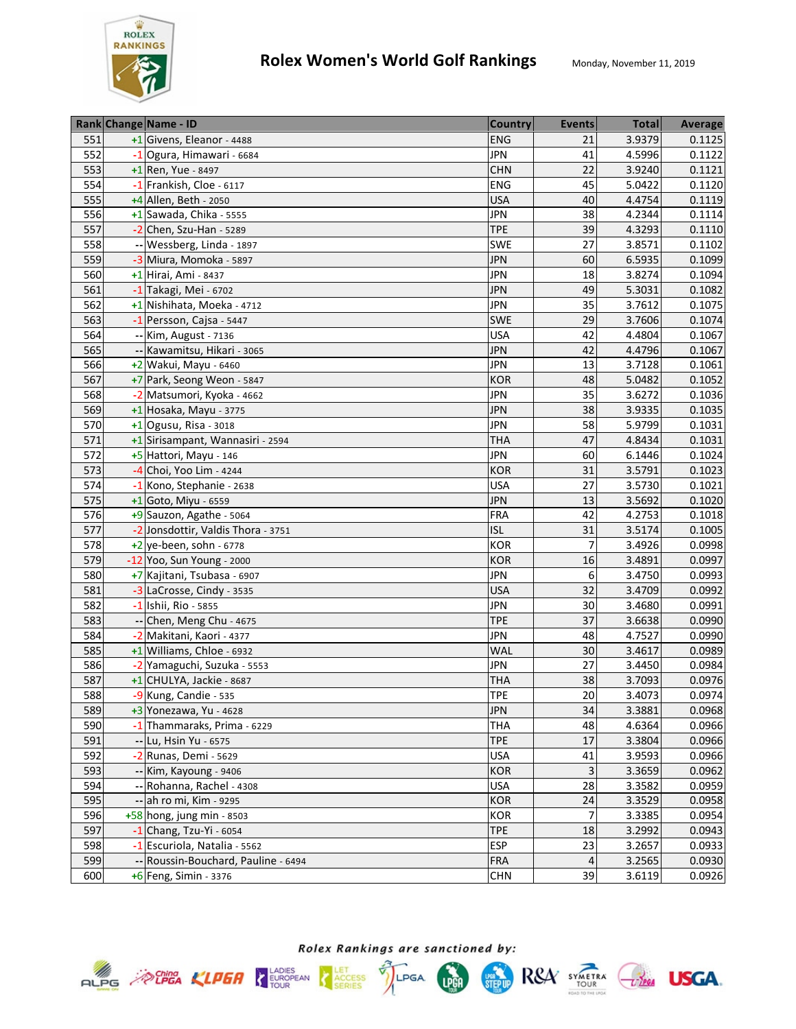# Rolex Women's World Golf Rankings

Monday, November 11, 2019

| Rank | Change | Name - ID | Country | Events | Total | Average |
|---|---|---|---|---|---|---|
| 551 | +1 | Givens, Eleanor - 4488 | ENG | 21 | 3.9379 | 0.1125 |
| 552 | -1 | Ogura, Himawari - 6684 | JPN | 41 | 4.5996 | 0.1122 |
| 553 | +1 | Ren, Yue - 8497 | CHN | 22 | 3.9240 | 0.1121 |
| 554 | -1 | Frankish, Cloe - 6117 | ENG | 45 | 5.0422 | 0.1120 |
| 555 | +4 | Allen, Beth - 2050 | USA | 40 | 4.4754 | 0.1119 |
| 556 | +1 | Sawada, Chika - 5555 | JPN | 38 | 4.2344 | 0.1114 |
| 557 | -2 | Chen, Szu-Han - 5289 | TPE | 39 | 4.3293 | 0.1110 |
| 558 | -- | Wessberg, Linda - 1897 | SWE | 27 | 3.8571 | 0.1102 |
| 559 | -3 | Miura, Momoka - 5897 | JPN | 60 | 6.5935 | 0.1099 |
| 560 | +1 | Hirai, Ami - 8437 | JPN | 18 | 3.8274 | 0.1094 |
| 561 | -1 | Takagi, Mei - 6702 | JPN | 49 | 5.3031 | 0.1082 |
| 562 | +1 | Nishihata, Moeka - 4712 | JPN | 35 | 3.7612 | 0.1075 |
| 563 | -1 | Persson, Cajsa - 5447 | SWE | 29 | 3.7606 | 0.1074 |
| 564 | -- | Kim, August - 7136 | USA | 42 | 4.4804 | 0.1067 |
| 565 | -- | Kawamitsu, Hikari - 3065 | JPN | 42 | 4.4796 | 0.1067 |
| 566 | +2 | Wakui, Mayu - 6460 | JPN | 13 | 3.7128 | 0.1061 |
| 567 | +7 | Park, Seong Weon - 5847 | KOR | 48 | 5.0482 | 0.1052 |
| 568 | -2 | Matsumori, Kyoka - 4662 | JPN | 35 | 3.6272 | 0.1036 |
| 569 | +1 | Hosaka, Mayu - 3775 | JPN | 38 | 3.9335 | 0.1035 |
| 570 | +1 | Ogusu, Risa - 3018 | JPN | 58 | 5.9799 | 0.1031 |
| 571 | +1 | Sirisampant, Wannasiri - 2594 | THA | 47 | 4.8434 | 0.1031 |
| 572 | +5 | Hattori, Mayu - 146 | JPN | 60 | 6.1446 | 0.1024 |
| 573 | -4 | Choi, Yoo Lim - 4244 | KOR | 31 | 3.5791 | 0.1023 |
| 574 | -1 | Kono, Stephanie - 2638 | USA | 27 | 3.5730 | 0.1021 |
| 575 | +1 | Goto, Miyu - 6559 | JPN | 13 | 3.5692 | 0.1020 |
| 576 | +9 | Sauzon, Agathe - 5064 | FRA | 42 | 4.2753 | 0.1018 |
| 577 | -2 | Jonsdottir, Valdis Thora - 3751 | ISL | 31 | 3.5174 | 0.1005 |
| 578 | +2 | ye-been, sohn - 6778 | KOR | 7 | 3.4926 | 0.0998 |
| 579 | -12 | Yoo, Sun Young - 2000 | KOR | 16 | 3.4891 | 0.0997 |
| 580 | +7 | Kajitani, Tsubasa - 6907 | JPN | 6 | 3.4750 | 0.0993 |
| 581 | -3 | LaCrosse, Cindy - 3535 | USA | 32 | 3.4709 | 0.0992 |
| 582 | -1 | Ishii, Rio - 5855 | JPN | 30 | 3.4680 | 0.0991 |
| 583 | -- | Chen, Meng Chu - 4675 | TPE | 37 | 3.6638 | 0.0990 |
| 584 | -2 | Makitani, Kaori - 4377 | JPN | 48 | 4.7527 | 0.0990 |
| 585 | +1 | Williams, Chloe - 6932 | WAL | 30 | 3.4617 | 0.0989 |
| 586 | -2 | Yamaguchi, Suzuka - 5553 | JPN | 27 | 3.4450 | 0.0984 |
| 587 | +1 | CHULYA, Jackie - 8687 | THA | 38 | 3.7093 | 0.0976 |
| 588 | -9 | Kung, Candie - 535 | TPE | 20 | 3.4073 | 0.0974 |
| 589 | +3 | Yonezawa, Yu - 4628 | JPN | 34 | 3.3881 | 0.0968 |
| 590 | -1 | Thammaraks, Prima - 6229 | THA | 48 | 4.6364 | 0.0966 |
| 591 | -- | Lu, Hsin Yu - 6575 | TPE | 17 | 3.3804 | 0.0966 |
| 592 | -2 | Runas, Demi - 5629 | USA | 41 | 3.9593 | 0.0966 |
| 593 | -- | Kim, Kayoung - 9406 | KOR | 3 | 3.3659 | 0.0962 |
| 594 | -- | Rohanna, Rachel - 4308 | USA | 28 | 3.3582 | 0.0959 |
| 595 | -- | ah ro mi, Kim - 9295 | KOR | 24 | 3.3529 | 0.0958 |
| 596 | +58 | hong, jung min - 8503 | KOR | 7 | 3.3385 | 0.0954 |
| 597 | -1 | Chang, Tzu-Yi - 6054 | TPE | 18 | 3.2992 | 0.0943 |
| 598 | -1 | Escuriola, Natalia - 5562 | ESP | 23 | 3.2657 | 0.0933 |
| 599 | -- | Roussin-Bouchard, Pauline - 6494 | FRA | 4 | 3.2565 | 0.0930 |
| 600 | +6 | Feng, Simin - 3376 | CHN | 39 | 3.6119 | 0.0926 |

*Rolex Rankings are sanctioned by:*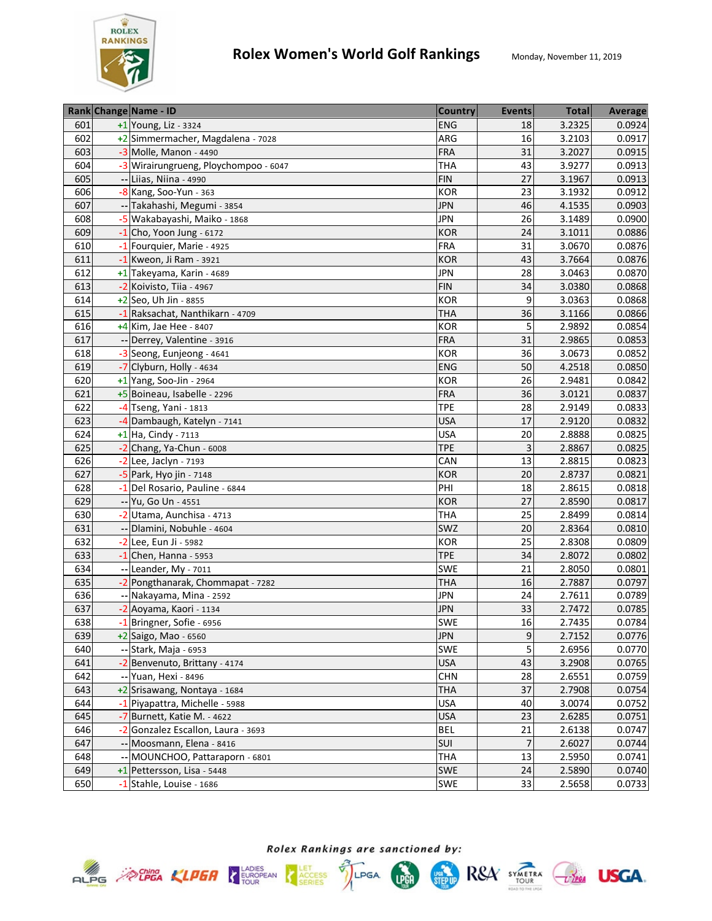# Rolex Women's World Golf Rankings

Monday, November 11, 2019

| Rank | Change | Name - ID | Country | Events | Total | Average |
|---|---|---|---|---|---|---|
| 601 | +1 | Young, Liz - 3324 | ENG | 18 | 3.2325 | 0.0924 |
| 602 | +2 | Simmermacher, Magdalena - 7028 | ARG | 16 | 3.2103 | 0.0917 |
| 603 | -3 | Molle, Manon - 4490 | FRA | 31 | 3.2027 | 0.0915 |
| 604 | -3 | Wirairungrueng, Ploychompoo - 6047 | THA | 43 | 3.9277 | 0.0913 |
| 605 | -- | Liias, Niina - 4990 | FIN | 27 | 3.1967 | 0.0913 |
| 606 | -8 | Kang, Soo-Yun - 363 | KOR | 23 | 3.1932 | 0.0912 |
| 607 | -- | Takahashi, Megumi - 3854 | JPN | 46 | 4.1535 | 0.0903 |
| 608 | -5 | Wakabayashi, Maiko - 1868 | JPN | 26 | 3.1489 | 0.0900 |
| 609 | -1 | Cho, Yoon Jung - 6172 | KOR | 24 | 3.1011 | 0.0886 |
| 610 | -1 | Fourquier, Marie - 4925 | FRA | 31 | 3.0670 | 0.0876 |
| 611 | -1 | Kweon, Ji Ram - 3921 | KOR | 43 | 3.7664 | 0.0876 |
| 612 | +1 | Takeyama, Karin - 4689 | JPN | 28 | 3.0463 | 0.0870 |
| 613 | -2 | Koivisto, Tiia - 4967 | FIN | 34 | 3.0380 | 0.0868 |
| 614 | +2 | Seo, Uh Jin - 8855 | KOR | 9 | 3.0363 | 0.0868 |
| 615 | -1 | Raksachat, Nanthikarn - 4709 | THA | 36 | 3.1166 | 0.0866 |
| 616 | +4 | Kim, Jae Hee - 8407 | KOR | 5 | 2.9892 | 0.0854 |
| 617 | -- | Derrey, Valentine - 3916 | FRA | 31 | 2.9865 | 0.0853 |
| 618 | -3 | Seong, Eunjeong - 4641 | KOR | 36 | 3.0673 | 0.0852 |
| 619 | -7 | Clyburn, Holly - 4634 | ENG | 50 | 4.2518 | 0.0850 |
| 620 | +1 | Yang, Soo-Jin - 2964 | KOR | 26 | 2.9481 | 0.0842 |
| 621 | +5 | Boineau, Isabelle - 2296 | FRA | 36 | 3.0121 | 0.0837 |
| 622 | -4 | Tseng, Yani - 1813 | TPE | 28 | 2.9149 | 0.0833 |
| 623 | -4 | Dambaugh, Katelyn - 7141 | USA | 17 | 2.9120 | 0.0832 |
| 624 | +1 | Ha, Cindy - 7113 | USA | 20 | 2.8888 | 0.0825 |
| 625 | -2 | Chang, Ya-Chun - 6008 | TPE | 3 | 2.8867 | 0.0825 |
| 626 | -2 | Lee, Jaclyn - 7193 | CAN | 13 | 2.8815 | 0.0823 |
| 627 | -5 | Park, Hyo jin - 7148 | KOR | 20 | 2.8737 | 0.0821 |
| 628 | -1 | Del Rosario, Pauline - 6844 | PHI | 18 | 2.8615 | 0.0818 |
| 629 | -- | Yu, Go Un - 4551 | KOR | 27 | 2.8590 | 0.0817 |
| 630 | -2 | Utama, Aunchisa - 4713 | THA | 25 | 2.8499 | 0.0814 |
| 631 | -- | Dlamini, Nobuhle - 4604 | SWZ | 20 | 2.8364 | 0.0810 |
| 632 | -2 | Lee, Eun Ji - 5982 | KOR | 25 | 2.8308 | 0.0809 |
| 633 | -1 | Chen, Hanna - 5953 | TPE | 34 | 2.8072 | 0.0802 |
| 634 | -- | Leander, My - 7011 | SWE | 21 | 2.8050 | 0.0801 |
| 635 | -2 | Pongthanarak, Chommapat - 7282 | THA | 16 | 2.7887 | 0.0797 |
| 636 | -- | Nakayama, Mina - 2592 | JPN | 24 | 2.7611 | 0.0789 |
| 637 | -2 | Aoyama, Kaori - 1134 | JPN | 33 | 2.7472 | 0.0785 |
| 638 | -1 | Bringner, Sofie - 6956 | SWE | 16 | 2.7435 | 0.0784 |
| 639 | +2 | Saigo, Mao - 6560 | JPN | 9 | 2.7152 | 0.0776 |
| 640 | -- | Stark, Maja - 6953 | SWE | 5 | 2.6956 | 0.0770 |
| 641 | -2 | Benvenuto, Brittany - 4174 | USA | 43 | 3.2908 | 0.0765 |
| 642 | -- | Yuan, Hexi - 8496 | CHN | 28 | 2.6551 | 0.0759 |
| 643 | +2 | Srisawang, Nontaya - 1684 | THA | 37 | 2.7908 | 0.0754 |
| 644 | -1 | Piyapattra, Michelle - 5988 | USA | 40 | 3.0074 | 0.0752 |
| 645 | -7 | Burnett, Katie M. - 4622 | USA | 23 | 2.6285 | 0.0751 |
| 646 | -2 | Gonzalez Escallon, Laura - 3693 | BEL | 21 | 2.6138 | 0.0747 |
| 647 | -- | Moosmann, Elena - 8416 | SUI | 7 | 2.6027 | 0.0744 |
| 648 | -- | MOUNCHOO, Pattaraporn - 6801 | THA | 13 | 2.5950 | 0.0741 |
| 649 | +1 | Pettersson, Lisa - 5448 | SWE | 24 | 2.5890 | 0.0740 |
| 650 | -1 | Stahle, Louise - 1686 | SWE | 33 | 2.5658 | 0.0733 |

*Rolex Rankings are sanctioned by:*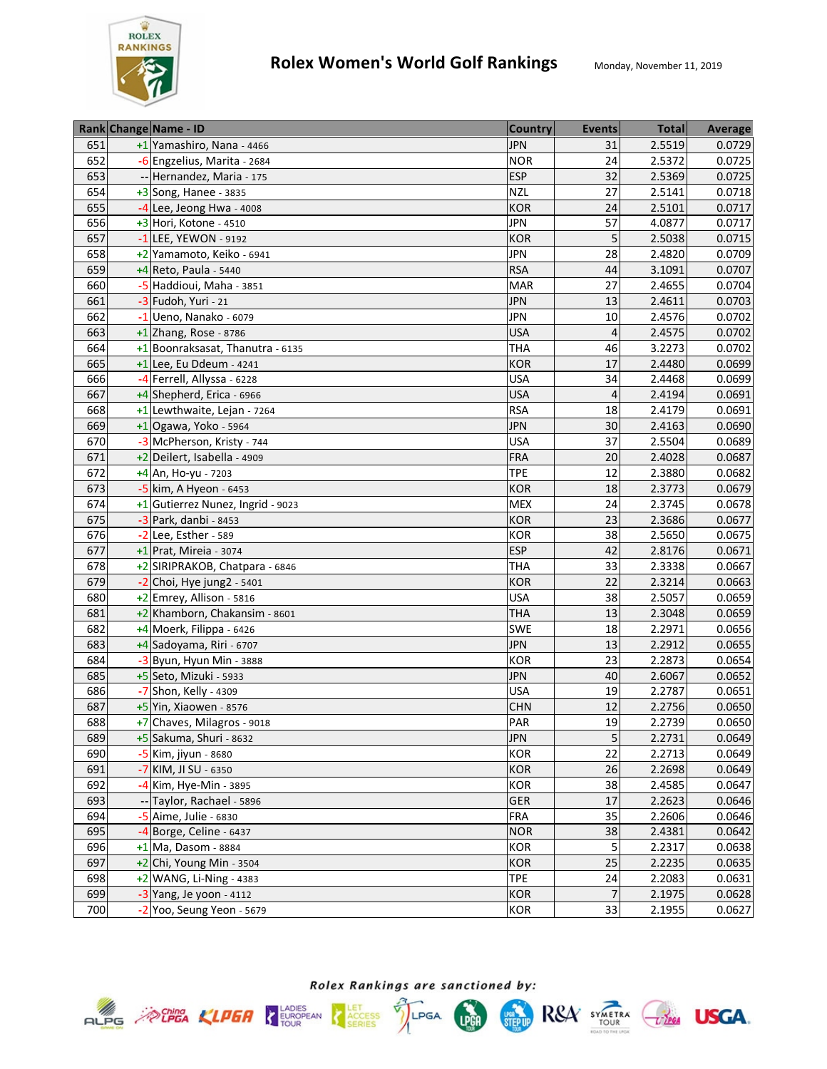# Rolex Women's World Golf Rankings

Monday, November 11, 2019

| Rank | Change | Name - ID | Country | Events | Total | Average |
|---|---|---|---|---|---|---|
| 651 | +1 | Yamashiro, Nana - 4466 | JPN | 31 | 2.5519 | 0.0729 |
| 652 | -6 | Engzelius, Marita - 2684 | NOR | 24 | 2.5372 | 0.0725 |
| 653 | -- | Hernandez, Maria - 175 | ESP | 32 | 2.5369 | 0.0725 |
| 654 | +3 | Song, Hanee - 3835 | NZL | 27 | 2.5141 | 0.0718 |
| 655 | -4 | Lee, Jeong Hwa - 4008 | KOR | 24 | 2.5101 | 0.0717 |
| 656 | +3 | Hori, Kotone - 4510 | JPN | 57 | 4.0877 | 0.0717 |
| 657 | -1 | LEE, YEWON - 9192 | KOR | 5 | 2.5038 | 0.0715 |
| 658 | +2 | Yamamoto, Keiko - 6941 | JPN | 28 | 2.4820 | 0.0709 |
| 659 | +4 | Reto, Paula - 5440 | RSA | 44 | 3.1091 | 0.0707 |
| 660 | -5 | Haddioui, Maha - 3851 | MAR | 27 | 2.4655 | 0.0704 |
| 661 | -3 | Fudoh, Yuri - 21 | JPN | 13 | 2.4611 | 0.0703 |
| 662 | -1 | Ueno, Nanako - 6079 | JPN | 10 | 2.4576 | 0.0702 |
| 663 | +1 | Zhang, Rose - 8786 | USA | 4 | 2.4575 | 0.0702 |
| 664 | +1 | Boonraksasat, Thanutra - 6135 | THA | 46 | 3.2273 | 0.0702 |
| 665 | +1 | Lee, Eu Ddeum - 4241 | KOR | 17 | 2.4480 | 0.0699 |
| 666 | -4 | Ferrell, Allyssa - 6228 | USA | 34 | 2.4468 | 0.0699 |
| 667 | +4 | Shepherd, Erica - 6966 | USA | 4 | 2.4194 | 0.0691 |
| 668 | +1 | Lewthwaite, Lejan - 7264 | RSA | 18 | 2.4179 | 0.0691 |
| 669 | +1 | Ogawa, Yoko - 5964 | JPN | 30 | 2.4163 | 0.0690 |
| 670 | -3 | McPherson, Kristy - 744 | USA | 37 | 2.5504 | 0.0689 |
| 671 | +2 | Deilert, Isabella - 4909 | FRA | 20 | 2.4028 | 0.0687 |
| 672 | +4 | An, Ho-yu - 7203 | TPE | 12 | 2.3880 | 0.0682 |
| 673 | -5 | kim, A Hyeon - 6453 | KOR | 18 | 2.3773 | 0.0679 |
| 674 | +1 | Gutierrez Nunez, Ingrid - 9023 | MEX | 24 | 2.3745 | 0.0678 |
| 675 | -3 | Park, danbi - 8453 | KOR | 23 | 2.3686 | 0.0677 |
| 676 | -2 | Lee, Esther - 589 | KOR | 38 | 2.5650 | 0.0675 |
| 677 | +1 | Prat, Mireia - 3074 | ESP | 42 | 2.8176 | 0.0671 |
| 678 | +2 | SIRIPRAKOB, Chatpara - 6846 | THA | 33 | 2.3338 | 0.0667 |
| 679 | -2 | Choi, Hye jung2 - 5401 | KOR | 22 | 2.3214 | 0.0663 |
| 680 | +2 | Emrey, Allison - 5816 | USA | 38 | 2.5057 | 0.0659 |
| 681 | +2 | Khamborn, Chakansim - 8601 | THA | 13 | 2.3048 | 0.0659 |
| 682 | +4 | Moerk, Filippa - 6426 | SWE | 18 | 2.2971 | 0.0656 |
| 683 | +4 | Sadoyama, Riri - 6707 | JPN | 13 | 2.2912 | 0.0655 |
| 684 | -3 | Byun, Hyun Min - 3888 | KOR | 23 | 2.2873 | 0.0654 |
| 685 | +5 | Seto, Mizuki - 5933 | JPN | 40 | 2.6067 | 0.0652 |
| 686 | -7 | Shon, Kelly - 4309 | USA | 19 | 2.2787 | 0.0651 |
| 687 | +5 | Yin, Xiaowen - 8576 | CHN | 12 | 2.2756 | 0.0650 |
| 688 | +7 | Chaves, Milagros - 9018 | PAR | 19 | 2.2739 | 0.0650 |
| 689 | +5 | Sakuma, Shuri - 8632 | JPN | 5 | 2.2731 | 0.0649 |
| 690 | -5 | Kim, jiyun - 8680 | KOR | 22 | 2.2713 | 0.0649 |
| 691 | -7 | KIM, JI SU - 6350 | KOR | 26 | 2.2698 | 0.0649 |
| 692 | -4 | Kim, Hye-Min - 3895 | KOR | 38 | 2.4585 | 0.0647 |
| 693 | -- | Taylor, Rachael - 5896 | GER | 17 | 2.2623 | 0.0646 |
| 694 | -5 | Aime, Julie - 6830 | FRA | 35 | 2.2606 | 0.0646 |
| 695 | -4 | Borge, Celine - 6437 | NOR | 38 | 2.4381 | 0.0642 |
| 696 | +1 | Ma, Dasom - 8884 | KOR | 5 | 2.2317 | 0.0638 |
| 697 | +2 | Chi, Young Min - 3504 | KOR | 25 | 2.2235 | 0.0635 |
| 698 | +2 | WANG, Li-Ning - 4383 | TPE | 24 | 2.2083 | 0.0631 |
| 699 | -3 | Yang, Je yoon - 4112 | KOR | 7 | 2.1975 | 0.0628 |
| 700 | -2 | Yoo, Seung Yeon - 5679 | KOR | 33 | 2.1955 | 0.0627 |

*Rolex Rankings are sanctioned by:*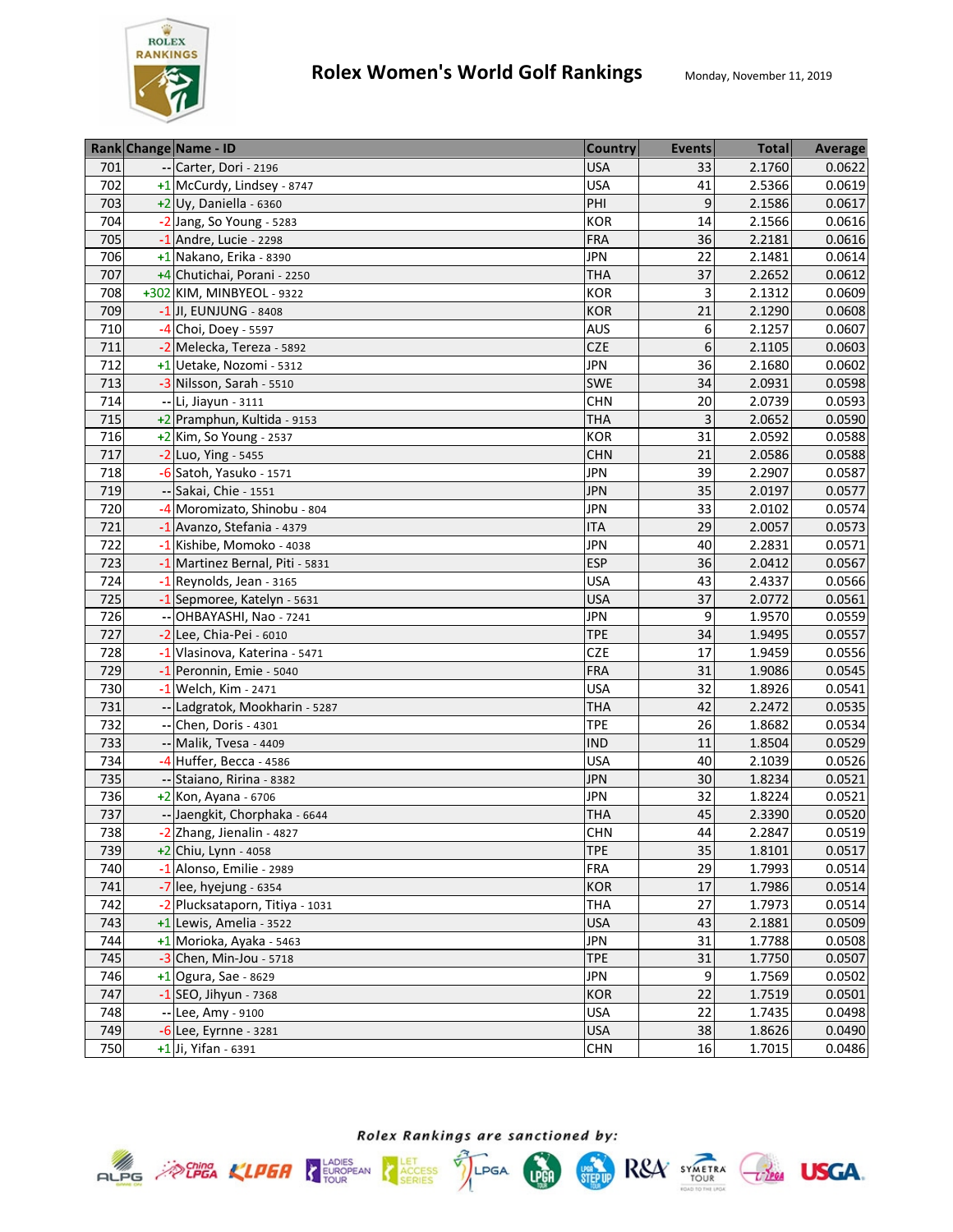# Rolex Women's World Golf Rankings

Monday, November 11, 2019

| Rank | Change | Name - ID | Country | Events | Total | Average |
|---|---|---|---|---|---|---|
| 701 | -- | Carter, Dori - 2196 | USA | 33 | 2.1760 | 0.0622 |
| 702 | +1 | McCurdy, Lindsey - 8747 | USA | 41 | 2.5366 | 0.0619 |
| 703 | +2 | Uy, Daniella - 6360 | PHI | 9 | 2.1586 | 0.0617 |
| 704 | -2 | Jang, So Young - 5283 | KOR | 14 | 2.1566 | 0.0616 |
| 705 | -1 | Andre, Lucie - 2298 | FRA | 36 | 2.2181 | 0.0616 |
| 706 | +1 | Nakano, Erika - 8390 | JPN | 22 | 2.1481 | 0.0614 |
| 707 | +4 | Chutichai, Porani - 2250 | THA | 37 | 2.2652 | 0.0612 |
| 708 | +302 | KIM, MINBYEOL - 9322 | KOR | 3 | 2.1312 | 0.0609 |
| 709 | -1 | JI, EUNJUNG - 8408 | KOR | 21 | 2.1290 | 0.0608 |
| 710 | -4 | Choi, Doey - 5597 | AUS | 6 | 2.1257 | 0.0607 |
| 711 | -2 | Melecka, Tereza - 5892 | CZE | 6 | 2.1105 | 0.0603 |
| 712 | +1 | Uetake, Nozomi - 5312 | JPN | 36 | 2.1680 | 0.0602 |
| 713 | -3 | Nilsson, Sarah - 5510 | SWE | 34 | 2.0931 | 0.0598 |
| 714 | -- | Li, Jiayun - 3111 | CHN | 20 | 2.0739 | 0.0593 |
| 715 | +2 | Pramphun, Kultida - 9153 | THA | 3 | 2.0652 | 0.0590 |
| 716 | +2 | Kim, So Young - 2537 | KOR | 31 | 2.0592 | 0.0588 |
| 717 | -2 | Luo, Ying - 5455 | CHN | 21 | 2.0586 | 0.0588 |
| 718 | -6 | Satoh, Yasuko - 1571 | JPN | 39 | 2.2907 | 0.0587 |
| 719 | -- | Sakai, Chie - 1551 | JPN | 35 | 2.0197 | 0.0577 |
| 720 | -4 | Moromizato, Shinobu - 804 | JPN | 33 | 2.0102 | 0.0574 |
| 721 | -1 | Avanzo, Stefania - 4379 | ITA | 29 | 2.0057 | 0.0573 |
| 722 | -1 | Kishibe, Momoko - 4038 | JPN | 40 | 2.2831 | 0.0571 |
| 723 | -1 | Martinez Bernal, Piti - 5831 | ESP | 36 | 2.0412 | 0.0567 |
| 724 | -1 | Reynolds, Jean - 3165 | USA | 43 | 2.4337 | 0.0566 |
| 725 | -1 | Sepmoree, Katelyn - 5631 | USA | 37 | 2.0772 | 0.0561 |
| 726 | -- | OHBAYASHI, Nao - 7241 | JPN | 9 | 1.9570 | 0.0559 |
| 727 | -2 | Lee, Chia-Pei - 6010 | TPE | 34 | 1.9495 | 0.0557 |
| 728 | -1 | Vlasinova, Katerina - 5471 | CZE | 17 | 1.9459 | 0.0556 |
| 729 | -1 | Peronnin, Emie - 5040 | FRA | 31 | 1.9086 | 0.0545 |
| 730 | -1 | Welch, Kim - 2471 | USA | 32 | 1.8926 | 0.0541 |
| 731 | -- | Ladgratok, Mookharin - 5287 | THA | 42 | 2.2472 | 0.0535 |
| 732 | -- | Chen, Doris - 4301 | TPE | 26 | 1.8682 | 0.0534 |
| 733 | -- | Malik, Tvesa - 4409 | IND | 11 | 1.8504 | 0.0529 |
| 734 | -4 | Huffer, Becca - 4586 | USA | 40 | 2.1039 | 0.0526 |
| 735 | -- | Staiano, Ririna - 8382 | JPN | 30 | 1.8234 | 0.0521 |
| 736 | +2 | Kon, Ayana - 6706 | JPN | 32 | 1.8224 | 0.0521 |
| 737 | -- | Jaengkit, Chorphaka - 6644 | THA | 45 | 2.3390 | 0.0520 |
| 738 | -2 | Zhang, Jienalin - 4827 | CHN | 44 | 2.2847 | 0.0519 |
| 739 | +2 | Chiu, Lynn - 4058 | TPE | 35 | 1.8101 | 0.0517 |
| 740 | -1 | Alonso, Emilie - 2989 | FRA | 29 | 1.7993 | 0.0514 |
| 741 | -7 | lee, hyejung - 6354 | KOR | 17 | 1.7986 | 0.0514 |
| 742 | -2 | Plucksataporn, Titiya - 1031 | THA | 27 | 1.7973 | 0.0514 |
| 743 | +1 | Lewis, Amelia - 3522 | USA | 43 | 2.1881 | 0.0509 |
| 744 | +1 | Morioka, Ayaka - 5463 | JPN | 31 | 1.7788 | 0.0508 |
| 745 | -3 | Chen, Min-Jou - 5718 | TPE | 31 | 1.7750 | 0.0507 |
| 746 | +1 | Ogura, Sae - 8629 | JPN | 9 | 1.7569 | 0.0502 |
| 747 | -1 | SEO, Jihyun - 7368 | KOR | 22 | 1.7519 | 0.0501 |
| 748 | -- | Lee, Amy - 9100 | USA | 22 | 1.7435 | 0.0498 |
| 749 | -6 | Lee, Eyrnne - 3281 | USA | 38 | 1.8626 | 0.0490 |
| 750 | +1 | Ji, Yifan - 6391 | CHN | 16 | 1.7015 | 0.0486 |

*Rolex Rankings are sanctioned by:*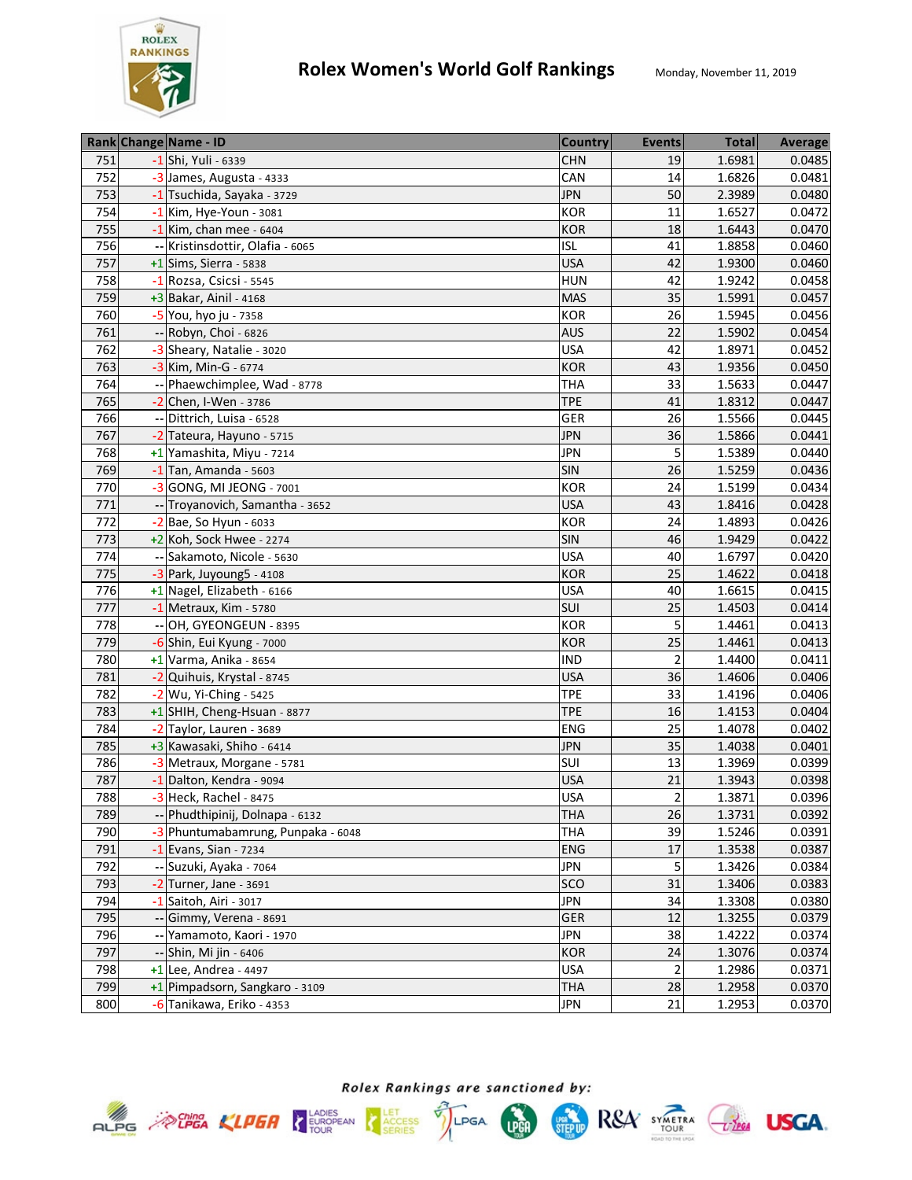# Rolex Women's World Golf Rankings

Monday, November 11, 2019

| Rank | Change | Name - ID | Country | Events | Total | Average |
|---|---|---|---|---|---|---|
| 751 | -1 | Shi, Yuli - 6339 | CHN | 19 | 1.6981 | 0.0485 |
| 752 | -3 | James, Augusta - 4333 | CAN | 14 | 1.6826 | 0.0481 |
| 753 | -1 | Tsuchida, Sayaka - 3729 | JPN | 50 | 2.3989 | 0.0480 |
| 754 | -1 | Kim, Hye-Youn - 3081 | KOR | 11 | 1.6527 | 0.0472 |
| 755 | -1 | Kim, chan mee - 6404 | KOR | 18 | 1.6443 | 0.0470 |
| 756 | -- | Kristinsdottir, Olafia - 6065 | ISL | 41 | 1.8858 | 0.0460 |
| 757 | +1 | Sims, Sierra - 5838 | USA | 42 | 1.9300 | 0.0460 |
| 758 | -1 | Rozsa, Csicsi - 5545 | HUN | 42 | 1.9242 | 0.0458 |
| 759 | +3 | Bakar, Ainil - 4168 | MAS | 35 | 1.5991 | 0.0457 |
| 760 | -5 | You, hyo ju - 7358 | KOR | 26 | 1.5945 | 0.0456 |
| 761 | -- | Robyn, Choi - 6826 | AUS | 22 | 1.5902 | 0.0454 |
| 762 | -3 | Sheary, Natalie - 3020 | USA | 42 | 1.8971 | 0.0452 |
| 763 | -3 | Kim, Min-G - 6774 | KOR | 43 | 1.9356 | 0.0450 |
| 764 | -- | Phaewchimplee, Wad - 8778 | THA | 33 | 1.5633 | 0.0447 |
| 765 | -2 | Chen, I-Wen - 3786 | TPE | 41 | 1.8312 | 0.0447 |
| 766 | -- | Dittrich, Luisa - 6528 | GER | 26 | 1.5566 | 0.0445 |
| 767 | -2 | Tateura, Hayuno - 5715 | JPN | 36 | 1.5866 | 0.0441 |
| 768 | +1 | Yamashita, Miyu - 7214 | JPN | 5 | 1.5389 | 0.0440 |
| 769 | -1 | Tan, Amanda - 5603 | SIN | 26 | 1.5259 | 0.0436 |
| 770 | -3 | GONG, MI JEONG - 7001 | KOR | 24 | 1.5199 | 0.0434 |
| 771 | -- | Troyanovich, Samantha - 3652 | USA | 43 | 1.8416 | 0.0428 |
| 772 | -2 | Bae, So Hyun - 6033 | KOR | 24 | 1.4893 | 0.0426 |
| 773 | +2 | Koh, Sock Hwee - 2274 | SIN | 46 | 1.9429 | 0.0422 |
| 774 | -- | Sakamoto, Nicole - 5630 | USA | 40 | 1.6797 | 0.0420 |
| 775 | -3 | Park, Juyoung5 - 4108 | KOR | 25 | 1.4622 | 0.0418 |
| 776 | +1 | Nagel, Elizabeth - 6166 | USA | 40 | 1.6615 | 0.0415 |
| 777 | -1 | Metraux, Kim - 5780 | SUI | 25 | 1.4503 | 0.0414 |
| 778 | -- | OH, GYEONGEUN - 8395 | KOR | 5 | 1.4461 | 0.0413 |
| 779 | -6 | Shin, Eui Kyung - 7000 | KOR | 25 | 1.4461 | 0.0413 |
| 780 | +1 | Varma, Anika - 8654 | IND | 2 | 1.4400 | 0.0411 |
| 781 | -2 | Quihuis, Krystal - 8745 | USA | 36 | 1.4606 | 0.0406 |
| 782 | -2 | Wu, Yi-Ching - 5425 | TPE | 33 | 1.4196 | 0.0406 |
| 783 | +1 | SHIH, Cheng-Hsuan - 8877 | TPE | 16 | 1.4153 | 0.0404 |
| 784 | -2 | Taylor, Lauren - 3689 | ENG | 25 | 1.4078 | 0.0402 |
| 785 | +3 | Kawasaki, Shiho - 6414 | JPN | 35 | 1.4038 | 0.0401 |
| 786 | -3 | Metraux, Morgane - 5781 | SUI | 13 | 1.3969 | 0.0399 |
| 787 | -1 | Dalton, Kendra - 9094 | USA | 21 | 1.3943 | 0.0398 |
| 788 | -3 | Heck, Rachel - 8475 | USA | 2 | 1.3871 | 0.0396 |
| 789 | -- | Phudthipinij, Dolnapa - 6132 | THA | 26 | 1.3731 | 0.0392 |
| 790 | -3 | Phuntumabamrung, Punpaka - 6048 | THA | 39 | 1.5246 | 0.0391 |
| 791 | -1 | Evans, Sian - 7234 | ENG | 17 | 1.3538 | 0.0387 |
| 792 | -- | Suzuki, Ayaka - 7064 | JPN | 5 | 1.3426 | 0.0384 |
| 793 | -2 | Turner, Jane - 3691 | SCO | 31 | 1.3406 | 0.0383 |
| 794 | -1 | Saitoh, Airi - 3017 | JPN | 34 | 1.3308 | 0.0380 |
| 795 | -- | Gimmy, Verena - 8691 | GER | 12 | 1.3255 | 0.0379 |
| 796 | -- | Yamamoto, Kaori - 1970 | JPN | 38 | 1.4222 | 0.0374 |
| 797 | -- | Shin, Mi jin - 6406 | KOR | 24 | 1.3076 | 0.0374 |
| 798 | +1 | Lee, Andrea - 4497 | USA | 2 | 1.2986 | 0.0371 |
| 799 | +1 | Pimpadsorn, Sangkaro - 3109 | THA | 28 | 1.2958 | 0.0370 |
| 800 | -6 | Tanikawa, Eriko - 4353 | JPN | 21 | 1.2953 | 0.0370 |

*Rolex Rankings are sanctioned by:*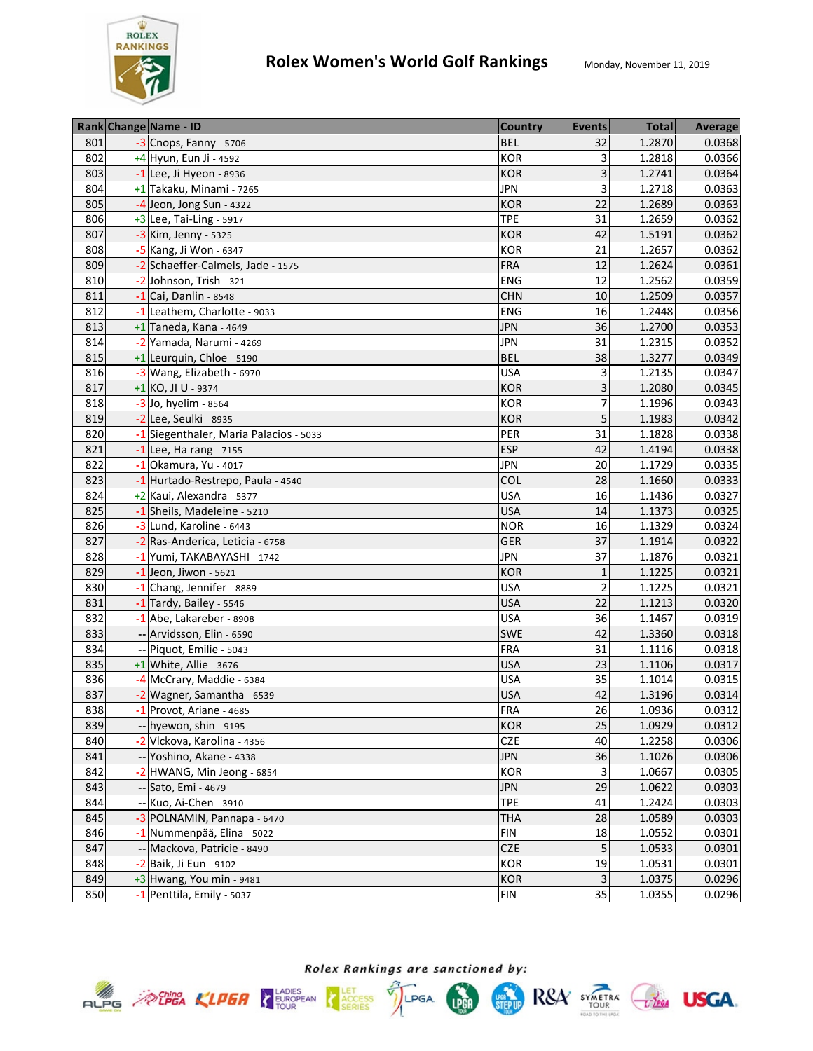# Rolex Women's World Golf Rankings

Monday, November 11, 2019

| Rank | Change | Name - ID | Country | Events | Total | Average |
|---|---|---|---|---|---|---|
| 801 | -3 | Cnops, Fanny - 5706 | BEL | 32 | 1.2870 | 0.0368 |
| 802 | +4 | Hyun, Eun Ji - 4592 | KOR | 3 | 1.2818 | 0.0366 |
| 803 | -1 | Lee, Ji Hyeon - 8936 | KOR | 3 | 1.2741 | 0.0364 |
| 804 | +1 | Takaku, Minami - 7265 | JPN | 3 | 1.2718 | 0.0363 |
| 805 | -4 | Jeon, Jong Sun - 4322 | KOR | 22 | 1.2689 | 0.0363 |
| 806 | +3 | Lee, Tai-Ling - 5917 | TPE | 31 | 1.2659 | 0.0362 |
| 807 | -3 | Kim, Jenny - 5325 | KOR | 42 | 1.5191 | 0.0362 |
| 808 | -5 | Kang, Ji Won - 6347 | KOR | 21 | 1.2657 | 0.0362 |
| 809 | -2 | Schaeffer-Calmels, Jade - 1575 | FRA | 12 | 1.2624 | 0.0361 |
| 810 | -2 | Johnson, Trish - 321 | ENG | 12 | 1.2562 | 0.0359 |
| 811 | -1 | Cai, Danlin - 8548 | CHN | 10 | 1.2509 | 0.0357 |
| 812 | -1 | Leathem, Charlotte - 9033 | ENG | 16 | 1.2448 | 0.0356 |
| 813 | +1 | Taneda, Kana - 4649 | JPN | 36 | 1.2700 | 0.0353 |
| 814 | -2 | Yamada, Narumi - 4269 | JPN | 31 | 1.2315 | 0.0352 |
| 815 | +1 | Leurquin, Chloe - 5190 | BEL | 38 | 1.3277 | 0.0349 |
| 816 | -3 | Wang, Elizabeth - 6970 | USA | 3 | 1.2135 | 0.0347 |
| 817 | +1 | KO, JI U - 9374 | KOR | 3 | 1.2080 | 0.0345 |
| 818 | -3 | Jo, hyelim - 8564 | KOR | 7 | 1.1996 | 0.0343 |
| 819 | -2 | Lee, Seulki - 8935 | KOR | 5 | 1.1983 | 0.0342 |
| 820 | -1 | Siegenthaler, Maria Palacios - 5033 | PER | 31 | 1.1828 | 0.0338 |
| 821 | -1 | Lee, Ha rang - 7155 | ESP | 42 | 1.4194 | 0.0338 |
| 822 | -1 | Okamura, Yu - 4017 | JPN | 20 | 1.1729 | 0.0335 |
| 823 | -1 | Hurtado-Restrepo, Paula - 4540 | COL | 28 | 1.1660 | 0.0333 |
| 824 | +2 | Kaui, Alexandra - 5377 | USA | 16 | 1.1436 | 0.0327 |
| 825 | -1 | Sheils, Madeleine - 5210 | USA | 14 | 1.1373 | 0.0325 |
| 826 | -3 | Lund, Karoline - 6443 | NOR | 16 | 1.1329 | 0.0324 |
| 827 | -2 | Ras-Anderica, Leticia - 6758 | GER | 37 | 1.1914 | 0.0322 |
| 828 | -1 | Yumi, TAKABAYASHI - 1742 | JPN | 37 | 1.1876 | 0.0321 |
| 829 | -1 | Jeon, Jiwon - 5621 | KOR | 1 | 1.1225 | 0.0321 |
| 830 | -1 | Chang, Jennifer - 8889 | USA | 2 | 1.1225 | 0.0321 |
| 831 | -1 | Tardy, Bailey - 5546 | USA | 22 | 1.1213 | 0.0320 |
| 832 | -1 | Abe, Lakareber - 8908 | USA | 36 | 1.1467 | 0.0319 |
| 833 | -- | Arvidsson, Elin - 6590 | SWE | 42 | 1.3360 | 0.0318 |
| 834 | -- | Piquot, Emilie - 5043 | FRA | 31 | 1.1116 | 0.0318 |
| 835 | +1 | White, Allie - 3676 | USA | 23 | 1.1106 | 0.0317 |
| 836 | -4 | McCrary, Maddie - 6384 | USA | 35 | 1.1014 | 0.0315 |
| 837 | -2 | Wagner, Samantha - 6539 | USA | 42 | 1.3196 | 0.0314 |
| 838 | -1 | Provot, Ariane - 4685 | FRA | 26 | 1.0936 | 0.0312 |
| 839 | -- | hyewon, shin - 9195 | KOR | 25 | 1.0929 | 0.0312 |
| 840 | -2 | Vlckova, Karolina - 4356 | CZE | 40 | 1.2258 | 0.0306 |
| 841 | -- | Yoshino, Akane - 4338 | JPN | 36 | 1.1026 | 0.0306 |
| 842 | -2 | HWANG, Min Jeong - 6854 | KOR | 3 | 1.0667 | 0.0305 |
| 843 | -- | Sato, Emi - 4679 | JPN | 29 | 1.0622 | 0.0303 |
| 844 | -- | Kuo, Ai-Chen - 3910 | TPE | 41 | 1.2424 | 0.0303 |
| 845 | -3 | POLNAMIN, Pannapa - 6470 | THA | 28 | 1.0589 | 0.0303 |
| 846 | -1 | Nummenpää, Elina - 5022 | FIN | 18 | 1.0552 | 0.0301 |
| 847 | -- | Mackova, Patricie - 8490 | CZE | 5 | 1.0533 | 0.0301 |
| 848 | -2 | Baik, Ji Eun - 9102 | KOR | 19 | 1.0531 | 0.0301 |
| 849 | +3 | Hwang, You min - 9481 | KOR | 3 | 1.0375 | 0.0296 |
| 850 | -1 | Penttila, Emily - 5037 | FIN | 35 | 1.0355 | 0.0296 |

*Rolex Rankings are sanctioned by:*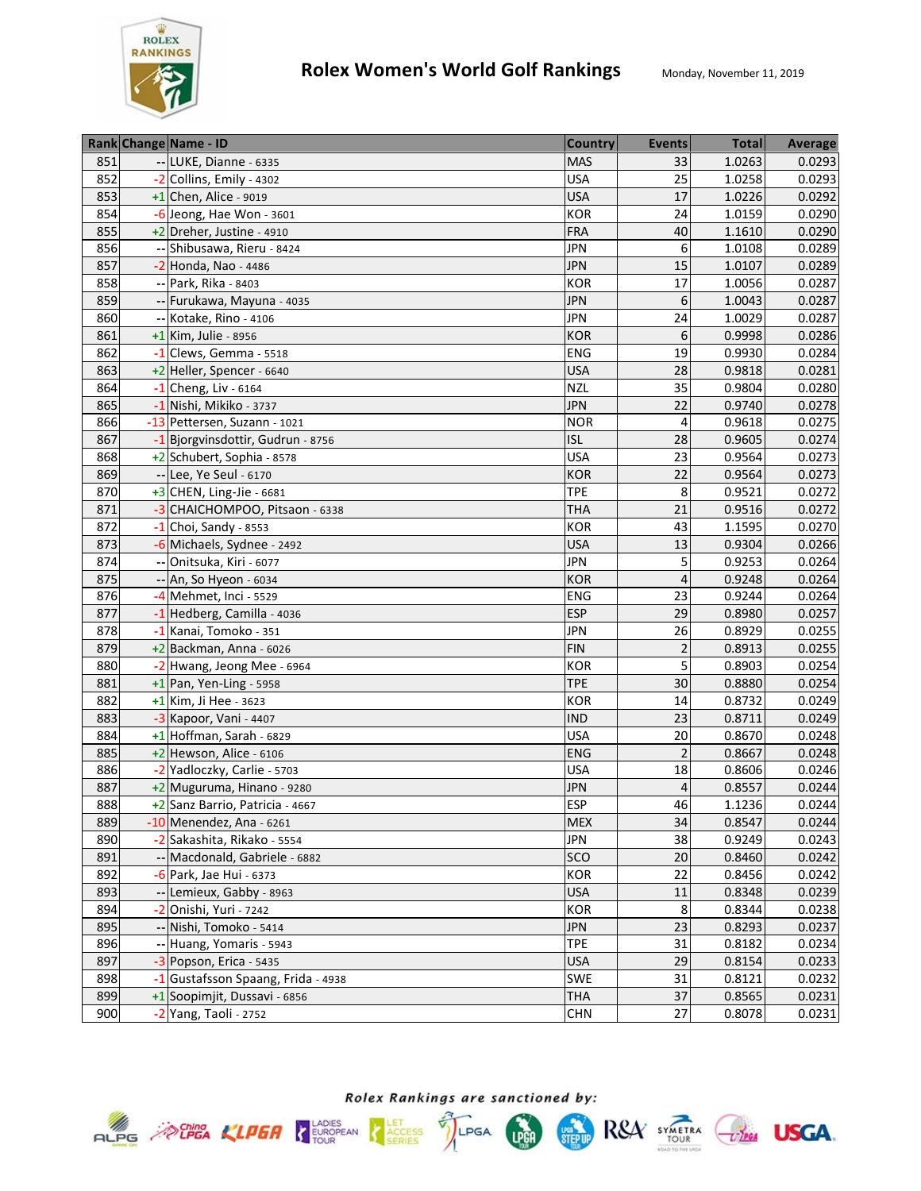# Rolex Women's World Golf Rankings

Monday, November 11, 2019

| Rank | Change | Name - ID | Country | Events | Total | Average |
|---|---|---|---|---|---|---|
| 851 | -- | LUKE, Dianne - 6335 | MAS | 33 | 1.0263 | 0.0293 |
| 852 | -2 | Collins, Emily - 4302 | USA | 25 | 1.0258 | 0.0293 |
| 853 | +1 | Chen, Alice - 9019 | USA | 17 | 1.0226 | 0.0292 |
| 854 | -6 | Jeong, Hae Won - 3601 | KOR | 24 | 1.0159 | 0.0290 |
| 855 | +2 | Dreher, Justine - 4910 | FRA | 40 | 1.1610 | 0.0290 |
| 856 | -- | Shibusawa, Rieru - 8424 | JPN | 6 | 1.0108 | 0.0289 |
| 857 | -2 | Honda, Nao - 4486 | JPN | 15 | 1.0107 | 0.0289 |
| 858 | -- | Park, Rika - 8403 | KOR | 17 | 1.0056 | 0.0287 |
| 859 | -- | Furukawa, Mayuna - 4035 | JPN | 6 | 1.0043 | 0.0287 |
| 860 | -- | Kotake, Rino - 4106 | JPN | 24 | 1.0029 | 0.0287 |
| 861 | +1 | Kim, Julie - 8956 | KOR | 6 | 0.9998 | 0.0286 |
| 862 | -1 | Clews, Gemma - 5518 | ENG | 19 | 0.9930 | 0.0284 |
| 863 | +2 | Heller, Spencer - 6640 | USA | 28 | 0.9818 | 0.0281 |
| 864 | -1 | Cheng, Liv - 6164 | NZL | 35 | 0.9804 | 0.0280 |
| 865 | -1 | Nishi, Mikiko - 3737 | JPN | 22 | 0.9740 | 0.0278 |
| 866 | -13 | Pettersen, Suzann - 1021 | NOR | 4 | 0.9618 | 0.0275 |
| 867 | -1 | Bjorgvinsdottir, Gudrun - 8756 | ISL | 28 | 0.9605 | 0.0274 |
| 868 | +2 | Schubert, Sophia - 8578 | USA | 23 | 0.9564 | 0.0273 |
| 869 | -- | Lee, Ye Seul - 6170 | KOR | 22 | 0.9564 | 0.0273 |
| 870 | +3 | CHEN, Ling-Jie - 6681 | TPE | 8 | 0.9521 | 0.0272 |
| 871 | -3 | CHAICHOMPOO, Pitsaon - 6338 | THA | 21 | 0.9516 | 0.0272 |
| 872 | -1 | Choi, Sandy - 8553 | KOR | 43 | 1.1595 | 0.0270 |
| 873 | -6 | Michaels, Sydnee - 2492 | USA | 13 | 0.9304 | 0.0266 |
| 874 | -- | Onitsuka, Kiri - 6077 | JPN | 5 | 0.9253 | 0.0264 |
| 875 | -- | An, So Hyeon - 6034 | KOR | 4 | 0.9248 | 0.0264 |
| 876 | -4 | Mehmet, Inci - 5529 | ENG | 23 | 0.9244 | 0.0264 |
| 877 | -1 | Hedberg, Camilla - 4036 | ESP | 29 | 0.8980 | 0.0257 |
| 878 | -1 | Kanai, Tomoko - 351 | JPN | 26 | 0.8929 | 0.0255 |
| 879 | +2 | Backman, Anna - 6026 | FIN | 2 | 0.8913 | 0.0255 |
| 880 | -2 | Hwang, Jeong Mee - 6964 | KOR | 5 | 0.8903 | 0.0254 |
| 881 | +1 | Pan, Yen-Ling - 5958 | TPE | 30 | 0.8880 | 0.0254 |
| 882 | +1 | Kim, Ji Hee - 3623 | KOR | 14 | 0.8732 | 0.0249 |
| 883 | -3 | Kapoor, Vani - 4407 | IND | 23 | 0.8711 | 0.0249 |
| 884 | +1 | Hoffman, Sarah - 6829 | USA | 20 | 0.8670 | 0.0248 |
| 885 | +2 | Hewson, Alice - 6106 | ENG | 2 | 0.8667 | 0.0248 |
| 886 | -2 | Yadloczky, Carlie - 5703 | USA | 18 | 0.8606 | 0.0246 |
| 887 | +2 | Muguruma, Hinano - 9280 | JPN | 4 | 0.8557 | 0.0244 |
| 888 | +2 | Sanz Barrio, Patricia - 4667 | ESP | 46 | 1.1236 | 0.0244 |
| 889 | -10 | Menendez, Ana - 6261 | MEX | 34 | 0.8547 | 0.0244 |
| 890 | -2 | Sakashita, Rikako - 5554 | JPN | 38 | 0.9249 | 0.0243 |
| 891 | -- | Macdonald, Gabriele - 6882 | SCO | 20 | 0.8460 | 0.0242 |
| 892 | -6 | Park, Jae Hui - 6373 | KOR | 22 | 0.8456 | 0.0242 |
| 893 | -- | Lemieux, Gabby - 8963 | USA | 11 | 0.8348 | 0.0239 |
| 894 | -2 | Onishi, Yuri - 7242 | KOR | 8 | 0.8344 | 0.0238 |
| 895 | -- | Nishi, Tomoko - 5414 | JPN | 23 | 0.8293 | 0.0237 |
| 896 | -- | Huang, Yomaris - 5943 | TPE | 31 | 0.8182 | 0.0234 |
| 897 | -3 | Popson, Erica - 5435 | USA | 29 | 0.8154 | 0.0233 |
| 898 | -1 | Gustafsson Spaang, Frida - 4938 | SWE | 31 | 0.8121 | 0.0232 |
| 899 | +1 | Soopimjit, Dussavi - 6856 | THA | 37 | 0.8565 | 0.0231 |
| 900 | -2 | Yang, Taoli - 2752 | CHN | 27 | 0.8078 | 0.0231 |

*Rolex Rankings are sanctioned by:*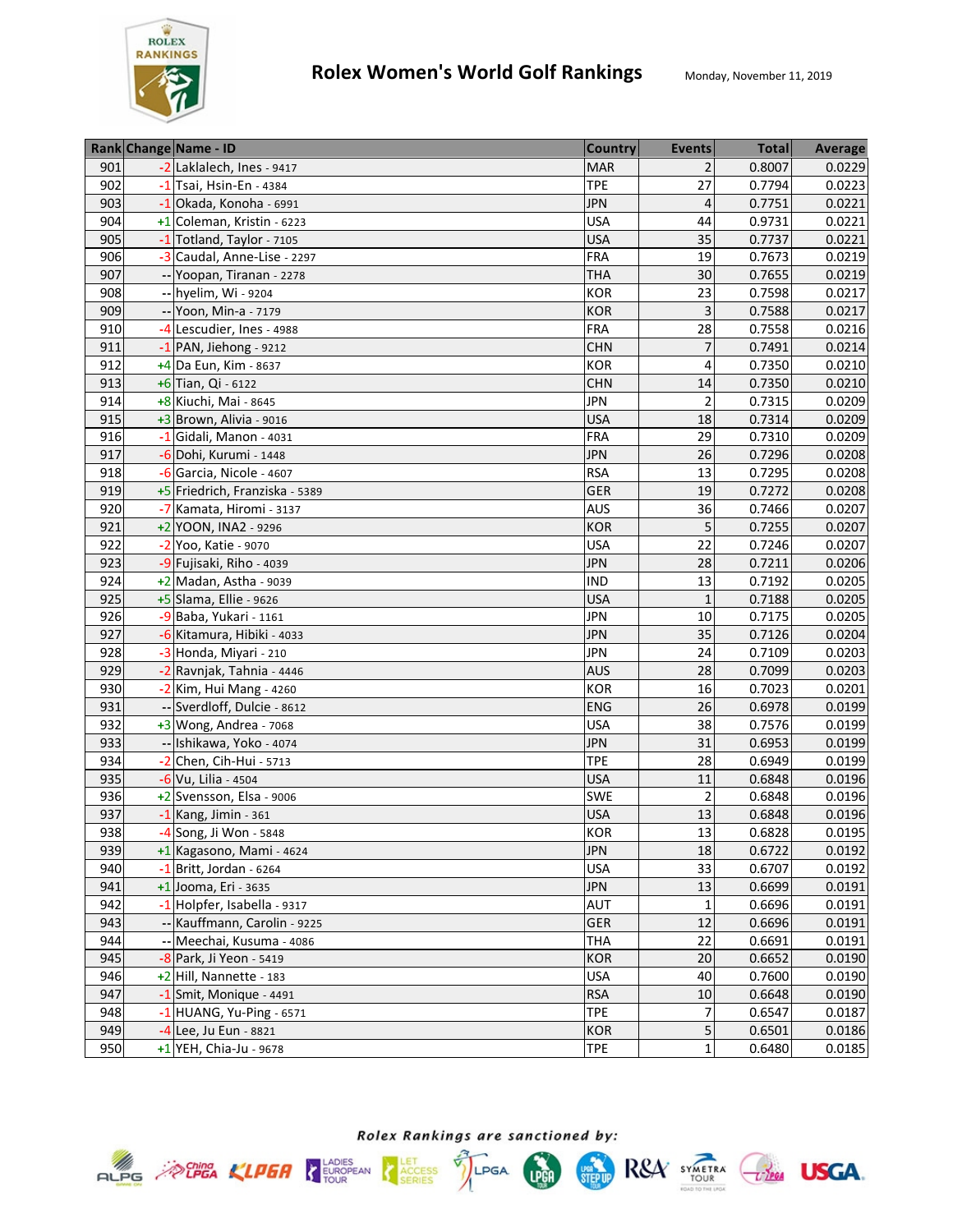# Rolex Women's World Golf Rankings

Monday, November 11, 2019

| Rank | Change | Name - ID | Country | Events | Total | Average |
|---|---|---|---|---|---|---|
| 901 | -2 | Laklalech, Ines - 9417 | MAR | 2 | 0.8007 | 0.0229 |
| 902 | -1 | Tsai, Hsin-En - 4384 | TPE | 27 | 0.7794 | 0.0223 |
| 903 | -1 | Okada, Konoha - 6991 | JPN | 4 | 0.7751 | 0.0221 |
| 904 | +1 | Coleman, Kristin - 6223 | USA | 44 | 0.9731 | 0.0221 |
| 905 | -1 | Totland, Taylor - 7105 | USA | 35 | 0.7737 | 0.0221 |
| 906 | -3 | Caudal, Anne-Lise - 2297 | FRA | 19 | 0.7673 | 0.0219 |
| 907 | -- | Yoopan, Tiranan - 2278 | THA | 30 | 0.7655 | 0.0219 |
| 908 | -- | hyelim, Wi - 9204 | KOR | 23 | 0.7598 | 0.0217 |
| 909 | -- | Yoon, Min-a - 7179 | KOR | 3 | 0.7588 | 0.0217 |
| 910 | -4 | Lescudier, Ines - 4988 | FRA | 28 | 0.7558 | 0.0216 |
| 911 | -1 | PAN, Jiehong - 9212 | CHN | 7 | 0.7491 | 0.0214 |
| 912 | +4 | Da Eun, Kim - 8637 | KOR | 4 | 0.7350 | 0.0210 |
| 913 | +6 | Tian, Qi - 6122 | CHN | 14 | 0.7350 | 0.0210 |
| 914 | +8 | Kiuchi, Mai - 8645 | JPN | 2 | 0.7315 | 0.0209 |
| 915 | +3 | Brown, Alivia - 9016 | USA | 18 | 0.7314 | 0.0209 |
| 916 | -1 | Gidali, Manon - 4031 | FRA | 29 | 0.7310 | 0.0209 |
| 917 | -6 | Dohi, Kurumi - 1448 | JPN | 26 | 0.7296 | 0.0208 |
| 918 | -6 | Garcia, Nicole - 4607 | RSA | 13 | 0.7295 | 0.0208 |
| 919 | +5 | Friedrich, Franziska - 5389 | GER | 19 | 0.7272 | 0.0208 |
| 920 | -7 | Kamata, Hiromi - 3137 | AUS | 36 | 0.7466 | 0.0207 |
| 921 | +2 | YOON, INA2 - 9296 | KOR | 5 | 0.7255 | 0.0207 |
| 922 | -2 | Yoo, Katie - 9070 | USA | 22 | 0.7246 | 0.0207 |
| 923 | -9 | Fujisaki, Riho - 4039 | JPN | 28 | 0.7211 | 0.0206 |
| 924 | +2 | Madan, Astha - 9039 | IND | 13 | 0.7192 | 0.0205 |
| 925 | +5 | Slama, Ellie - 9626 | USA | 1 | 0.7188 | 0.0205 |
| 926 | -9 | Baba, Yukari - 1161 | JPN | 10 | 0.7175 | 0.0205 |
| 927 | -6 | Kitamura, Hibiki - 4033 | JPN | 35 | 0.7126 | 0.0204 |
| 928 | -3 | Honda, Miyari - 210 | JPN | 24 | 0.7109 | 0.0203 |
| 929 | -2 | Ravnjak, Tahnia - 4446 | AUS | 28 | 0.7099 | 0.0203 |
| 930 | -2 | Kim, Hui Mang - 4260 | KOR | 16 | 0.7023 | 0.0201 |
| 931 | -- | Sverdloff, Dulcie - 8612 | ENG | 26 | 0.6978 | 0.0199 |
| 932 | +3 | Wong, Andrea - 7068 | USA | 38 | 0.7576 | 0.0199 |
| 933 | -- | Ishikawa, Yoko - 4074 | JPN | 31 | 0.6953 | 0.0199 |
| 934 | -2 | Chen, Cih-Hui - 5713 | TPE | 28 | 0.6949 | 0.0199 |
| 935 | -6 | Vu, Lilia - 4504 | USA | 11 | 0.6848 | 0.0196 |
| 936 | +2 | Svensson, Elsa - 9006 | SWE | 2 | 0.6848 | 0.0196 |
| 937 | -1 | Kang, Jimin - 361 | USA | 13 | 0.6848 | 0.0196 |
| 938 | -4 | Song, Ji Won - 5848 | KOR | 13 | 0.6828 | 0.0195 |
| 939 | +1 | Kagasono, Mami - 4624 | JPN | 18 | 0.6722 | 0.0192 |
| 940 | -1 | Britt, Jordan - 6264 | USA | 33 | 0.6707 | 0.0192 |
| 941 | +1 | Jooma, Eri - 3635 | JPN | 13 | 0.6699 | 0.0191 |
| 942 | -1 | Holpfer, Isabella - 9317 | AUT | 1 | 0.6696 | 0.0191 |
| 943 | -- | Kauffmann, Carolin - 9225 | GER | 12 | 0.6696 | 0.0191 |
| 944 | -- | Meechai, Kusuma - 4086 | THA | 22 | 0.6691 | 0.0191 |
| 945 | -8 | Park, Ji Yeon - 5419 | KOR | 20 | 0.6652 | 0.0190 |
| 946 | +2 | Hill, Nannette - 183 | USA | 40 | 0.7600 | 0.0190 |
| 947 | -1 | Smit, Monique - 4491 | RSA | 10 | 0.6648 | 0.0190 |
| 948 | -1 | HUANG, Yu-Ping - 6571 | TPE | 7 | 0.6547 | 0.0187 |
| 949 | -4 | Lee, Ju Eun - 8821 | KOR | 5 | 0.6501 | 0.0186 |
| 950 | +1 | YEH, Chia-Ju - 9678 | TPE | 1 | 0.6480 | 0.0185 |

*Rolex Rankings are sanctioned by:*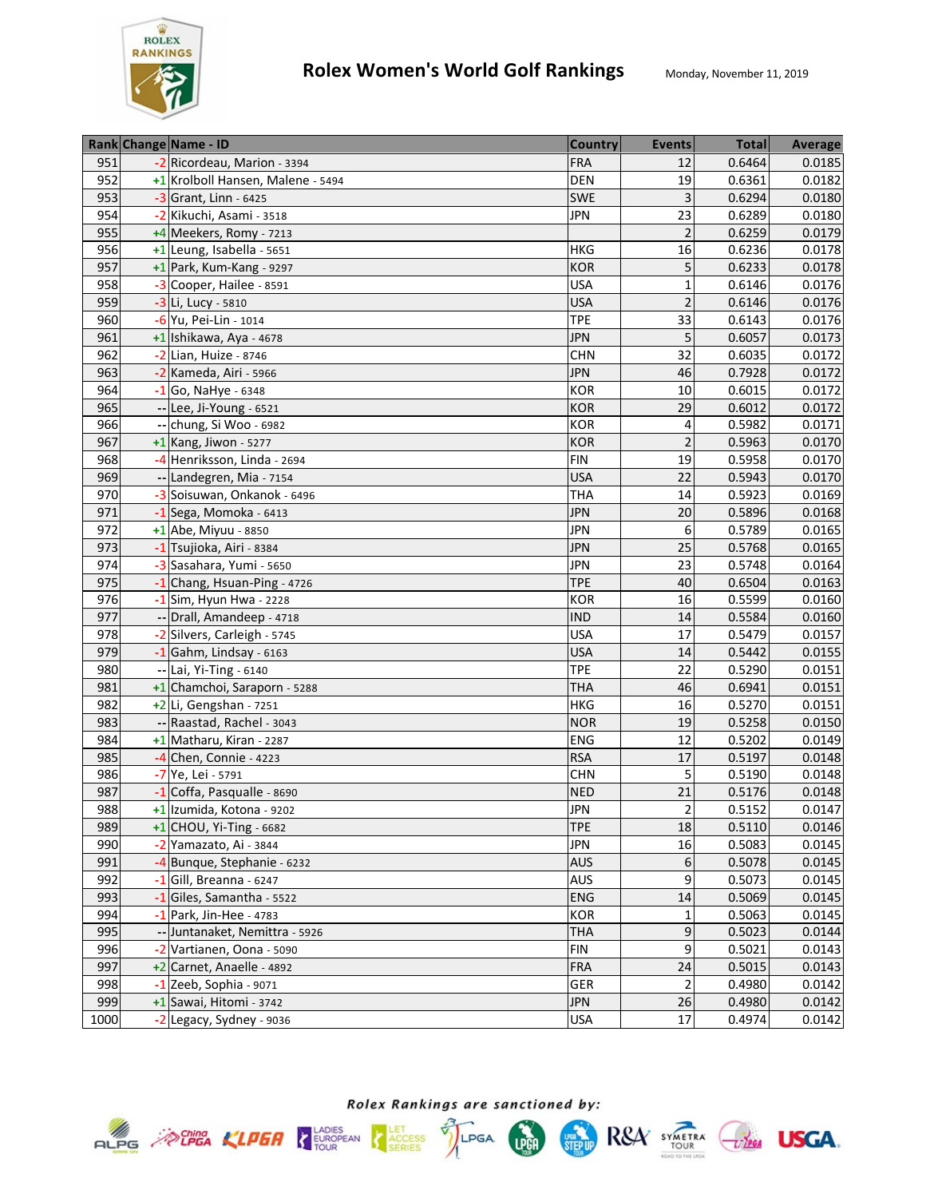# Rolex Women's World Golf Rankings

Monday, November 11, 2019

| Rank | Change | Name - ID | Country | Events | Total | Average |
|---|---|---|---|---|---|---|
| 951 | -2 | Ricordeau, Marion - 3394 | FRA | 12 | 0.6464 | 0.0185 |
| 952 | +1 | Krolboll Hansen, Malene - 5494 | DEN | 19 | 0.6361 | 0.0182 |
| 953 | -3 | Grant, Linn - 6425 | SWE | 3 | 0.6294 | 0.0180 |
| 954 | -2 | Kikuchi, Asami - 3518 | JPN | 23 | 0.6289 | 0.0180 |
| 955 | +4 | Meekers, Romy - 7213 | | 2 | 0.6259 | 0.0179 |
| 956 | +1 | Leung, Isabella - 5651 | HKG | 16 | 0.6236 | 0.0178 |
| 957 | +1 | Park, Kum-Kang - 9297 | KOR | 5 | 0.6233 | 0.0178 |
| 958 | -3 | Cooper, Hailee - 8591 | USA | 1 | 0.6146 | 0.0176 |
| 959 | -3 | Li, Lucy - 5810 | USA | 2 | 0.6146 | 0.0176 |
| 960 | -6 | Yu, Pei-Lin - 1014 | TPE | 33 | 0.6143 | 0.0176 |
| 961 | +1 | Ishikawa, Aya - 4678 | JPN | 5 | 0.6057 | 0.0173 |
| 962 | -2 | Lian, Huize - 8746 | CHN | 32 | 0.6035 | 0.0172 |
| 963 | -2 | Kameda, Airi - 5966 | JPN | 46 | 0.7928 | 0.0172 |
| 964 | -1 | Go, NaHye - 6348 | KOR | 10 | 0.6015 | 0.0172 |
| 965 | -- | Lee, Ji-Young - 6521 | KOR | 29 | 0.6012 | 0.0172 |
| 966 | -- | chung, Si Woo - 6982 | KOR | 4 | 0.5982 | 0.0171 |
| 967 | +1 | Kang, Jiwon - 5277 | KOR | 2 | 0.5963 | 0.0170 |
| 968 | -4 | Henriksson, Linda - 2694 | FIN | 19 | 0.5958 | 0.0170 |
| 969 | -- | Landegren, Mia - 7154 | USA | 22 | 0.5943 | 0.0170 |
| 970 | -3 | Soisuwan, Onkanok - 6496 | THA | 14 | 0.5923 | 0.0169 |
| 971 | -1 | Sega, Momoka - 6413 | JPN | 20 | 0.5896 | 0.0168 |
| 972 | +1 | Abe, Miyuu - 8850 | JPN | 6 | 0.5789 | 0.0165 |
| 973 | -1 | Tsujioka, Airi - 8384 | JPN | 25 | 0.5768 | 0.0165 |
| 974 | -3 | Sasahara, Yumi - 5650 | JPN | 23 | 0.5748 | 0.0164 |
| 975 | -1 | Chang, Hsuan-Ping - 4726 | TPE | 40 | 0.6504 | 0.0163 |
| 976 | -1 | Sim, Hyun Hwa - 2228 | KOR | 16 | 0.5599 | 0.0160 |
| 977 | -- | Drall, Amandeep - 4718 | IND | 14 | 0.5584 | 0.0160 |
| 978 | -2 | Silvers, Carleigh - 5745 | USA | 17 | 0.5479 | 0.0157 |
| 979 | -1 | Gahm, Lindsay - 6163 | USA | 14 | 0.5442 | 0.0155 |
| 980 | -- | Lai, Yi-Ting - 6140 | TPE | 22 | 0.5290 | 0.0151 |
| 981 | +1 | Chamchoi, Saraporn - 5288 | THA | 46 | 0.6941 | 0.0151 |
| 982 | +2 | Li, Gengshan - 7251 | HKG | 16 | 0.5270 | 0.0151 |
| 983 | -- | Raastad, Rachel - 3043 | NOR | 19 | 0.5258 | 0.0150 |
| 984 | +1 | Matharu, Kiran - 2287 | ENG | 12 | 0.5202 | 0.0149 |
| 985 | -4 | Chen, Connie - 4223 | RSA | 17 | 0.5197 | 0.0148 |
| 986 | -7 | Ye, Lei - 5791 | CHN | 5 | 0.5190 | 0.0148 |
| 987 | -1 | Coffa, Pasqualle - 8690 | NED | 21 | 0.5176 | 0.0148 |
| 988 | +1 | Izumida, Kotona - 9202 | JPN | 2 | 0.5152 | 0.0147 |
| 989 | +1 | CHOU, Yi-Ting - 6682 | TPE | 18 | 0.5110 | 0.0146 |
| 990 | -2 | Yamazato, Ai - 3844 | JPN | 16 | 0.5083 | 0.0145 |
| 991 | -4 | Bunque, Stephanie - 6232 | AUS | 6 | 0.5078 | 0.0145 |
| 992 | -1 | Gill, Breanna - 6247 | AUS | 9 | 0.5073 | 0.0145 |
| 993 | -1 | Giles, Samantha - 5522 | ENG | 14 | 0.5069 | 0.0145 |
| 994 | -1 | Park, Jin-Hee - 4783 | KOR | 1 | 0.5063 | 0.0145 |
| 995 | -- | Juntanaket, Nemittra - 5926 | THA | 9 | 0.5023 | 0.0144 |
| 996 | -2 | Vartianen, Oona - 5090 | FIN | 9 | 0.5021 | 0.0143 |
| 997 | +2 | Carnet, Anaelle - 4892 | FRA | 24 | 0.5015 | 0.0143 |
| 998 | -1 | Zeeb, Sophia - 9071 | GER | 2 | 0.4980 | 0.0142 |
| 999 | +1 | Sawai, Hitomi - 3742 | JPN | 26 | 0.4980 | 0.0142 |
| 1000 | -2 | Legacy, Sydney - 9036 | USA | 17 | 0.4974 | 0.0142 |

*Rolex Rankings are sanctioned by:*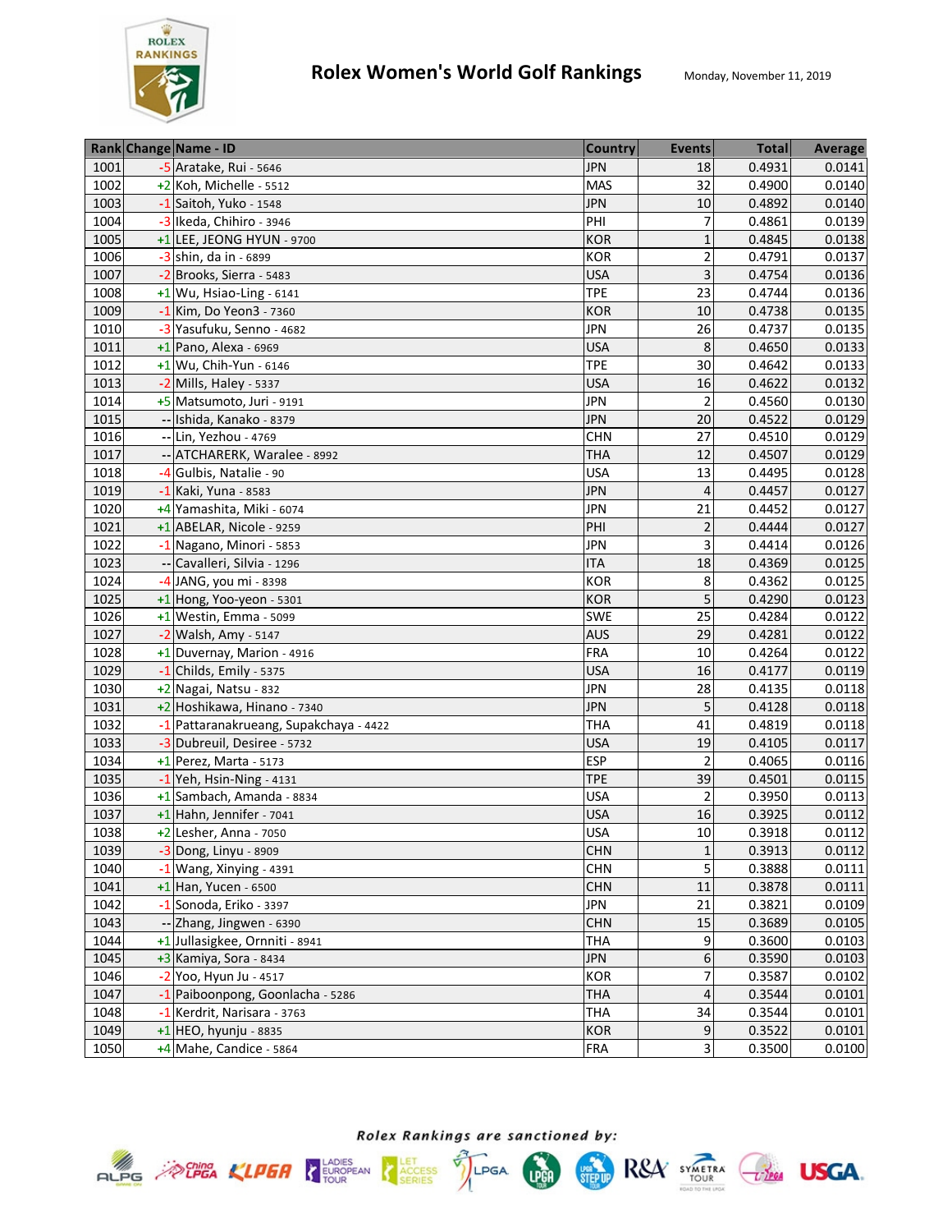# Rolex Women's World Golf Rankings

Monday, November 11, 2019

| Rank | Change | Name - ID | Country | Events | Total | Average |
|---|---|---|---|---|---|---|
| 1001 | -5 | Aratake, Rui - 5646 | JPN | 18 | 0.4931 | 0.0141 |
| 1002 | +2 | Koh, Michelle - 5512 | MAS | 32 | 0.4900 | 0.0140 |
| 1003 | -1 | Saitoh, Yuko - 1548 | JPN | 10 | 0.4892 | 0.0140 |
| 1004 | -3 | Ikeda, Chihiro - 3946 | PHI | 7 | 0.4861 | 0.0139 |
| 1005 | +1 | LEE, JEONG HYUN - 9700 | KOR | 1 | 0.4845 | 0.0138 |
| 1006 | -3 | shin, da in - 6899 | KOR | 2 | 0.4791 | 0.0137 |
| 1007 | -2 | Brooks, Sierra - 5483 | USA | 3 | 0.4754 | 0.0136 |
| 1008 | +1 | Wu, Hsiao-Ling - 6141 | TPE | 23 | 0.4744 | 0.0136 |
| 1009 | -1 | Kim, Do Yeon3 - 7360 | KOR | 10 | 0.4738 | 0.0135 |
| 1010 | -3 | Yasufuku, Senno - 4682 | JPN | 26 | 0.4737 | 0.0135 |
| 1011 | +1 | Pano, Alexa - 6969 | USA | 8 | 0.4650 | 0.0133 |
| 1012 | +1 | Wu, Chih-Yun - 6146 | TPE | 30 | 0.4642 | 0.0133 |
| 1013 | -2 | Mills, Haley - 5337 | USA | 16 | 0.4622 | 0.0132 |
| 1014 | +5 | Matsumoto, Juri - 9191 | JPN | 2 | 0.4560 | 0.0130 |
| 1015 | -- | Ishida, Kanako - 8379 | JPN | 20 | 0.4522 | 0.0129 |
| 1016 | -- | Lin, Yezhou - 4769 | CHN | 27 | 0.4510 | 0.0129 |
| 1017 | -- | ATCHARERK, Waralee - 8992 | THA | 12 | 0.4507 | 0.0129 |
| 1018 | -4 | Gulbis, Natalie - 90 | USA | 13 | 0.4495 | 0.0128 |
| 1019 | -1 | Kaki, Yuna - 8583 | JPN | 4 | 0.4457 | 0.0127 |
| 1020 | +4 | Yamashita, Miki - 6074 | JPN | 21 | 0.4452 | 0.0127 |
| 1021 | +1 | ABELAR, Nicole - 9259 | PHI | 2 | 0.4444 | 0.0127 |
| 1022 | -1 | Nagano, Minori - 5853 | JPN | 3 | 0.4414 | 0.0126 |
| 1023 | -- | Cavalleri, Silvia - 1296 | ITA | 18 | 0.4369 | 0.0125 |
| 1024 | -4 | JANG, you mi - 8398 | KOR | 8 | 0.4362 | 0.0125 |
| 1025 | +1 | Hong, Yoo-yeon - 5301 | KOR | 5 | 0.4290 | 0.0123 |
| 1026 | +1 | Westin, Emma - 5099 | SWE | 25 | 0.4284 | 0.0122 |
| 1027 | -2 | Walsh, Amy - 5147 | AUS | 29 | 0.4281 | 0.0122 |
| 1028 | +1 | Duvernay, Marion - 4916 | FRA | 10 | 0.4264 | 0.0122 |
| 1029 | -1 | Childs, Emily - 5375 | USA | 16 | 0.4177 | 0.0119 |
| 1030 | +2 | Nagai, Natsu - 832 | JPN | 28 | 0.4135 | 0.0118 |
| 1031 | +2 | Hoshikawa, Hinano - 7340 | JPN | 5 | 0.4128 | 0.0118 |
| 1032 | -1 | Pattaranakrueang, Supakchaya - 4422 | THA | 41 | 0.4819 | 0.0118 |
| 1033 | -3 | Dubreuil, Desiree - 5732 | USA | 19 | 0.4105 | 0.0117 |
| 1034 | +1 | Perez, Marta - 5173 | ESP | 2 | 0.4065 | 0.0116 |
| 1035 | -1 | Yeh, Hsin-Ning - 4131 | TPE | 39 | 0.4501 | 0.0115 |
| 1036 | +1 | Sambach, Amanda - 8834 | USA | 2 | 0.3950 | 0.0113 |
| 1037 | +1 | Hahn, Jennifer - 7041 | USA | 16 | 0.3925 | 0.0112 |
| 1038 | +2 | Lesher, Anna - 7050 | USA | 10 | 0.3918 | 0.0112 |
| 1039 | -3 | Dong, Linyu - 8909 | CHN | 1 | 0.3913 | 0.0112 |
| 1040 | -1 | Wang, Xinying - 4391 | CHN | 5 | 0.3888 | 0.0111 |
| 1041 | +1 | Han, Yucen - 6500 | CHN | 11 | 0.3878 | 0.0111 |
| 1042 | -1 | Sonoda, Eriko - 3397 | JPN | 21 | 0.3821 | 0.0109 |
| 1043 | -- | Zhang, Jingwen - 6390 | CHN | 15 | 0.3689 | 0.0105 |
| 1044 | +1 | Jullasigkee, Ornniti - 8941 | THA | 9 | 0.3600 | 0.0103 |
| 1045 | +3 | Kamiya, Sora - 8434 | JPN | 6 | 0.3590 | 0.0103 |
| 1046 | -2 | Yoo, Hyun Ju - 4517 | KOR | 7 | 0.3587 | 0.0102 |
| 1047 | -1 | Paiboonpong, Goonlacha - 5286 | THA | 4 | 0.3544 | 0.0101 |
| 1048 | -1 | Kerdrit, Narisara - 3763 | THA | 34 | 0.3544 | 0.0101 |
| 1049 | +1 | HEO, hyunju - 8835 | KOR | 9 | 0.3522 | 0.0101 |
| 1050 | +4 | Mahe, Candice - 5864 | FRA | 3 | 0.3500 | 0.0100 |

*Rolex Rankings are sanctioned by:*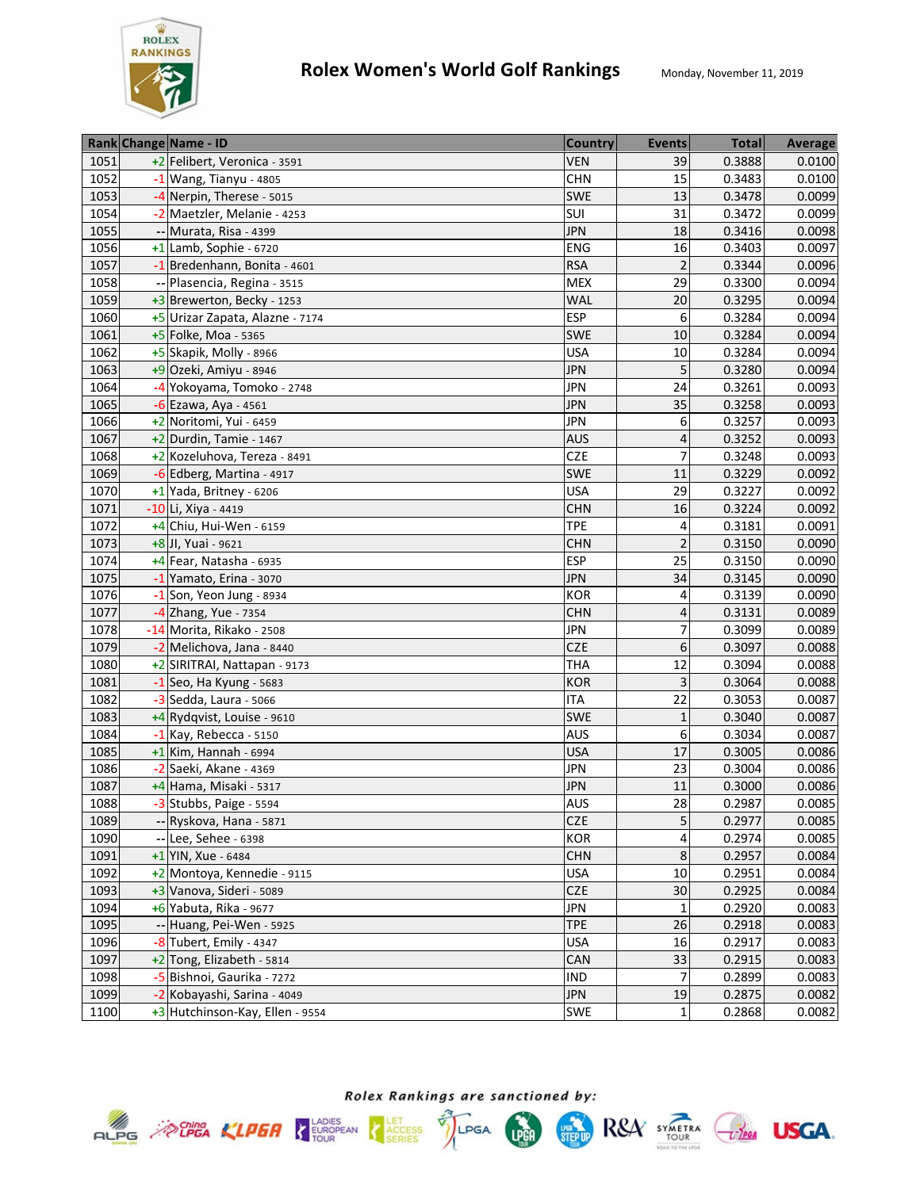# Rolex Women's World Golf Rankings

Monday, November 11, 2019

| Rank | Change | Name - ID | Country | Events | Total | Average |
|---|---|---|---|---|---|---|
| 1051 | +2 | Felibert, Veronica - 3591 | VEN | 39 | 0.3888 | 0.0100 |
| 1052 | -1 | Wang, Tianyu - 4805 | CHN | 15 | 0.3483 | 0.0100 |
| 1053 | -4 | Nerpin, Therese - 5015 | SWE | 13 | 0.3478 | 0.0099 |
| 1054 | -2 | Maetzler, Melanie - 4253 | SUI | 31 | 0.3472 | 0.0099 |
| 1055 | -- | Murata, Risa - 4399 | JPN | 18 | 0.3416 | 0.0098 |
| 1056 | +1 | Lamb, Sophie - 6720 | ENG | 16 | 0.3403 | 0.0097 |
| 1057 | -1 | Bredenhann, Bonita - 4601 | RSA | 2 | 0.3344 | 0.0096 |
| 1058 | -- | Plasencia, Regina - 3515 | MEX | 29 | 0.3300 | 0.0094 |
| 1059 | +3 | Brewerton, Becky - 1253 | WAL | 20 | 0.3295 | 0.0094 |
| 1060 | +5 | Urizar Zapata, Alazne - 7174 | ESP | 6 | 0.3284 | 0.0094 |
| 1061 | +5 | Folke, Moa - 5365 | SWE | 10 | 0.3284 | 0.0094 |
| 1062 | +5 | Skapik, Molly - 8966 | USA | 10 | 0.3284 | 0.0094 |
| 1063 | +9 | Ozeki, Amiyu - 8946 | JPN | 5 | 0.3280 | 0.0094 |
| 1064 | -4 | Yokoyama, Tomoko - 2748 | JPN | 24 | 0.3261 | 0.0093 |
| 1065 | -6 | Ezawa, Aya - 4561 | JPN | 35 | 0.3258 | 0.0093 |
| 1066 | +2 | Noritomi, Yui - 6459 | JPN | 6 | 0.3257 | 0.0093 |
| 1067 | +2 | Durdin, Tamie - 1467 | AUS | 4 | 0.3252 | 0.0093 |
| 1068 | +2 | Kozeluhova, Tereza - 8491 | CZE | 7 | 0.3248 | 0.0093 |
| 1069 | -6 | Edberg, Martina - 4917 | SWE | 11 | 0.3229 | 0.0092 |
| 1070 | +1 | Yada, Britney - 6206 | USA | 29 | 0.3227 | 0.0092 |
| 1071 | -10 | Li, Xiya - 4419 | CHN | 16 | 0.3224 | 0.0092 |
| 1072 | +4 | Chiu, Hui-Wen - 6159 | TPE | 4 | 0.3181 | 0.0091 |
| 1073 | +8 | JI, Yuai - 9621 | CHN | 2 | 0.3150 | 0.0090 |
| 1074 | +4 | Fear, Natasha - 6935 | ESP | 25 | 0.3150 | 0.0090 |
| 1075 | -1 | Yamato, Erina - 3070 | JPN | 34 | 0.3145 | 0.0090 |
| 1076 | -1 | Son, Yeon Jung - 8934 | KOR | 4 | 0.3139 | 0.0090 |
| 1077 | -4 | Zhang, Yue - 7354 | CHN | 4 | 0.3131 | 0.0089 |
| 1078 | -14 | Morita, Rikako - 2508 | JPN | 7 | 0.3099 | 0.0089 |
| 1079 | -2 | Melichova, Jana - 8440 | CZE | 6 | 0.3097 | 0.0088 |
| 1080 | +2 | SIRITRAI, Nattapan - 9173 | THA | 12 | 0.3094 | 0.0088 |
| 1081 | -1 | Seo, Ha Kyung - 5683 | KOR | 3 | 0.3064 | 0.0088 |
| 1082 | -3 | Sedda, Laura - 5066 | ITA | 22 | 0.3053 | 0.0087 |
| 1083 | +4 | Rydqvist, Louise - 9610 | SWE | 1 | 0.3040 | 0.0087 |
| 1084 | -1 | Kay, Rebecca - 5150 | AUS | 6 | 0.3034 | 0.0087 |
| 1085 | +1 | Kim, Hannah - 6994 | USA | 17 | 0.3005 | 0.0086 |
| 1086 | -2 | Saeki, Akane - 4369 | JPN | 23 | 0.3004 | 0.0086 |
| 1087 | +4 | Hama, Misaki - 5317 | JPN | 11 | 0.3000 | 0.0086 |
| 1088 | -3 | Stubbs, Paige - 5594 | AUS | 28 | 0.2987 | 0.0085 |
| 1089 | -- | Ryskova, Hana - 5871 | CZE | 5 | 0.2977 | 0.0085 |
| 1090 | -- | Lee, Sehee - 6398 | KOR | 4 | 0.2974 | 0.0085 |
| 1091 | +1 | YIN, Xue - 6484 | CHN | 8 | 0.2957 | 0.0084 |
| 1092 | +2 | Montoya, Kennedie - 9115 | USA | 10 | 0.2951 | 0.0084 |
| 1093 | +3 | Vanova, Sideri - 5089 | CZE | 30 | 0.2925 | 0.0084 |
| 1094 | +6 | Yabuta, Rika - 9677 | JPN | 1 | 0.2920 | 0.0083 |
| 1095 | -- | Huang, Pei-Wen - 5925 | TPE | 26 | 0.2918 | 0.0083 |
| 1096 | -8 | Tubert, Emily - 4347 | USA | 16 | 0.2917 | 0.0083 |
| 1097 | +2 | Tong, Elizabeth - 5814 | CAN | 33 | 0.2915 | 0.0083 |
| 1098 | -5 | Bishnoi, Gaurika - 7272 | IND | 7 | 0.2899 | 0.0083 |
| 1099 | -2 | Kobayashi, Sarina - 4049 | JPN | 19 | 0.2875 | 0.0082 |
| 1100 | +3 | Hutchinson-Kay, Ellen - 9554 | SWE | 1 | 0.2868 | 0.0082 |

*Rolex Rankings are sanctioned by:*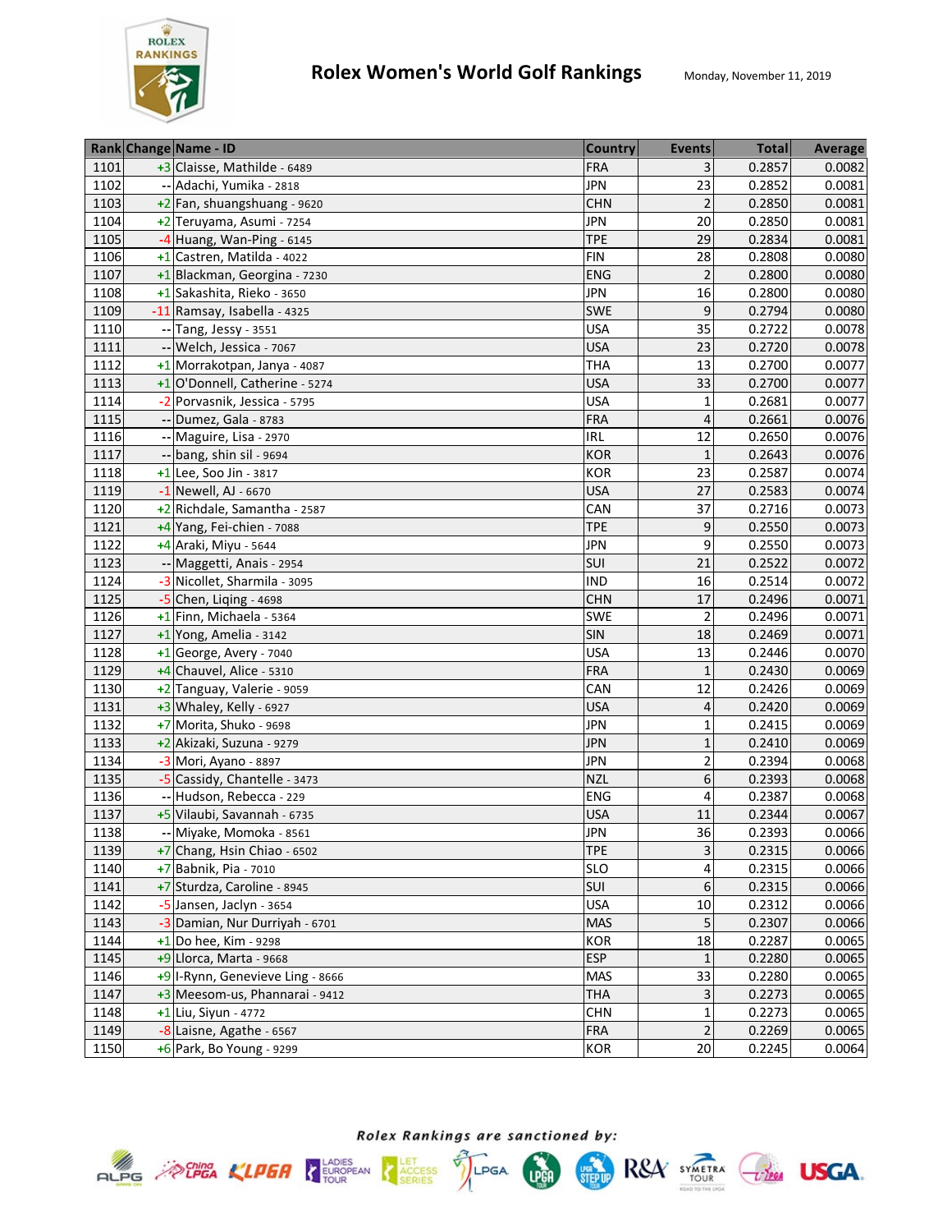# Rolex Women's World Golf Rankings

Monday, November 11, 2019

| Rank | Change | Name - ID | Country | Events | Total | Average |
|---|---|---|---|---|---|---|
| 1101 | +3 | Claisse, Mathilde - 6489 | FRA | 3 | 0.2857 | 0.0082 |
| 1102 | -- | Adachi, Yumika - 2818 | JPN | 23 | 0.2852 | 0.0081 |
| 1103 | +2 | Fan, shuangshuang - 9620 | CHN | 2 | 0.2850 | 0.0081 |
| 1104 | +2 | Teruyama, Asumi - 7254 | JPN | 20 | 0.2850 | 0.0081 |
| 1105 | -4 | Huang, Wan-Ping - 6145 | TPE | 29 | 0.2834 | 0.0081 |
| 1106 | +1 | Castren, Matilda - 4022 | FIN | 28 | 0.2808 | 0.0080 |
| 1107 | +1 | Blackman, Georgina - 7230 | ENG | 2 | 0.2800 | 0.0080 |
| 1108 | +1 | Sakashita, Rieko - 3650 | JPN | 16 | 0.2800 | 0.0080 |
| 1109 | -11 | Ramsay, Isabella - 4325 | SWE | 9 | 0.2794 | 0.0080 |
| 1110 | -- | Tang, Jessy - 3551 | USA | 35 | 0.2722 | 0.0078 |
| 1111 | -- | Welch, Jessica - 7067 | USA | 23 | 0.2720 | 0.0078 |
| 1112 | +1 | Morrakotpan, Janya - 4087 | THA | 13 | 0.2700 | 0.0077 |
| 1113 | +1 | O'Donnell, Catherine - 5274 | USA | 33 | 0.2700 | 0.0077 |
| 1114 | -2 | Porvasnik, Jessica - 5795 | USA | 1 | 0.2681 | 0.0077 |
| 1115 | -- | Dumez, Gala - 8783 | FRA | 4 | 0.2661 | 0.0076 |
| 1116 | -- | Maguire, Lisa - 2970 | IRL | 12 | 0.2650 | 0.0076 |
| 1117 | -- | bang, shin sil - 9694 | KOR | 1 | 0.2643 | 0.0076 |
| 1118 | +1 | Lee, Soo Jin - 3817 | KOR | 23 | 0.2587 | 0.0074 |
| 1119 | -1 | Newell, AJ - 6670 | USA | 27 | 0.2583 | 0.0074 |
| 1120 | +2 | Richdale, Samantha - 2587 | CAN | 37 | 0.2716 | 0.0073 |
| 1121 | +4 | Yang, Fei-chien - 7088 | TPE | 9 | 0.2550 | 0.0073 |
| 1122 | +4 | Araki, Miyu - 5644 | JPN | 9 | 0.2550 | 0.0073 |
| 1123 | -- | Maggetti, Anais - 2954 | SUI | 21 | 0.2522 | 0.0072 |
| 1124 | -3 | Nicollet, Sharmila - 3095 | IND | 16 | 0.2514 | 0.0072 |
| 1125 | -5 | Chen, Liqing - 4698 | CHN | 17 | 0.2496 | 0.0071 |
| 1126 | +1 | Finn, Michaela - 5364 | SWE | 2 | 0.2496 | 0.0071 |
| 1127 | +1 | Yong, Amelia - 3142 | SIN | 18 | 0.2469 | 0.0071 |
| 1128 | +1 | George, Avery - 7040 | USA | 13 | 0.2446 | 0.0070 |
| 1129 | +4 | Chauvel, Alice - 5310 | FRA | 1 | 0.2430 | 0.0069 |
| 1130 | +2 | Tanguay, Valerie - 9059 | CAN | 12 | 0.2426 | 0.0069 |
| 1131 | +3 | Whaley, Kelly - 6927 | USA | 4 | 0.2420 | 0.0069 |
| 1132 | +7 | Morita, Shuko - 9698 | JPN | 1 | 0.2415 | 0.0069 |
| 1133 | +2 | Akizaki, Suzuna - 9279 | JPN | 1 | 0.2410 | 0.0069 |
| 1134 | -3 | Mori, Ayano - 8897 | JPN | 2 | 0.2394 | 0.0068 |
| 1135 | -5 | Cassidy, Chantelle - 3473 | NZL | 6 | 0.2393 | 0.0068 |
| 1136 | -- | Hudson, Rebecca - 229 | ENG | 4 | 0.2387 | 0.0068 |
| 1137 | +5 | Vilaubi, Savannah - 6735 | USA | 11 | 0.2344 | 0.0067 |
| 1138 | -- | Miyake, Momoka - 8561 | JPN | 36 | 0.2393 | 0.0066 |
| 1139 | +7 | Chang, Hsin Chiao - 6502 | TPE | 3 | 0.2315 | 0.0066 |
| 1140 | +7 | Babnik, Pia - 7010 | SLO | 4 | 0.2315 | 0.0066 |
| 1141 | +7 | Sturdza, Caroline - 8945 | SUI | 6 | 0.2315 | 0.0066 |
| 1142 | -5 | Jansen, Jaclyn - 3654 | USA | 10 | 0.2312 | 0.0066 |
| 1143 | -3 | Damian, Nur Durriyah - 6701 | MAS | 5 | 0.2307 | 0.0066 |
| 1144 | +1 | Do hee, Kim - 9298 | KOR | 18 | 0.2287 | 0.0065 |
| 1145 | +9 | Llorca, Marta - 9668 | ESP | 1 | 0.2280 | 0.0065 |
| 1146 | +9 | I-Rynn, Genevieve Ling - 8666 | MAS | 33 | 0.2280 | 0.0065 |
| 1147 | +3 | Meesom-us, Phannarai - 9412 | THA | 3 | 0.2273 | 0.0065 |
| 1148 | +1 | Liu, Siyun - 4772 | CHN | 1 | 0.2273 | 0.0065 |
| 1149 | -8 | Laisne, Agathe - 6567 | FRA | 2 | 0.2269 | 0.0065 |
| 1150 | +6 | Park, Bo Young - 9299 | KOR | 20 | 0.2245 | 0.0064 |

*Rolex Rankings are sanctioned by:*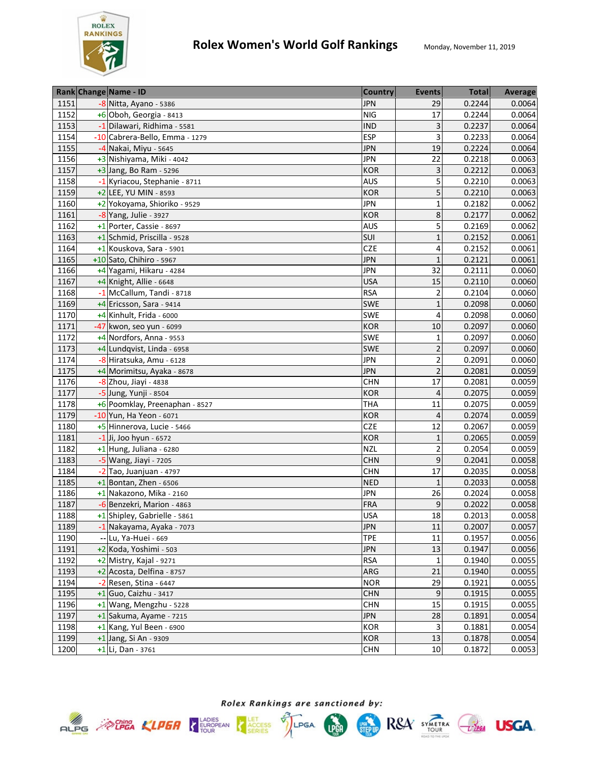# Rolex Women's World Golf Rankings

Monday, November 11, 2019

| Rank | Change | Name - ID | Country | Events | Total | Average |
|---|---|---|---|---|---|---|
| 1151 | -8 | Nitta, Ayano - 5386 | JPN | 29 | 0.2244 | 0.0064 |
| 1152 | +6 | Oboh, Georgia - 8413 | NIG | 17 | 0.2244 | 0.0064 |
| 1153 | -1 | Dilawari, Ridhima - 5581 | IND | 3 | 0.2237 | 0.0064 |
| 1154 | -10 | Cabrera-Bello, Emma - 1279 | ESP | 3 | 0.2233 | 0.0064 |
| 1155 | -4 | Nakai, Miyu - 5645 | JPN | 19 | 0.2224 | 0.0064 |
| 1156 | +3 | Nishiyama, Miki - 4042 | JPN | 22 | 0.2218 | 0.0063 |
| 1157 | +3 | Jang, Bo Ram - 5296 | KOR | 3 | 0.2212 | 0.0063 |
| 1158 | -1 | Kyriacou, Stephanie - 8711 | AUS | 5 | 0.2210 | 0.0063 |
| 1159 | +2 | LEE, YU MIN - 8593 | KOR | 5 | 0.2210 | 0.0063 |
| 1160 | +2 | Yokoyama, Shioriko - 9529 | JPN | 1 | 0.2182 | 0.0062 |
| 1161 | -8 | Yang, Julie - 3927 | KOR | 8 | 0.2177 | 0.0062 |
| 1162 | +1 | Porter, Cassie - 8697 | AUS | 5 | 0.2169 | 0.0062 |
| 1163 | +1 | Schmid, Priscilla - 9528 | SUI | 1 | 0.2152 | 0.0061 |
| 1164 | +1 | Kouskova, Sara - 5901 | CZE | 4 | 0.2152 | 0.0061 |
| 1165 | +10 | Sato, Chihiro - 5967 | JPN | 1 | 0.2121 | 0.0061 |
| 1166 | +4 | Yagami, Hikaru - 4284 | JPN | 32 | 0.2111 | 0.0060 |
| 1167 | +4 | Knight, Allie - 6648 | USA | 15 | 0.2110 | 0.0060 |
| 1168 | -1 | McCallum, Tandi - 8718 | RSA | 2 | 0.2104 | 0.0060 |
| 1169 | +4 | Ericsson, Sara - 9414 | SWE | 1 | 0.2098 | 0.0060 |
| 1170 | +4 | Kinhult, Frida - 6000 | SWE | 4 | 0.2098 | 0.0060 |
| 1171 | -47 | kwon, seo yun - 6099 | KOR | 10 | 0.2097 | 0.0060 |
| 1172 | +4 | Nordfors, Anna - 9553 | SWE | 1 | 0.2097 | 0.0060 |
| 1173 | +4 | Lundqvist, Linda - 6958 | SWE | 2 | 0.2097 | 0.0060 |
| 1174 | -8 | Hiratsuka, Amu - 6128 | JPN | 2 | 0.2091 | 0.0060 |
| 1175 | +4 | Morimitsu, Ayaka - 8678 | JPN | 2 | 0.2081 | 0.0059 |
| 1176 | -8 | Zhou, Jiayi - 4838 | CHN | 17 | 0.2081 | 0.0059 |
| 1177 | -5 | Jung, Yunji - 8504 | KOR | 4 | 0.2075 | 0.0059 |
| 1178 | +6 | Poomklay, Preenaphan - 8527 | THA | 11 | 0.2075 | 0.0059 |
| 1179 | -10 | Yun, Ha Yeon - 6071 | KOR | 4 | 0.2074 | 0.0059 |
| 1180 | +5 | Hinnerova, Lucie - 5466 | CZE | 12 | 0.2067 | 0.0059 |
| 1181 | -1 | Ji, Joo hyun - 6572 | KOR | 1 | 0.2065 | 0.0059 |
| 1182 | +1 | Hung, Juliana - 6280 | NZL | 2 | 0.2054 | 0.0059 |
| 1183 | -5 | Wang, Jiayi - 7205 | CHN | 9 | 0.2041 | 0.0058 |
| 1184 | -2 | Tao, Juanjuan - 4797 | CHN | 17 | 0.2035 | 0.0058 |
| 1185 | +1 | Bontan, Zhen - 6506 | NED | 1 | 0.2033 | 0.0058 |
| 1186 | +1 | Nakazono, Mika - 2160 | JPN | 26 | 0.2024 | 0.0058 |
| 1187 | -6 | Benzekri, Marion - 4863 | FRA | 9 | 0.2022 | 0.0058 |
| 1188 | +1 | Shipley, Gabrielle - 5861 | USA | 18 | 0.2013 | 0.0058 |
| 1189 | -1 | Nakayama, Ayaka - 7073 | JPN | 11 | 0.2007 | 0.0057 |
| 1190 | -- | Lu, Ya-Huei - 669 | TPE | 11 | 0.1957 | 0.0056 |
| 1191 | +2 | Koda, Yoshimi - 503 | JPN | 13 | 0.1947 | 0.0056 |
| 1192 | +2 | Mistry, Kajal - 9271 | RSA | 1 | 0.1940 | 0.0055 |
| 1193 | +2 | Acosta, Delfina - 8757 | ARG | 21 | 0.1940 | 0.0055 |
| 1194 | -2 | Resen, Stina - 6447 | NOR | 29 | 0.1921 | 0.0055 |
| 1195 | +1 | Guo, Caizhu - 3417 | CHN | 9 | 0.1915 | 0.0055 |
| 1196 | +1 | Wang, Mengzhu - 5228 | CHN | 15 | 0.1915 | 0.0055 |
| 1197 | +1 | Sakuma, Ayame - 7215 | JPN | 28 | 0.1891 | 0.0054 |
| 1198 | +1 | Kang, Yul Been - 6900 | KOR | 3 | 0.1881 | 0.0054 |
| 1199 | +1 | Jang, Si An - 9309 | KOR | 13 | 0.1878 | 0.0054 |
| 1200 | +1 | Li, Dan - 3761 | CHN | 10 | 0.1872 | 0.0053 |

*Rolex Rankings are sanctioned by:*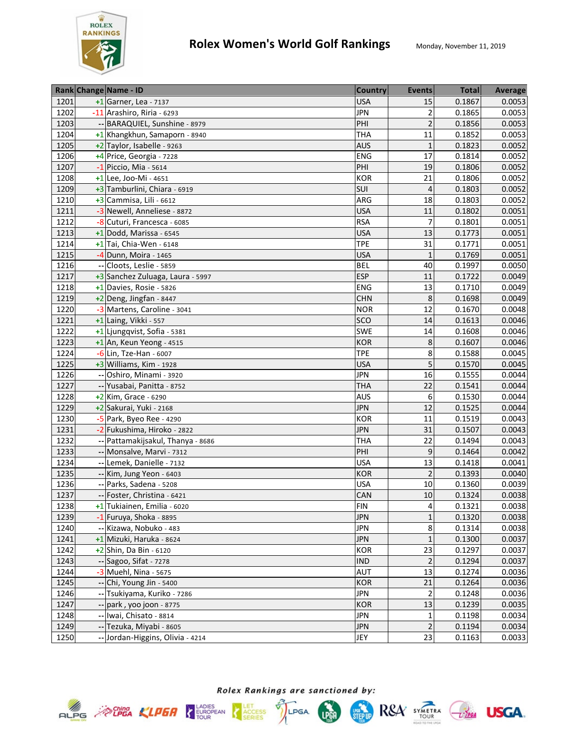# Rolex Women's World Golf Rankings

Monday, November 11, 2019

| Rank | Change | Name - ID | Country | Events | Total | Average |
|---|---|---|---|---|---|---|
| 1201 | +1 | Garner, Lea - 7137 | USA | 15 | 0.1867 | 0.0053 |
| 1202 | -11 | Arashiro, Riria - 6293 | JPN | 2 | 0.1865 | 0.0053 |
| 1203 | -- | BARAQUIEL, Sunshine - 8979 | PHI | 2 | 0.1856 | 0.0053 |
| 1204 | +1 | Khangkhun, Samaporn - 8940 | THA | 11 | 0.1852 | 0.0053 |
| 1205 | +2 | Taylor, Isabelle - 9263 | AUS | 1 | 0.1823 | 0.0052 |
| 1206 | +4 | Price, Georgia - 7228 | ENG | 17 | 0.1814 | 0.0052 |
| 1207 | -1 | Piccio, Mia - 5614 | PHI | 19 | 0.1806 | 0.0052 |
| 1208 | +1 | Lee, Joo-Mi - 4651 | KOR | 21 | 0.1806 | 0.0052 |
| 1209 | +3 | Tamburlini, Chiara - 6919 | SUI | 4 | 0.1803 | 0.0052 |
| 1210 | +3 | Cammisa, Lili - 6612 | ARG | 18 | 0.1803 | 0.0052 |
| 1211 | -3 | Newell, Anneliese - 8872 | USA | 11 | 0.1802 | 0.0051 |
| 1212 | -8 | Cuturi, Francesca - 6085 | RSA | 7 | 0.1801 | 0.0051 |
| 1213 | +1 | Dodd, Marissa - 6545 | USA | 13 | 0.1773 | 0.0051 |
| 1214 | +1 | Tai, Chia-Wen - 6148 | TPE | 31 | 0.1771 | 0.0051 |
| 1215 | -4 | Dunn, Moira - 1465 | USA | 1 | 0.1769 | 0.0051 |
| 1216 | -- | Cloots, Leslie - 5859 | BEL | 40 | 0.1997 | 0.0050 |
| 1217 | +3 | Sanchez Zuluaga, Laura - 5997 | ESP | 11 | 0.1722 | 0.0049 |
| 1218 | +1 | Davies, Rosie - 5826 | ENG | 13 | 0.1710 | 0.0049 |
| 1219 | +2 | Deng, Jingfan - 8447 | CHN | 8 | 0.1698 | 0.0049 |
| 1220 | -3 | Martens, Caroline - 3041 | NOR | 12 | 0.1670 | 0.0048 |
| 1221 | +1 | Laing, Vikki - 557 | SCO | 14 | 0.1613 | 0.0046 |
| 1222 | +1 | Ljungqvist, Sofia - 5381 | SWE | 14 | 0.1608 | 0.0046 |
| 1223 | +1 | An, Keun Yeong - 4515 | KOR | 8 | 0.1607 | 0.0046 |
| 1224 | -6 | Lin, Tze-Han - 6007 | TPE | 8 | 0.1588 | 0.0045 |
| 1225 | +3 | Williams, Kim - 1928 | USA | 5 | 0.1570 | 0.0045 |
| 1226 | -- | Oshiro, Minami - 3920 | JPN | 16 | 0.1555 | 0.0044 |
| 1227 | -- | Yusabai, Panitta - 8752 | THA | 22 | 0.1541 | 0.0044 |
| 1228 | +2 | Kim, Grace - 6290 | AUS | 6 | 0.1530 | 0.0044 |
| 1229 | +2 | Sakurai, Yuki - 2168 | JPN | 12 | 0.1525 | 0.0044 |
| 1230 | -5 | Park, Byeo Ree - 4290 | KOR | 11 | 0.1519 | 0.0043 |
| 1231 | -2 | Fukushima, Hiroko - 2822 | JPN | 31 | 0.1507 | 0.0043 |
| 1232 | -- | Pattamakijsakul, Thanya - 8686 | THA | 22 | 0.1494 | 0.0043 |
| 1233 | -- | Monsalve, Marvi - 7312 | PHI | 9 | 0.1464 | 0.0042 |
| 1234 | -- | Lemek, Danielle - 7132 | USA | 13 | 0.1418 | 0.0041 |
| 1235 | -- | Kim, Jung Yeon - 6403 | KOR | 2 | 0.1393 | 0.0040 |
| 1236 | -- | Parks, Sadena - 5208 | USA | 10 | 0.1360 | 0.0039 |
| 1237 | -- | Foster, Christina - 6421 | CAN | 10 | 0.1324 | 0.0038 |
| 1238 | +1 | Tukiainen, Emilia - 6020 | FIN | 4 | 0.1321 | 0.0038 |
| 1239 | -1 | Furuya, Shoka - 8895 | JPN | 1 | 0.1320 | 0.0038 |
| 1240 | -- | Kizawa, Nobuko - 483 | JPN | 8 | 0.1314 | 0.0038 |
| 1241 | +1 | Mizuki, Haruka - 8624 | JPN | 1 | 0.1300 | 0.0037 |
| 1242 | +2 | Shin, Da Bin - 6120 | KOR | 23 | 0.1297 | 0.0037 |
| 1243 | -- | Sagoo, Sifat - 7278 | IND | 2 | 0.1294 | 0.0037 |
| 1244 | -3 | Muehl, Nina - 5675 | AUT | 13 | 0.1274 | 0.0036 |
| 1245 | -- | Chi, Young Jin - 5400 | KOR | 21 | 0.1264 | 0.0036 |
| 1246 | -- | Tsukiyama, Kuriko - 7286 | JPN | 2 | 0.1248 | 0.0036 |
| 1247 | -- | park , yoo joon - 8775 | KOR | 13 | 0.1239 | 0.0035 |
| 1248 | -- | Iwai, Chisato - 8814 | JPN | 1 | 0.1198 | 0.0034 |
| 1249 | -- | Tezuka, Miyabi - 8605 | JPN | 2 | 0.1194 | 0.0034 |
| 1250 | -- | Jordan-Higgins, Olivia - 4214 | JEY | 23 | 0.1163 | 0.0033 |

*Rolex Rankings are sanctioned by:*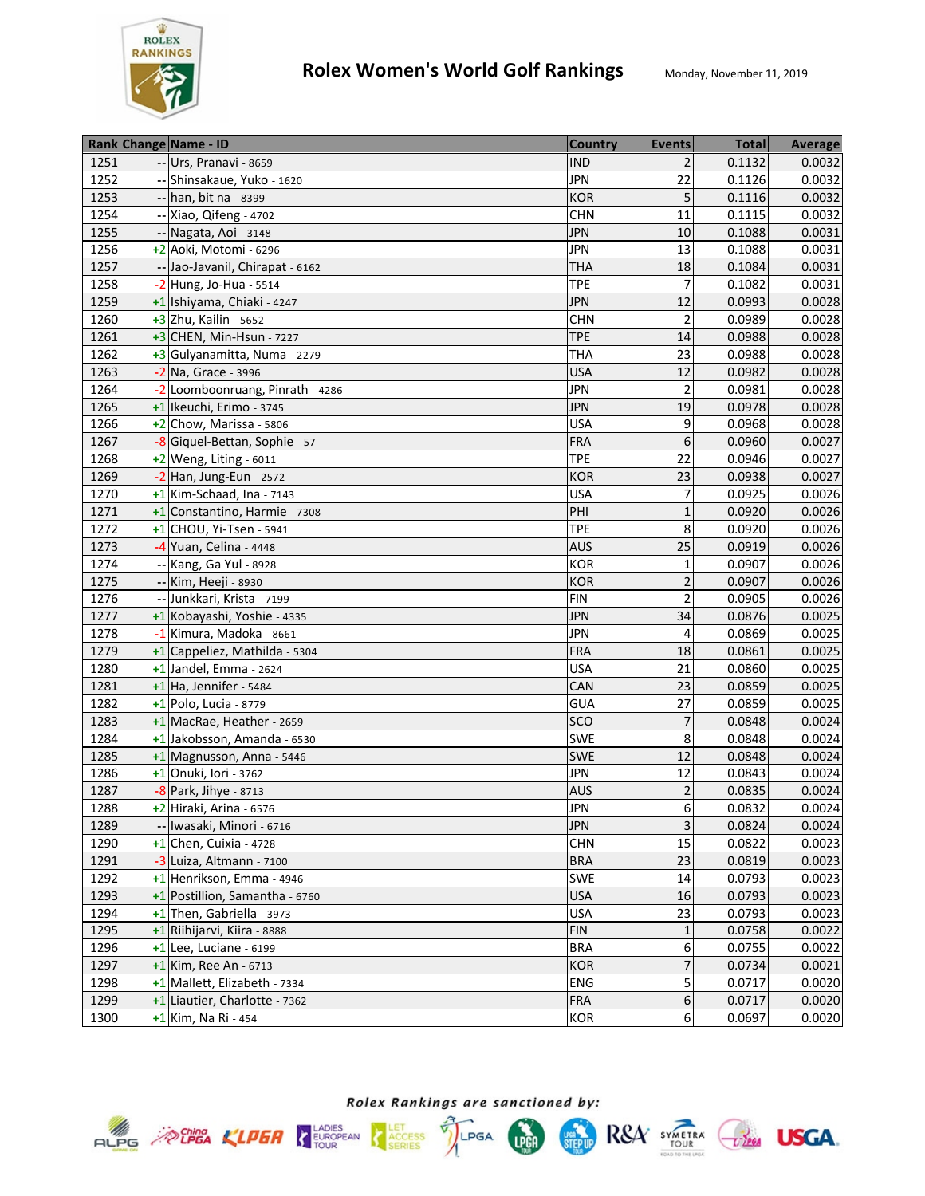# Rolex Women's World Golf Rankings

Monday, November 11, 2019

| Rank | Change | Name - ID | Country | Events | Total | Average |
|---|---|---|---|---|---|---|
| 1251 | -- | Urs, Pranavi - 8659 | IND | 2 | 0.1132 | 0.0032 |
| 1252 | -- | Shinsakaue, Yuko - 1620 | JPN | 22 | 0.1126 | 0.0032 |
| 1253 | -- | han, bit na - 8399 | KOR | 5 | 0.1116 | 0.0032 |
| 1254 | -- | Xiao, Qifeng - 4702 | CHN | 11 | 0.1115 | 0.0032 |
| 1255 | -- | Nagata, Aoi - 3148 | JPN | 10 | 0.1088 | 0.0031 |
| 1256 | +2 | Aoki, Motomi - 6296 | JPN | 13 | 0.1088 | 0.0031 |
| 1257 | -- | Jao-Javanil, Chirapat - 6162 | THA | 18 | 0.1084 | 0.0031 |
| 1258 | -2 | Hung, Jo-Hua - 5514 | TPE | 7 | 0.1082 | 0.0031 |
| 1259 | +1 | Ishiyama, Chiaki - 4247 | JPN | 12 | 0.0993 | 0.0028 |
| 1260 | +3 | Zhu, Kailin - 5652 | CHN | 2 | 0.0989 | 0.0028 |
| 1261 | +3 | CHEN, Min-Hsun - 7227 | TPE | 14 | 0.0988 | 0.0028 |
| 1262 | +3 | Gulyanamitta, Numa - 2279 | THA | 23 | 0.0988 | 0.0028 |
| 1263 | -2 | Na, Grace - 3996 | USA | 12 | 0.0982 | 0.0028 |
| 1264 | -2 | Loomboonruang, Pinrath - 4286 | JPN | 2 | 0.0981 | 0.0028 |
| 1265 | +1 | Ikeuchi, Erimo - 3745 | JPN | 19 | 0.0978 | 0.0028 |
| 1266 | +2 | Chow, Marissa - 5806 | USA | 9 | 0.0968 | 0.0028 |
| 1267 | -8 | Giquel-Bettan, Sophie - 57 | FRA | 6 | 0.0960 | 0.0027 |
| 1268 | +2 | Weng, Liting - 6011 | TPE | 22 | 0.0946 | 0.0027 |
| 1269 | -2 | Han, Jung-Eun - 2572 | KOR | 23 | 0.0938 | 0.0027 |
| 1270 | +1 | Kim-Schaad, Ina - 7143 | USA | 7 | 0.0925 | 0.0026 |
| 1271 | +1 | Constantino, Harmie - 7308 | PHI | 1 | 0.0920 | 0.0026 |
| 1272 | +1 | CHOU, Yi-Tsen - 5941 | TPE | 8 | 0.0920 | 0.0026 |
| 1273 | -4 | Yuan, Celina - 4448 | AUS | 25 | 0.0919 | 0.0026 |
| 1274 | -- | Kang, Ga Yul - 8928 | KOR | 1 | 0.0907 | 0.0026 |
| 1275 | -- | Kim, Heeji - 8930 | KOR | 2 | 0.0907 | 0.0026 |
| 1276 | -- | Junkkari, Krista - 7199 | FIN | 2 | 0.0905 | 0.0026 |
| 1277 | +1 | Kobayashi, Yoshie - 4335 | JPN | 34 | 0.0876 | 0.0025 |
| 1278 | -1 | Kimura, Madoka - 8661 | JPN | 4 | 0.0869 | 0.0025 |
| 1279 | +1 | Cappeliez, Mathilda - 5304 | FRA | 18 | 0.0861 | 0.0025 |
| 1280 | +1 | Jandel, Emma - 2624 | USA | 21 | 0.0860 | 0.0025 |
| 1281 | +1 | Ha, Jennifer - 5484 | CAN | 23 | 0.0859 | 0.0025 |
| 1282 | +1 | Polo, Lucia - 8779 | GUA | 27 | 0.0859 | 0.0025 |
| 1283 | +1 | MacRae, Heather - 2659 | SCO | 7 | 0.0848 | 0.0024 |
| 1284 | +1 | Jakobsson, Amanda - 6530 | SWE | 8 | 0.0848 | 0.0024 |
| 1285 | +1 | Magnusson, Anna - 5446 | SWE | 12 | 0.0848 | 0.0024 |
| 1286 | +1 | Onuki, Iori - 3762 | JPN | 12 | 0.0843 | 0.0024 |
| 1287 | -8 | Park, Jihye - 8713 | AUS | 2 | 0.0835 | 0.0024 |
| 1288 | +2 | Hiraki, Arina - 6576 | JPN | 6 | 0.0832 | 0.0024 |
| 1289 | -- | Iwasaki, Minori - 6716 | JPN | 3 | 0.0824 | 0.0024 |
| 1290 | +1 | Chen, Cuixia - 4728 | CHN | 15 | 0.0822 | 0.0023 |
| 1291 | -3 | Luiza, Altmann - 7100 | BRA | 23 | 0.0819 | 0.0023 |
| 1292 | +1 | Henrikson, Emma - 4946 | SWE | 14 | 0.0793 | 0.0023 |
| 1293 | +1 | Postillion, Samantha - 6760 | USA | 16 | 0.0793 | 0.0023 |
| 1294 | +1 | Then, Gabriella - 3973 | USA | 23 | 0.0793 | 0.0023 |
| 1295 | +1 | Riihijarvi, Kiira - 8888 | FIN | 1 | 0.0758 | 0.0022 |
| 1296 | +1 | Lee, Luciane - 6199 | BRA | 6 | 0.0755 | 0.0022 |
| 1297 | +1 | Kim, Ree An - 6713 | KOR | 7 | 0.0734 | 0.0021 |
| 1298 | +1 | Mallett, Elizabeth - 7334 | ENG | 5 | 0.0717 | 0.0020 |
| 1299 | +1 | Liautier, Charlotte - 7362 | FRA | 6 | 0.0717 | 0.0020 |
| 1300 | +1 | Kim, Na Ri - 454 | KOR | 6 | 0.0697 | 0.0020 |

*Rolex Rankings are sanctioned by:*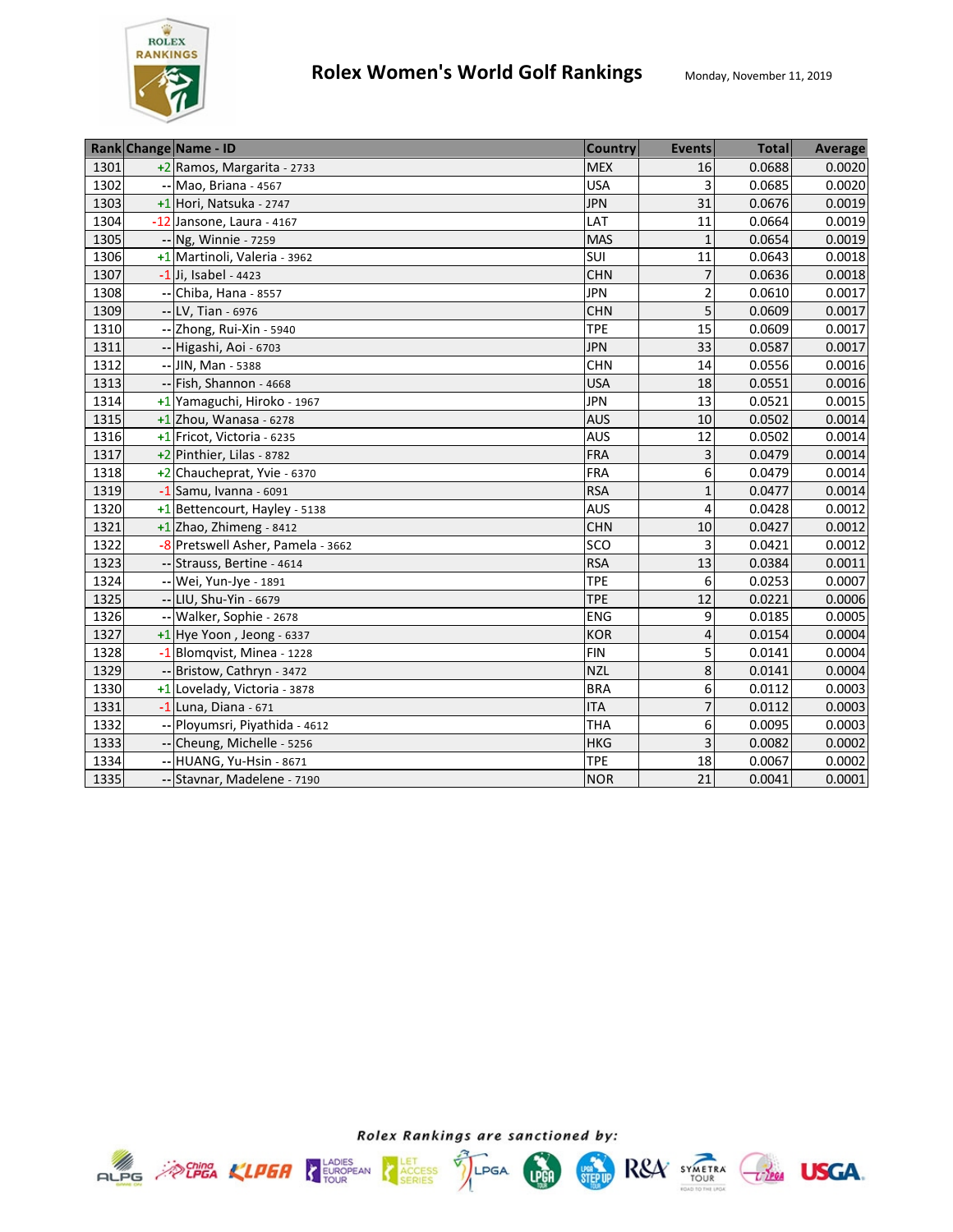# Rolex Women's World Golf Rankings

Monday, November 11, 2019

| Rank | Change | Name - ID | Country | Events | Total | Average |
|---|---|---|---|---|---|---|
| 1301 | +2 | Ramos, Margarita - 2733 | MEX | 16 | 0.0688 | 0.0020 |
| 1302 | -- | Mao, Briana - 4567 | USA | 3 | 0.0685 | 0.0020 |
| 1303 | +1 | Hori, Natsuka - 2747 | JPN | 31 | 0.0676 | 0.0019 |
| 1304 | -12 | Jansone, Laura - 4167 | LAT | 11 | 0.0664 | 0.0019 |
| 1305 | -- | Ng, Winnie - 7259 | MAS | 1 | 0.0654 | 0.0019 |
| 1306 | +1 | Martinoli, Valeria - 3962 | SUI | 11 | 0.0643 | 0.0018 |
| 1307 | -1 | Ji, Isabel - 4423 | CHN | 7 | 0.0636 | 0.0018 |
| 1308 | -- | Chiba, Hana - 8557 | JPN | 2 | 0.0610 | 0.0017 |
| 1309 | -- | LV, Tian - 6976 | CHN | 5 | 0.0609 | 0.0017 |
| 1310 | -- | Zhong, Rui-Xin - 5940 | TPE | 15 | 0.0609 | 0.0017 |
| 1311 | -- | Higashi, Aoi - 6703 | JPN | 33 | 0.0587 | 0.0017 |
| 1312 | -- | JIN, Man - 5388 | CHN | 14 | 0.0556 | 0.0016 |
| 1313 | -- | Fish, Shannon - 4668 | USA | 18 | 0.0551 | 0.0016 |
| 1314 | +1 | Yamaguchi, Hiroko - 1967 | JPN | 13 | 0.0521 | 0.0015 |
| 1315 | +1 | Zhou, Wanasa - 6278 | AUS | 10 | 0.0502 | 0.0014 |
| 1316 | +1 | Fricot, Victoria - 6235 | AUS | 12 | 0.0502 | 0.0014 |
| 1317 | +2 | Pinthier, Lilas - 8782 | FRA | 3 | 0.0479 | 0.0014 |
| 1318 | +2 | Chaucheprat, Yvie - 6370 | FRA | 6 | 0.0479 | 0.0014 |
| 1319 | -1 | Samu, Ivanna - 6091 | RSA | 1 | 0.0477 | 0.0014 |
| 1320 | +1 | Bettencourt, Hayley - 5138 | AUS | 4 | 0.0428 | 0.0012 |
| 1321 | +1 | Zhao, Zhimeng - 8412 | CHN | 10 | 0.0427 | 0.0012 |
| 1322 | -8 | Pretswell Asher, Pamela - 3662 | SCO | 3 | 0.0421 | 0.0012 |
| 1323 | -- | Strauss, Bertine - 4614 | RSA | 13 | 0.0384 | 0.0011 |
| 1324 | -- | Wei, Yun-Jye - 1891 | TPE | 6 | 0.0253 | 0.0007 |
| 1325 | -- | LIU, Shu-Yin - 6679 | TPE | 12 | 0.0221 | 0.0006 |
| 1326 | -- | Walker, Sophie - 2678 | ENG | 9 | 0.0185 | 0.0005 |
| 1327 | +1 | Hye Yoon , Jeong - 6337 | KOR | 4 | 0.0154 | 0.0004 |
| 1328 | -1 | Blomqvist, Minea - 1228 | FIN | 5 | 0.0141 | 0.0004 |
| 1329 | -- | Bristow, Cathryn - 3472 | NZL | 8 | 0.0141 | 0.0004 |
| 1330 | +1 | Lovelady, Victoria - 3878 | BRA | 6 | 0.0112 | 0.0003 |
| 1331 | -1 | Luna, Diana - 671 | ITA | 7 | 0.0112 | 0.0003 |
| 1332 | -- | Ployumsri, Piyathida - 4612 | THA | 6 | 0.0095 | 0.0003 |
| 1333 | -- | Cheung, Michelle - 5256 | HKG | 3 | 0.0082 | 0.0002 |
| 1334 | -- | HUANG, Yu-Hsin - 8671 | TPE | 18 | 0.0067 | 0.0002 |
| 1335 | -- | Stavnar, Madelene - 7190 | NOR | 21 | 0.0041 | 0.0001 |

*Rolex Rankings are sanctioned by:*